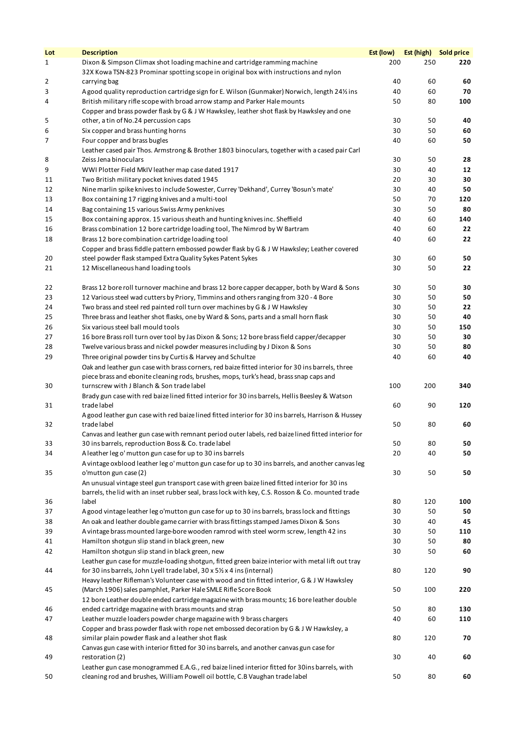| Lot | Description | Est (low) | Est (high) | Sold price |
|---|---|---|---|---|
| 1 | Dixon & Simpson Climax shot loading machine and cartridge ramming machine | 200 | 250 | **220** |
| 2 | 32X Kowa TSN-823 Prominar spotting scope in original box with instructions and nylon carrying bag | 40 | 60 | **60** |
| 3 | A good quality reproduction cartridge sign for E. Wilson (Gunmaker) Norwich, length 24½ ins | 40 | 60 | **70** |
| 4 | British military rifle scope with broad arrow stamp and Parker Hale mounts | 50 | 80 | **100** |
| 5 | Copper and brass powder flask by G & J W Hawksley, leather shot flask by Hawksley and one other, a tin of No.24 percussion caps | 30 | 50 | **40** |
| 6 | Six copper and brass hunting horns | 30 | 50 | **60** |
| 7 | Four copper and brass bugles | 40 | 60 | **50** |
| 8 | Leather cased pair Thos. Armstrong & Brother 1803 binoculars, together with a cased pair Carl Zeiss Jena binoculars | 30 | 50 | **28** |
| 9 | WWI Plotter Field MkIV leather map case dated 1917 | 30 | 40 | **12** |
| 11 | Two British military pocket knives dated 1945 | 20 | 30 | **30** |
| 12 | Nine marlin spike knives to include Sowester, Currey 'Dekhand', Currey 'Bosun's mate' | 30 | 40 | **50** |
| 13 | Box containing 17 rigging knives and a multi-tool | 50 | 70 | **120** |
| 14 | Bag containing 15 various Swiss Army penknives | 30 | 50 | **80** |
| 15 | Box containing approx. 15 various sheath and hunting knives inc. Sheffield | 40 | 60 | **140** |
| 16 | Brass combination 12 bore cartridge loading tool, The Nimrod by W Bartram | 40 | 60 | **22** |
| 18 | Brass 12 bore combination cartridge loading tool | 40 | 60 | **22** |
| 20 | Copper and brass fiddle pattern embossed powder flask by G & J W Hawksley; Leather covered steel powder flask stamped Extra Quality Sykes Patent Sykes | 30 | 60 | **50** |
| 21 | 12 Miscellaneous hand loading tools | 30 | 50 | **22** |
| 22 | Brass 12 bore roll turnover machine and brass 12 bore capper decapper, both by Ward & Sons | 30 | 50 | **30** |
| 23 | 12 Various steel wad cutters by Priory, Timmins and others ranging from 320 - 4 Bore | 30 | 50 | **50** |
| 24 | Two brass and steel red painted roll turn over machines by G & J W Hawksley | 30 | 50 | **22** |
| 25 | Three brass and leather shot flasks, one by Ward & Sons, parts and a small horn flask | 30 | 50 | **40** |
| 26 | Six various steel ball mould tools | 30 | 50 | **150** |
| 27 | 16 bore Brass roll turn over tool by Jas Dixon & Sons; 12 bore brass field capper/decapper | 30 | 50 | **30** |
| 28 | Twelve various brass and nickel powder measures including by J Dixon & Sons | 30 | 50 | **80** |
| 29 | Three original powder tins by Curtis & Harvey and Schultze | 40 | 60 | **40** |
| 30 | Oak and leather gun case with brass corners, red baize fitted interior for 30 ins barrels, three piece brass and ebonite cleaning rods, brushes, mops, turk's head, brass snap caps and turnscrew with J Blanch & Son trade label | 100 | 200 | **340** |
| 31 | Brady gun case with red baize lined fitted interior for 30 ins barrels, Hellis Beesley & Watson trade label | 60 | 90 | **120** |
| 32 | A good leather gun case with red baize lined fitted interior for 30 ins barrels, Harrison & Hussey trade label | 50 | 80 | **60** |
| 33 | Canvas and leather gun case with remnant period outer labels, red baize lined fitted interior for 30 ins barrels, reproduction Boss & Co. trade label | 50 | 80 | **50** |
| 34 | A leather leg o' mutton gun case for up to 30 ins barrels | 20 | 40 | **50** |
| 35 | A vintage oxblood leather leg o' mutton gun case for up to 30 ins barrels, and another canvas leg o'mutton gun case (2) | 30 | 50 | **50** |
| 36 | An unusual vintage steel gun transport case with green baize lined fitted interior for 30 ins barrels, the lid with an inset rubber seal, brass lock with key, C.S. Rosson & Co. mounted trade label | 80 | 120 | **100** |
| 37 | A good vintage leather leg o'mutton gun case for up to 30 ins barrels, brass lock and fittings | 30 | 50 | **50** |
| 38 | An oak and leather double game carrier with brass fittings stamped James Dixon & Sons | 30 | 40 | **45** |
| 39 | A vintage brass mounted large-bore wooden ramrod with steel worm screw, length 42 ins | 30 | 50 | **110** |
| 41 | Hamilton shotgun slip stand in black green, new | 30 | 50 | **80** |
| 42 | Hamilton shotgun slip stand in black green, new | 30 | 50 | **60** |
| 44 | Leather gun case for muzzle-loading shotgun, fitted green baize interior with metal lift out tray for 30 ins barrels, John Lyell trade label, 30 x 5½ x 4 ins (internal) | 80 | 120 | **90** |
| 45 | Heavy leather Rifleman's Volunteer case with wood and tin fitted interior, G & J W Hawksley (March 1906) sales pamphlet, Parker Hale SMLE Rifle Score Book | 50 | 100 | **220** |
| 46 | 12 bore Leather double ended cartridge magazine with brass mounts; 16 bore leather double ended cartridge magazine with brass mounts and strap | 50 | 80 | **130** |
| 47 | Leather muzzle loaders powder charge magazine with 9 brass chargers | 40 | 60 | **110** |
| 48 | Copper and brass powder flask with rope net embossed decoration by G & J W Hawksley, a similar plain powder flask and a leather shot flask | 80 | 120 | **70** |
| 49 | Canvas gun case with interior fitted for 30 ins barrels, and another canvas gun case for restoration (2) | 30 | 40 | **60** |
| 50 | Leather gun case monogrammed E.A.G., red baize lined interior fitted for 30ins barrels, with cleaning rod and brushes, William Powell oil bottle, C.B Vaughan trade label | 50 | 80 | **60** |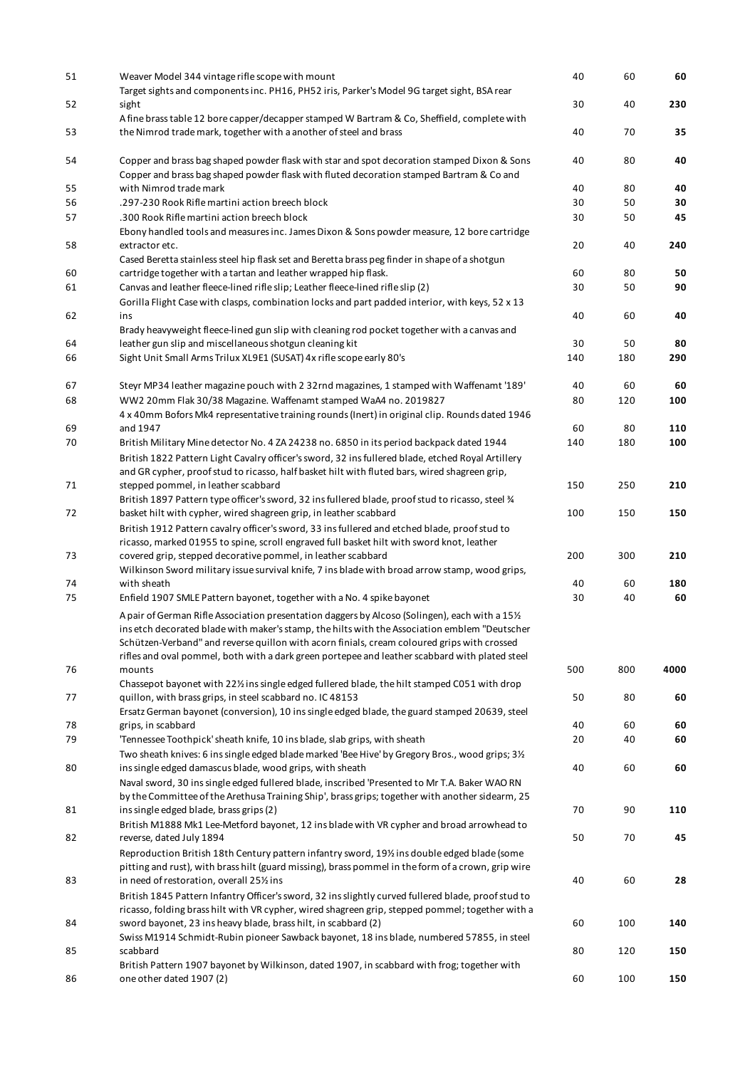| | | | | |
|---|---|---|---|---|
| 51 | Weaver Model 344 vintage rifle scope with mount | 40 | 60 | **60** |
| 52 | Target sights and components inc. PH16, PH52 iris, Parker's Model 9G target sight, BSA rear sight | 30 | 40 | **230** |
| 53 | A fine brass table 12 bore capper/decapper stamped W Bartram & Co, Sheffield, complete with the Nimrod trade mark, together with a another of steel and brass | 40 | 70 | **35** |
| 54 | Copper and brass bag shaped powder flask with star and spot decoration stamped Dixon & Sons | 40 | 80 | **40** |
| 55 | Copper and brass bag shaped powder flask with fluted decoration stamped Bartram & Co and with Nimrod trade mark | 40 | 80 | **40** |
| 56 | .297-230 Rook Rifle martini action breech block | 30 | 50 | **30** |
| 57 | .300 Rook Rifle martini action breech block | 30 | 50 | **45** |
| 58 | Ebony handled tools and measures inc. James Dixon & Sons powder measure, 12 bore cartridge extractor etc. | 20 | 40 | **240** |
| 60 | Cased Beretta stainless steel hip flask set and Beretta brass peg finder in shape of a shotgun cartridge together with a tartan and leather wrapped hip flask. | 60 | 80 | **50** |
| 61 | Canvas and leather fleece-lined rifle slip; Leather fleece-lined rifle slip (2) | 30 | 50 | **90** |
| 62 | Gorilla Flight Case with clasps, combination locks and part padded interior, with keys, 52 x 13 ins | 40 | 60 | **40** |
| 64 | Brady heavyweight fleece-lined gun slip with cleaning rod pocket together with a canvas and leather gun slip and miscellaneous shotgun cleaning kit | 30 | 50 | **80** |
| 66 | Sight Unit Small Arms Trilux XL9E1 (SUSAT) 4x rifle scope early 80's | 140 | 180 | **290** |
| 67 | Steyr MP34 leather magazine pouch with 2 32rnd magazines, 1 stamped with Waffenamt '189' | 40 | 60 | **60** |
| 68 | WW2 20mm Flak 30/38 Magazine. Waffenamt stamped WaA4 no. 2019827 | 80 | 120 | **100** |
| 69 | 4 x 40mm Bofors Mk4 representative training rounds (Inert) in original clip. Rounds dated 1946 and 1947 | 60 | 80 | **110** |
| 70 | British Military Mine detector No. 4 ZA 24238 no. 6850 in its period backpack dated 1944 | 140 | 180 | **100** |
| 71 | British 1822 Pattern Light Cavalry officer's sword, 32 ins fullered blade, etched Royal Artillery and GR cypher, proof stud to ricasso, half basket hilt with fluted bars, wired shagreen grip, stepped pommel, in leather scabbard | 150 | 250 | **210** |
| 72 | British 1897 Pattern type officer's sword, 32 ins fullered blade, proof stud to ricasso, steel ¾ basket hilt with cypher, wired shagreen grip, in leather scabbard | 100 | 150 | **150** |
| 73 | British 1912 Pattern cavalry officer's sword, 33 ins fullered and etched blade, proof stud to ricasso, marked 01955 to spine, scroll engraved full basket hilt with sword knot, leather covered grip, stepped decorative pommel, in leather scabbard | 200 | 300 | **210** |
| 74 | Wilkinson Sword military issue survival knife, 7 ins blade with broad arrow stamp, wood grips, with sheath | 40 | 60 | **180** |
| 75 | Enfield 1907 SMLE Pattern bayonet, together with a No. 4 spike bayonet | 30 | 40 | **60** |
| 76 | A pair of German Rifle Association presentation daggers by Alcoso (Solingen), each with a 15½ ins etch decorated blade with maker's stamp, the hilts with the Association emblem "Deutscher Schützen-Verband" and reverse quillon with acorn finials, cream coloured grips with crossed rifles and oval pommel, both with a dark green portepee and leather scabbard with plated steel mounts | 500 | 800 | **4000** |
| 77 | Chassepot bayonet with 22½ ins single edged fullered blade, the hilt stamped C051 with drop quillon, with brass grips, in steel scabbard no. IC 48153 | 50 | 80 | **60** |
| 78 | Ersatz German bayonet (conversion), 10 ins single edged blade, the guard stamped 20639, steel grips, in scabbard | 40 | 60 | **60** |
| 79 | 'Tennessee Toothpick' sheath knife, 10 ins blade, slab grips, with sheath | 20 | 40 | **60** |
| 80 | Two sheath knives: 6 ins single edged blade marked 'Bee Hive' by Gregory Bros., wood grips; 3½ ins single edged damascus blade, wood grips, with sheath | 40 | 60 | **60** |
| 81 | Naval sword, 30 ins single edged fullered blade, inscribed 'Presented to Mr T.A. Baker WAO RN by the Committee of the Arethusa Training Ship', brass grips; together with another sidearm, 25 ins single edged blade, brass grips (2) | 70 | 90 | **110** |
| 82 | British M1888 Mk1 Lee-Metford bayonet, 12 ins blade with VR cypher and broad arrowhead to reverse, dated July 1894 | 50 | 70 | **45** |
| 83 | Reproduction British 18th Century pattern infantry sword, 19½ ins double edged blade (some pitting and rust), with brass hilt (guard missing), brass pommel in the form of a crown, grip wire in need of restoration, overall 25½ ins | 40 | 60 | **28** |
| 84 | British 1845 Pattern Infantry Officer's sword, 32 ins slightly curved fullered blade, proof stud to ricasso, folding brass hilt with VR cypher, wired shagreen grip, stepped pommel; together with a sword bayonet, 23 ins heavy blade, brass hilt, in scabbard (2) | 60 | 100 | **140** |
| 85 | Swiss M1914 Schmidt-Rubin pioneer Sawback bayonet, 18 ins blade, numbered 57855, in steel scabbard | 80 | 120 | **150** |
| 86 | British Pattern 1907 bayonet by Wilkinson, dated 1907, in scabbard with frog; together with one other dated 1907 (2) | 60 | 100 | **150** |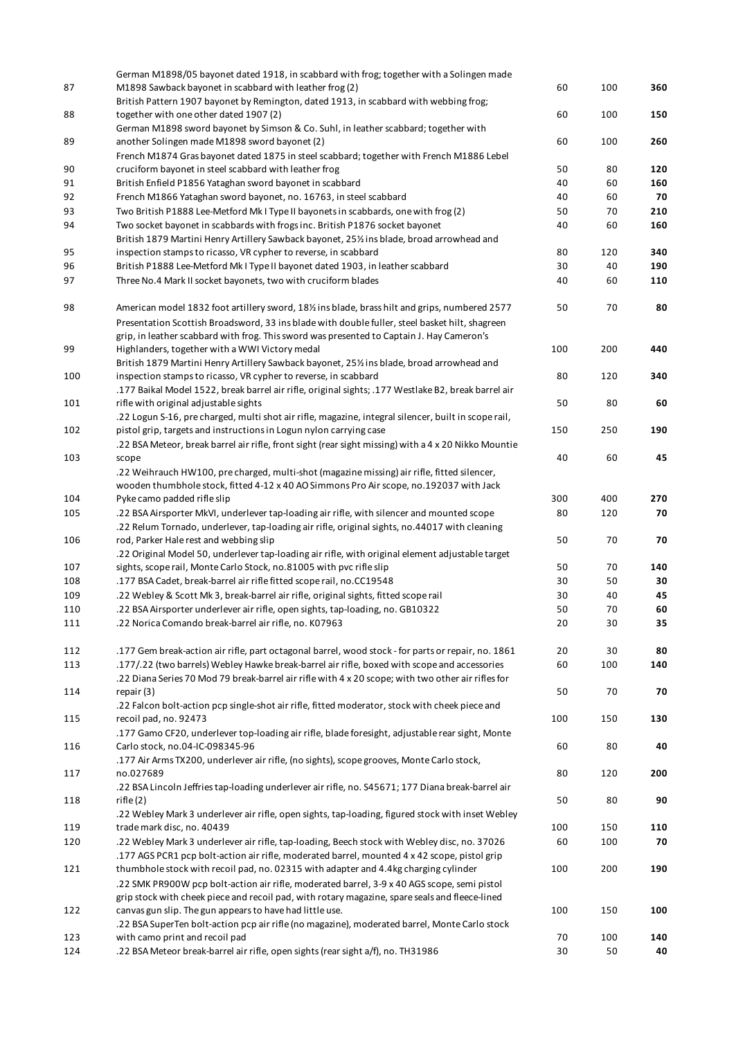| | | | | |
|---|---|---|---|---|
| 87 | German M1898/05 bayonet dated 1918, in scabbard with frog; together with a Solingen made M1898 Sawback bayonet in scabbard with leather frog (2) | 60 | 100 | **360** |
| 88 | British Pattern 1907 bayonet by Remington, dated 1913, in scabbard with webbing frog; together with one other dated 1907 (2) | 60 | 100 | **150** |
| 89 | German M1898 sword bayonet by Simson & Co. Suhl, in leather scabbard; together with another Solingen made M1898 sword bayonet (2) | 60 | 100 | **260** |
| 90 | French M1874 Gras bayonet dated 1875 in steel scabbard; together with French M1886 Lebel cruciform bayonet in steel scabbard with leather frog | 50 | 80 | **120** |
| 91 | British Enfield P1856 Yataghan sword bayonet in scabbard | 40 | 60 | **160** |
| 92 | French M1866 Yataghan sword bayonet, no. 16763, in steel scabbard | 40 | 60 | **70** |
| 93 | Two British P1888 Lee-Metford Mk I Type II bayonets in scabbards, one with frog (2) | 50 | 70 | **210** |
| 94 | Two socket bayonet in scabbards with frogs inc. British P1876 socket bayonet | 40 | 60 | **160** |
| 95 | British 1879 Martini Henry Artillery Sawback bayonet, 25½ ins blade, broad arrowhead and inspection stamps to ricasso, VR cypher to reverse, in scabbard | 80 | 120 | **340** |
| 96 | British P1888 Lee-Metford Mk I Type II bayonet dated 1903, in leather scabbard | 30 | 40 | **190** |
| 97 | Three No.4 Mark II socket bayonets, two with cruciform blades | 40 | 60 | **110** |
| 98 | American model 1832 foot artillery sword, 18½ ins blade, brass hilt and grips, numbered 2577 | 50 | 70 | **80** |
| 99 | Presentation Scottish Broadsword, 33 ins blade with double fuller, steel basket hilt, shagreen grip, in leather scabbard with frog. This sword was presented to Captain J. Hay Cameron's Highlanders, together with a WWI Victory medal | 100 | 200 | **440** |
| 100 | British 1879 Martini Henry Artillery Sawback bayonet, 25½ ins blade, broad arrowhead and inspection stamps to ricasso, VR cypher to reverse, in scabbard | 80 | 120 | **340** |
| 101 | .177 Baikal Model 1522, break barrel air rifle, original sights; .177 Westlake B2, break barrel air rifle with original adjustable sights | 50 | 80 | **60** |
| 102 | .22 Logun S-16, pre charged, multi shot air rifle, magazine, integral silencer, built in scope rail, pistol grip, targets and instructions in Logun nylon carrying case | 150 | 250 | **190** |
| 103 | .22 BSA Meteor, break barrel air rifle, front sight (rear sight missing) with a 4 x 20 Nikko Mountie scope | 40 | 60 | **45** |
| 104 | .22 Weihrauch HW100, pre charged, multi-shot (magazine missing) air rifle, fitted silencer, wooden thumbhole stock, fitted 4-12 x 40 AO Simmons Pro Air scope, no.192037 with Jack Pyke camo padded rifle slip | 300 | 400 | **270** |
| 105 | .22 BSA Airsporter MkVI, underlever tap-loading air rifle, with silencer and mounted scope | 80 | 120 | **70** |
| 106 | .22 Relum Tornado, underlever, tap-loading air rifle, original sights, no.44017 with cleaning rod, Parker Hale rest and webbing slip | 50 | 70 | **70** |
| 107 | .22 Original Model 50, underlever tap-loading air rifle, with original element adjustable target sights, scope rail, Monte Carlo Stock, no.81005 with pvc rifle slip | 50 | 70 | **140** |
| 108 | .177 BSA Cadet, break-barrel air rifle fitted scope rail, no.CC19548 | 30 | 50 | **30** |
| 109 | .22 Webley & Scott Mk 3, break-barrel air rifle, original sights, fitted scope rail | 30 | 40 | **45** |
| 110 | .22 BSA Airsporter underlever air rifle, open sights, tap-loading, no. GB10322 | 50 | 70 | **60** |
| 111 | .22 Norica Comando break-barrel air rifle, no. K07963 | 20 | 30 | **35** |
| 112 | .177 Gem break-action air rifle, part octagonal barrel, wood stock - for parts or repair, no. 1861 | 20 | 30 | **80** |
| 113 | .177/.22 (two barrels) Webley Hawke break-barrel air rifle, boxed with scope and accessories | 60 | 100 | **140** |
| 114 | .22 Diana Series 70 Mod 79 break-barrel air rifle with 4 x 20 scope; with two other air rifles for repair (3) | 50 | 70 | **70** |
| 115 | .22 Falcon bolt-action pcp single-shot air rifle, fitted moderator, stock with cheek piece and recoil pad, no. 92473 | 100 | 150 | **130** |
| 116 | .177 Gamo CF20, underlever top-loading air rifle, blade foresight, adjustable rear sight, Monte Carlo stock, no.04-IC-098345-96 | 60 | 80 | **40** |
| 117 | .177 Air Arms TX200, underlever air rifle, (no sights), scope grooves, Monte Carlo stock, no.027689 | 80 | 120 | **200** |
| 118 | .22 BSA Lincoln Jeffries tap-loading underlever air rifle, no. S45671; 177 Diana break-barrel air rifle (2) | 50 | 80 | **90** |
| 119 | .22 Webley Mark 3 underlever air rifle, open sights, tap-loading, figured stock with inset Webley trade mark disc, no. 40439 | 100 | 150 | **110** |
| 120 | .22 Webley Mark 3 underlever air rifle, tap-loading, Beech stock with Webley disc, no. 37026 | 60 | 100 | **70** |
| 121 | .177 AGS PCR1 pcp bolt-action air rifle, moderated barrel, mounted 4 x 42 scope, pistol grip thumbhole stock with recoil pad, no. 02315 with adapter and 4.4kg charging cylinder | 100 | 200 | **190** |
| 122 | .22 SMK PR900W pcp bolt-action air rifle, moderated barrel, 3-9 x 40 AGS scope, semi pistol grip stock with cheek piece and recoil pad, with rotary magazine, spare seals and fleece-lined canvas gun slip. The gun appears to have had little use. | 100 | 150 | **100** |
| 123 | .22 BSA SuperTen bolt-action pcp air rifle (no magazine), moderated barrel, Monte Carlo stock with camo print and recoil pad | 70 | 100 | **140** |
| 124 | .22 BSA Meteor break-barrel air rifle, open sights (rear sight a/f), no. TH31986 | 30 | 50 | **40** |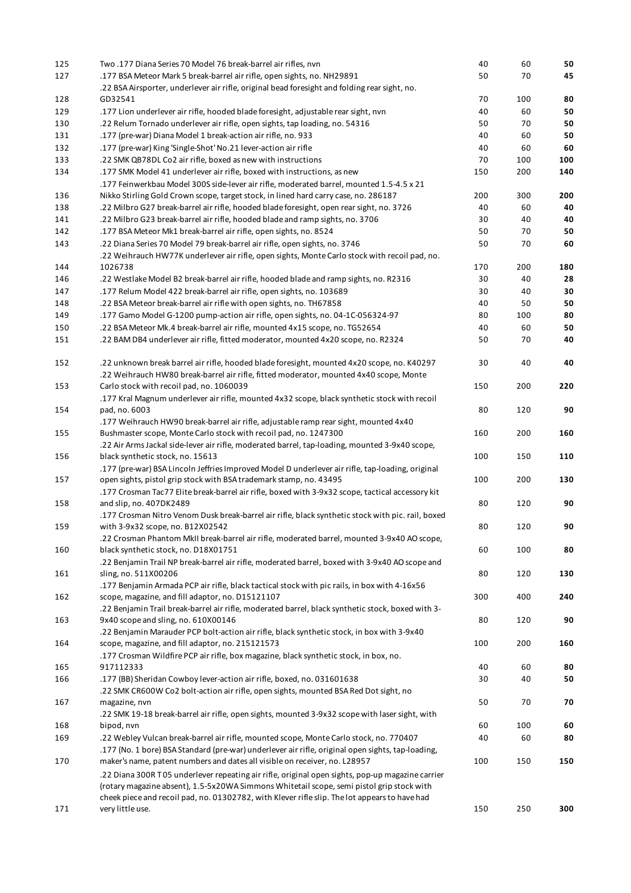| | | | | |
|---|---|---|---|---|
| 125 | Two .177 Diana Series 70 Model 76 break-barrel air rifles, nvn | 40 | 60 | **50** |
| 127 | .177 BSA Meteor Mark 5 break-barrel air rifle, open sights, no. NH29891 | 50 | 70 | **45** |
| 128 | .22 BSA Airsporter, underlever air rifle, original bead foresight and folding rear sight, no. GD32541 | 70 | 100 | **80** |
| 129 | .177 Lion underlever air rifle, hooded blade foresight, adjustable rear sight, nvn | 40 | 60 | **50** |
| 130 | .22 Relum Tornado underlever air rifle, open sights, tap loading, no. 54316 | 50 | 70 | **50** |
| 131 | .177 (pre-war) Diana Model 1 break-action air rifle, no. 933 | 40 | 60 | **50** |
| 132 | .177 (pre-war) King 'Single-Shot' No.21 lever-action air rifle | 40 | 60 | **60** |
| 133 | .22 SMK QB78DL Co2 air rifle, boxed as new with instructions | 70 | 100 | **100** |
| 134 | .177 SMK Model 41 underlever air rifle, boxed with instructions, as new | 150 | 200 | **140** |
| 136 | .177 Feinwerkbau Model 300S side-lever air rifle, moderated barrel, mounted 1.5-4.5 x 21 Nikko Stirling Gold Crown scope, target stock, in lined hard carry case, no. 286187 | 200 | 300 | **200** |
| 138 | .22 Milbro G27 break-barrel air rifle, hooded blade foresight, open rear sight, no. 3726 | 40 | 60 | **40** |
| 141 | .22 Milbro G23 break-barrel air rifle, hooded blade and ramp sights, no. 3706 | 30 | 40 | **40** |
| 142 | .177 BSA Meteor Mk1 break-barrel air rifle, open sights, no. 8524 | 50 | 70 | **50** |
| 143 | .22 Diana Series 70 Model 79 break-barrel air rifle, open sights, no. 3746 | 50 | 70 | **60** |
| 144 | .22 Weihrauch HW77K underlever air rifle, open sights, Monte Carlo stock with recoil pad, no. 1026738 | 170 | 200 | **180** |
| 146 | .22 Westlake Model B2 break-barrel air rifle, hooded blade and ramp sights, no. R2316 | 30 | 40 | **28** |
| 147 | .177 Relum Model 422 break-barrel air rifle, open sights, no. 103689 | 30 | 40 | **30** |
| 148 | .22 BSA Meteor break-barrel air rifle with open sights, no. TH67858 | 40 | 50 | **50** |
| 149 | .177 Gamo Model G-1200 pump-action air rifle, open sights, no. 04-1C-056324-97 | 80 | 100 | **80** |
| 150 | .22 BSA Meteor Mk.4 break-barrel air rifle, mounted 4x15 scope, no. TG52654 | 40 | 60 | **50** |
| 151 | .22 BAM DB4 underlever air rifle, fitted moderator, mounted 4x20 scope, no. R2324 | 50 | 70 | **40** |
| 152 | .22 unknown break barrel air rifle, hooded blade foresight, mounted 4x20 scope, no. K40297 | 30 | 40 | **40** |
| 153 | .22 Weihrauch HW80 break-barrel air rifle, fitted moderator, mounted 4x40 scope, Monte Carlo stock with recoil pad, no. 1060039 | 150 | 200 | **220** |
| 154 | .177 Kral Magnum underlever air rifle, mounted 4x32 scope, black synthetic stock with recoil pad, no. 6003 | 80 | 120 | **90** |
| 155 | .177 Weihrauch HW90 break-barrel air rifle, adjustable ramp rear sight, mounted 4x40 Bushmaster scope, Monte Carlo stock with recoil pad, no. 1247300 | 160 | 200 | **160** |
| 156 | .22 Air Arms Jackal side-lever air rifle, moderated barrel, tap-loading, mounted 3-9x40 scope, black synthetic stock, no. 15613 | 100 | 150 | **110** |
| 157 | .177 (pre-war) BSA Lincoln Jeffries Improved Model D underlever air rifle, tap-loading, original open sights, pistol grip stock with BSA trademark stamp, no. 43495 | 100 | 200 | **130** |
| 158 | .177 Crosman Tac77 Elite break-barrel air rifle, boxed with 3-9x32 scope, tactical accessory kit and slip, no. 407DK2489 | 80 | 120 | **90** |
| 159 | .177 Crosman Nitro Venom Dusk break-barrel air rifle, black synthetic stock with pic. rail, boxed with 3-9x32 scope, no. B12X02542 | 80 | 120 | **90** |
| 160 | .22 Crosman Phantom MkII break-barrel air rifle, moderated barrel, mounted 3-9x40 AO scope, black synthetic stock, no. D18X01751 | 60 | 100 | **80** |
| 161 | .22 Benjamin Trail NP break-barrel air rifle, moderated barrel, boxed with 3-9x40 AO scope and sling, no. 511X00206 | 80 | 120 | **130** |
| 162 | .177 Benjamin Armada PCP air rifle, black tactical stock with pic rails, in box with 4-16x56 scope, magazine, and fill adaptor, no. D15121107 | 300 | 400 | **240** |
| 163 | .22 Benjamin Trail break-barrel air rifle, moderated barrel, black synthetic stock, boxed with 3-9x40 scope and sling, no. 610X00146 | 80 | 120 | **90** |
| 164 | .22 Benjamin Marauder PCP bolt-action air rifle, black synthetic stock, in box with 3-9x40 scope, magazine, and fill adaptor, no. 215121573 | 100 | 200 | **160** |
| 165 | .177 Crosman Wildfire PCP air rifle, box magazine, black synthetic stock, in box, no. 917112333 | 40 | 60 | **80** |
| 166 | .177 (BB) Sheridan Cowboy lever-action air rifle, boxed, no. 031601638 | 30 | 40 | **50** |
| 167 | .22 SMK CR600W Co2 bolt-action air rifle, open sights, mounted BSA Red Dot sight, no magazine, nvn | 50 | 70 | **70** |
| 168 | .22 SMK 19-18 break-barrel air rifle, open sights, mounted 3-9x32 scope with laser sight, with bipod, nvn | 60 | 100 | **60** |
| 169 | .22 Webley Vulcan break-barrel air rifle, mounted scope, Monte Carlo stock, no. 770407 | 40 | 60 | **80** |
| 170 | .177 (No. 1 bore) BSA Standard (pre-war) underlever air rifle, original open sights, tap-loading, maker's name, patent numbers and dates all visible on receiver, no. L28957 | 100 | 150 | **150** |
| 171 | .22 Diana 300R T 05 underlever repeating air rifle, original open sights, pop-up magazine carrier (rotary magazine absent), 1.5-5x20WA Simmons Whitetail scope, semi pistol grip stock with cheek piece and recoil pad, no. 01302782, with Klever rifle slip. The lot appears to have had very little use. | 150 | 250 | **300** |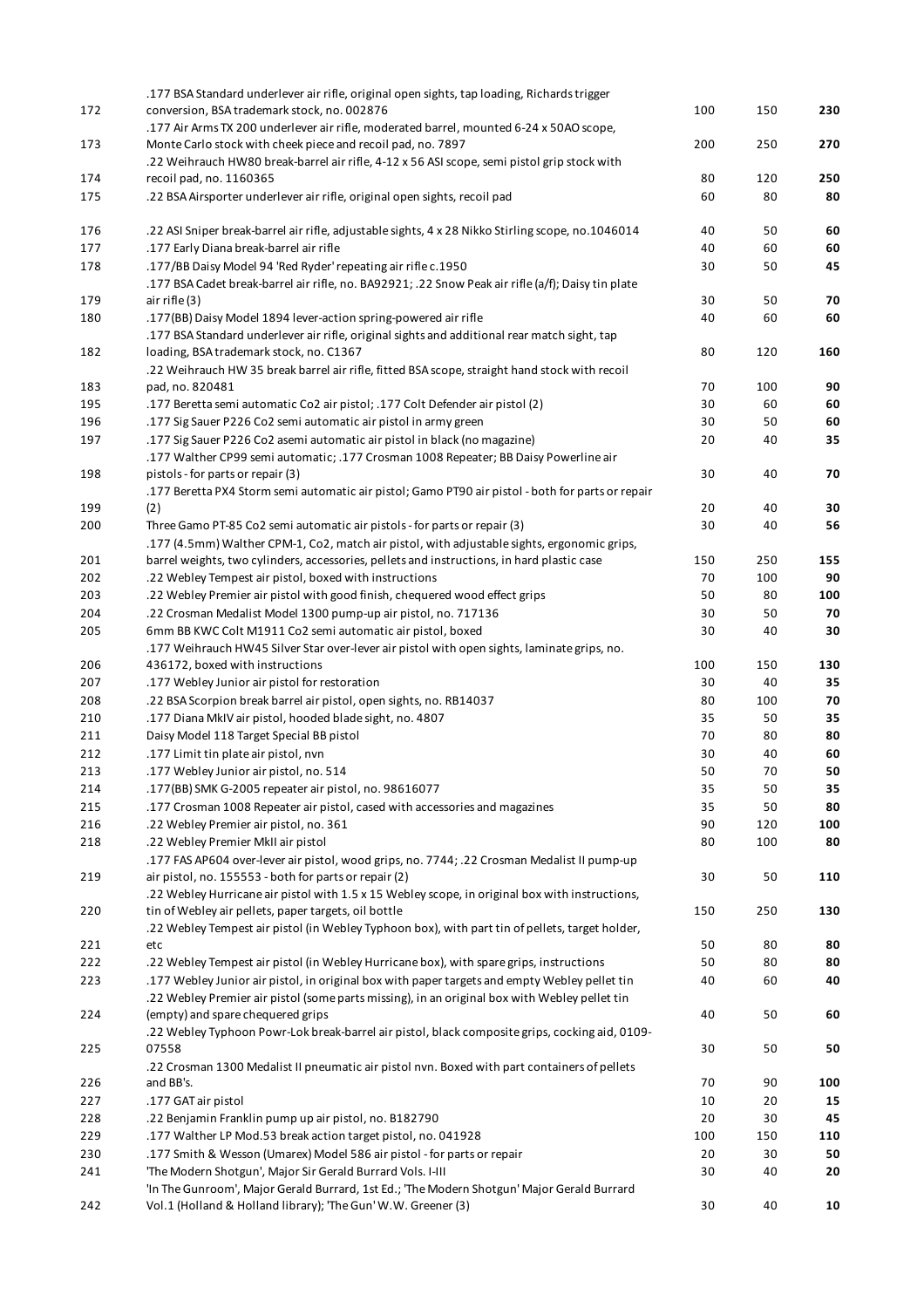| | | | | |
|---|---|---|---|---|
| 172 | .177 BSA Standard underlever air rifle, original open sights, tap loading, Richards trigger conversion, BSA trademark stock, no. 002876 | 100 | 150 | **230** |
| 173 | .177 Air Arms TX 200 underlever air rifle, moderated barrel, mounted 6-24 x 50AO scope, Monte Carlo stock with cheek piece and recoil pad, no. 7897 | 200 | 250 | **270** |
| 174 | .22 Weihrauch HW80 break-barrel air rifle, 4-12 x 56 ASI scope, semi pistol grip stock with recoil pad, no. 1160365 | 80 | 120 | **250** |
| 175 | .22 BSA Airsporter underlever air rifle, original open sights, recoil pad | 60 | 80 | **80** |
| 176 | .22 ASI Sniper break-barrel air rifle, adjustable sights, 4 x 28 Nikko Stirling scope, no.1046014 | 40 | 50 | **60** |
| 177 | .177 Early Diana break-barrel air rifle | 40 | 60 | **60** |
| 178 | .177/BB Daisy Model 94 'Red Ryder' repeating air rifle c.1950 | 30 | 50 | **45** |
| 179 | .177 BSA Cadet break-barrel air rifle, no. BA92921; .22 Snow Peak air rifle (a/f); Daisy tin plate air rifle (3) | 30 | 50 | **70** |
| 180 | .177(BB) Daisy Model 1894 lever-action spring-powered air rifle | 40 | 60 | **60** |
| 182 | .177 BSA Standard underlever air rifle, original sights and additional rear match sight, tap loading, BSA trademark stock, no. C1367 | 80 | 120 | **160** |
| 183 | .22 Weihrauch HW 35 break barrel air rifle, fitted BSA scope, straight hand stock with recoil pad, no. 820481 | 70 | 100 | **90** |
| 195 | .177 Beretta semi automatic Co2 air pistol; .177 Colt Defender air pistol (2) | 30 | 60 | **60** |
| 196 | .177 Sig Sauer P226 Co2 semi automatic air pistol in army green | 30 | 50 | **60** |
| 197 | .177 Sig Sauer P226 Co2 asemi automatic air pistol in black (no magazine) | 20 | 40 | **35** |
| 198 | .177 Walther CP99 semi automatic; .177 Crosman 1008 Repeater; BB Daisy Powerline air pistols - for parts or repair (3) | 30 | 40 | **70** |
| 199 | .177 Beretta PX4 Storm semi automatic air pistol; Gamo PT90 air pistol - both for parts or repair (2) | 20 | 40 | **30** |
| 200 | Three Gamo PT-85 Co2 semi automatic air pistols - for parts or repair (3) | 30 | 40 | **56** |
| 201 | .177 (4.5mm) Walther CPM-1, Co2, match air pistol, with adjustable sights, ergonomic grips, barrel weights, two cylinders, accessories, pellets and instructions, in hard plastic case | 150 | 250 | **155** |
| 202 | .22 Webley Tempest air pistol, boxed with instructions | 70 | 100 | **90** |
| 203 | .22 Webley Premier air pistol with good finish, chequered wood effect grips | 50 | 80 | **100** |
| 204 | .22 Crosman Medalist Model 1300 pump-up air pistol, no. 717136 | 30 | 50 | **70** |
| 205 | 6mm BB KWC Colt M1911 Co2 semi automatic air pistol, boxed | 30 | 40 | **30** |
| 206 | .177 Weihrauch HW45 Silver Star over-lever air pistol with open sights, laminate grips, no. 436172, boxed with instructions | 100 | 150 | **130** |
| 207 | .177 Webley Junior air pistol for restoration | 30 | 40 | **35** |
| 208 | .22 BSA Scorpion break barrel air pistol, open sights, no. RB14037 | 80 | 100 | **70** |
| 210 | .177 Diana MkIV air pistol, hooded blade sight, no. 4807 | 35 | 50 | **35** |
| 211 | Daisy Model 118 Target Special BB pistol | 70 | 80 | **80** |
| 212 | .177 Limit tin plate air pistol, nvn | 30 | 40 | **60** |
| 213 | .177 Webley Junior air pistol, no. 514 | 50 | 70 | **50** |
| 214 | .177(BB) SMK G-2005 repeater air pistol, no. 98616077 | 35 | 50 | **35** |
| 215 | .177 Crosman 1008 Repeater air pistol, cased with accessories and magazines | 35 | 50 | **80** |
| 216 | .22 Webley Premier air pistol, no. 361 | 90 | 120 | **100** |
| 218 | .22 Webley Premier MkII air pistol | 80 | 100 | **80** |
| 219 | .177 FAS AP604 over-lever air pistol, wood grips, no. 7744; .22 Crosman Medalist II pump-up air pistol, no. 155553 - both for parts or repair (2) | 30 | 50 | **110** |
| 220 | .22 Webley Hurricane air pistol with 1.5 x 15 Webley scope, in original box with instructions, tin of Webley air pellets, paper targets, oil bottle | 150 | 250 | **130** |
| 221 | .22 Webley Tempest air pistol (in Webley Typhoon box), with part tin of pellets, target holder, etc | 50 | 80 | **80** |
| 222 | .22 Webley Tempest air pistol (in Webley Hurricane box), with spare grips, instructions | 50 | 80 | **80** |
| 223 | .177 Webley Junior air pistol, in original box with paper targets and empty Webley pellet tin | 40 | 60 | **40** |
| 224 | .22 Webley Premier air pistol (some parts missing), in an original box with Webley pellet tin (empty) and spare chequered grips | 40 | 50 | **60** |
| 225 | .22 Webley Typhoon Powr-Lok break-barrel air pistol, black composite grips, cocking aid, 0109-07558 | 30 | 50 | **50** |
| 226 | .22 Crosman 1300 Medalist II pneumatic air pistol nvn. Boxed with part containers of pellets and BB's. | 70 | 90 | **100** |
| 227 | .177 GAT air pistol | 10 | 20 | **15** |
| 228 | .22 Benjamin Franklin pump up air pistol, no. B182790 | 20 | 30 | **45** |
| 229 | .177 Walther LP Mod.53 break action target pistol, no. 041928 | 100 | 150 | **110** |
| 230 | .177 Smith & Wesson (Umarex) Model 586 air pistol - for parts or repair | 20 | 30 | **50** |
| 241 | 'The Modern Shotgun', Major Sir Gerald Burrard Vols. I-III | 30 | 40 | **20** |
| 242 | 'In The Gunroom', Major Gerald Burrard, 1st Ed.; 'The Modern Shotgun' Major Gerald Burrard Vol.1 (Holland & Holland library); 'The Gun' W.W. Greener (3) | 30 | 40 | **10** |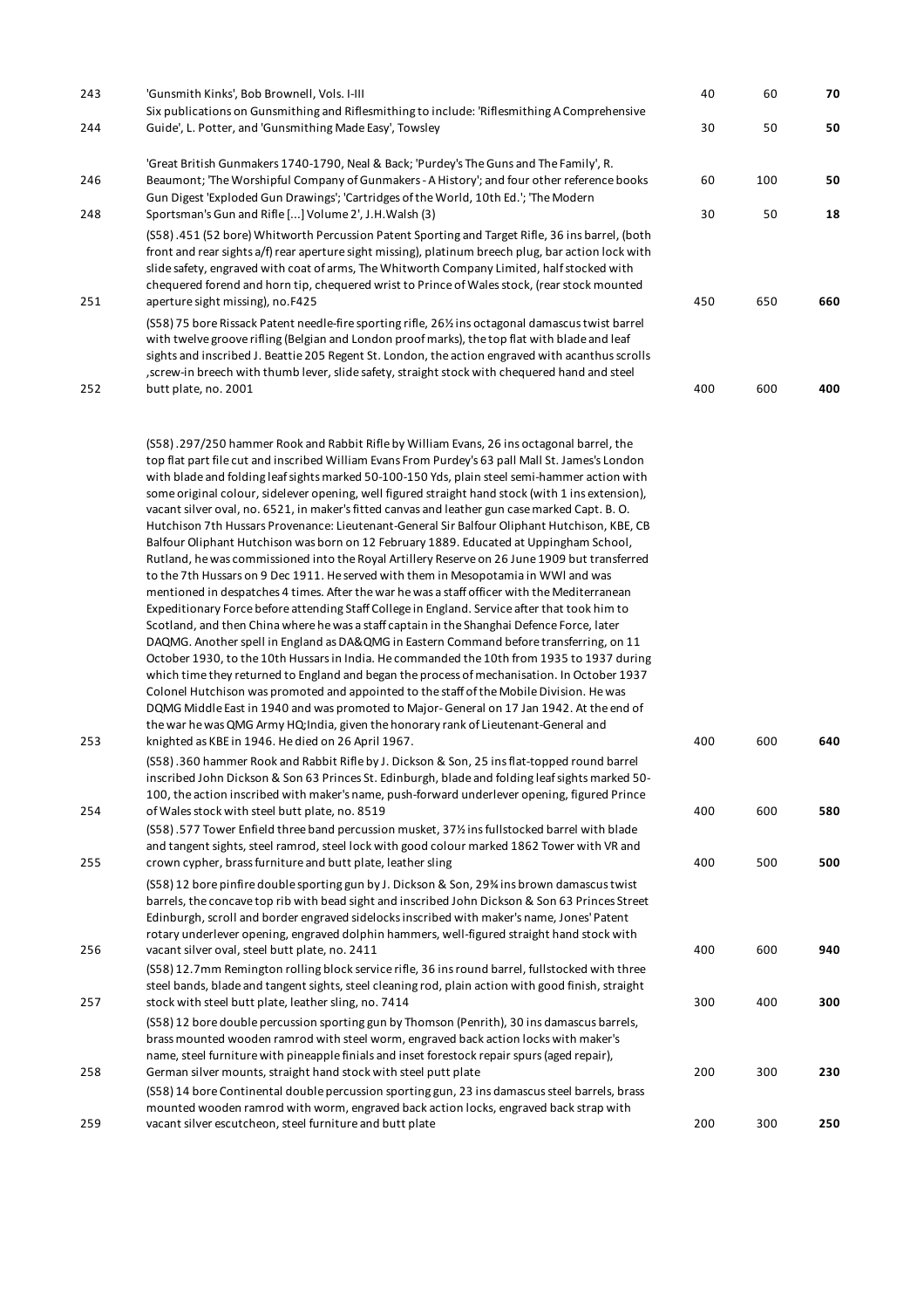| | | | | |
|---|---|---|---|---|
| 243 | 'Gunsmith Kinks', Bob Brownell, Vols. I-III | 40 | 60 | **70** |
| 244 | Six publications on Gunsmithing and Riflesmithing to include: 'Riflesmithing A Comprehensive Guide', L. Potter, and 'Gunsmithing Made Easy', Towsley | 30 | 50 | **50** |
| 246 | 'Great British Gunmakers 1740-1790, Neal & Back; 'Purdey's The Guns and The Family', R. Beaumont; 'The Worshipful Company of Gunmakers - A History'; and four other reference books | 60 | 100 | **50** |
| 248 | Gun Digest 'Exploded Gun Drawings'; 'Cartridges of the World, 10th Ed.'; 'The Modern Sportsman's Gun and Rifle [...] Volume 2', J.H.Walsh (3) | 30 | 50 | **18** |
| 251 | (S58) .451 (52 bore) Whitworth Percussion Patent Sporting and Target Rifle, 36 ins barrel, (both front and rear sights a/f) rear aperture sight missing), platinum breech plug, bar action lock with slide safety, engraved with coat of arms, The Whitworth Company Limited, half stocked with chequered forend and horn tip, chequered wrist to Prince of Wales stock, (rear stock mounted aperture sight missing), no.F425 | 450 | 650 | **660** |
| 252 | (S58) 75 bore Rissack Patent needle-fire sporting rifle, 26½ ins octagonal damascus twist barrel with twelve groove rifling (Belgian and London proof marks), the top flat with blade and leaf sights and inscribed J. Beattie 205 Regent St. London, the action engraved with acanthus scrolls ,screw-in breech with thumb lever, slide safety, straight stock with chequered hand and steel butt plate, no. 2001 | 400 | 600 | **400** |
| 253 | (S58) .297/250 hammer Rook and Rabbit Rifle by William Evans, 26 ins octagonal barrel, the top flat part file cut and inscribed William Evans From Purdey's 63 pall Mall St. James's London with blade and folding leaf sights marked 50-100-150 Yds, plain steel semi-hammer action with some original colour, sidelever opening, well figured straight hand stock (with 1 ins extension), vacant silver oval, no. 6521, in maker's fitted canvas and leather gun case marked Capt. B. O. Hutchison 7th Hussars Provenance: Lieutenant-General Sir Balfour Oliphant Hutchison, KBE, CB Balfour Oliphant Hutchison was born on 12 February 1889. Educated at Uppingham School, Rutland, he was commissioned into the Royal Artillery Reserve on 26 June 1909 but transferred to the 7th Hussars on 9 Dec 1911. He served with them in Mesopotamia in WWI and was mentioned in despatches 4 times. After the war he was a staff officer with the Mediterranean Expeditionary Force before attending Staff College in England. Service after that took him to Scotland, and then China where he was a staff captain in the Shanghai Defence Force, later DAQMG. Another spell in England as DA&QMG in Eastern Command before transferring, on 11 October 1930, to the 10th Hussars in India. He commanded the 10th from 1935 to 1937 during which time they returned to England and began the process of mechanisation. In October 1937 Colonel Hutchison was promoted and appointed to the staff of the Mobile Division. He was DQMG Middle East in 1940 and was promoted to Major- General on 17 Jan 1942. At the end of the war he was QMG Army HQ;India, given the honorary rank of Lieutenant-General and knighted as KBE in 1946. He died on 26 April 1967. | 400 | 600 | **640** |
| 254 | (S58) .360 hammer Rook and Rabbit Rifle by J. Dickson & Son, 25 ins flat-topped round barrel inscribed John Dickson & Son 63 Princes St. Edinburgh, blade and folding leaf sights marked 50-100, the action inscribed with maker's name, push-forward underlever opening, figured Prince of Wales stock with steel butt plate, no. 8519 | 400 | 600 | **580** |
| 255 | (S58) .577 Tower Enfield three band percussion musket, 37½ ins fullstocked barrel with blade and tangent sights, steel ramrod, steel lock with good colour marked 1862 Tower with VR and crown cypher, brass furniture and butt plate, leather sling | 400 | 500 | **500** |
| 256 | (S58) 12 bore pinfire double sporting gun by J. Dickson & Son, 29¾ ins brown damascus twist barrels, the concave top rib with bead sight and inscribed John Dickson & Son 63 Princes Street Edinburgh, scroll and border engraved sidelocks inscribed with maker's name, Jones' Patent rotary underlever opening, engraved dolphin hammers, well-figured straight hand stock with vacant silver oval, steel butt plate, no. 2411 | 400 | 600 | **940** |
| 257 | (S58) 12.7mm Remington rolling block service rifle, 36 ins round barrel, fullstocked with three steel bands, blade and tangent sights, steel cleaning rod, plain action with good finish, straight stock with steel butt plate, leather sling, no. 7414 | 300 | 400 | **300** |
| 258 | (S58) 12 bore double percussion sporting gun by Thomson (Penrith), 30 ins damascus barrels, brass mounted wooden ramrod with steel worm, engraved back action locks with maker's name, steel furniture with pineapple finials and inset forestock repair spurs (aged repair), German silver mounts, straight hand stock with steel putt plate | 200 | 300 | **230** |
| 259 | (S58) 14 bore Continental double percussion sporting gun, 23 ins damascus steel barrels, brass mounted wooden ramrod with worm, engraved back action locks, engraved back strap with vacant silver escutcheon, steel furniture and butt plate | 200 | 300 | **250** |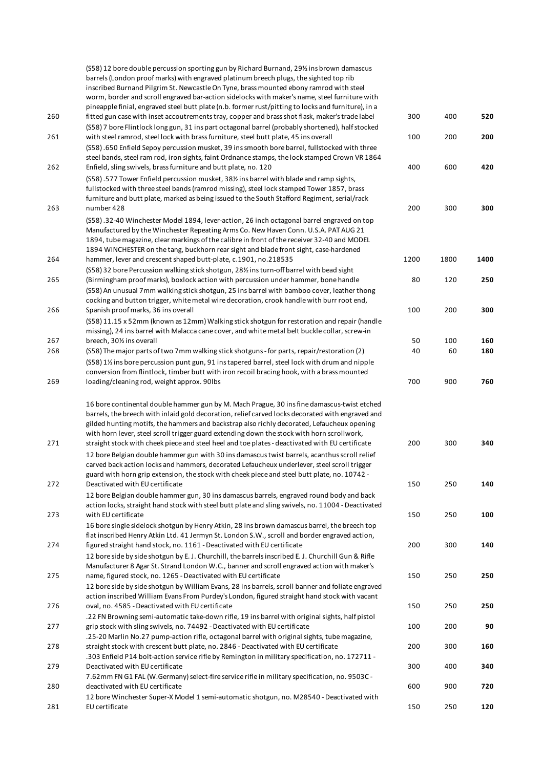| Lot | Description | Low Estimate | High Estimate | Hammer Price |
|---|---|---|---|---|
| 260 | (S58) 12 bore double percussion sporting gun by Richard Burnand, 29½ ins brown damascus barrels (London proof marks) with engraved platinum breech plugs, the sighted top rib inscribed Burnand Pilgrim St. Newcastle On Tyne, brass mounted ebony ramrod with steel worm, border and scroll engraved bar-action sidelocks with maker's name, steel furniture with pineapple finial, engraved steel butt plate (n.b. former rust/pitting to locks and furniture), in a fitted gun case with inset accoutrements tray, copper and brass shot flask, maker's trade label | 300 | 400 | **520** |
| 261 | (S58) 7 bore Flintlock long gun, 31 ins part octagonal barrel (probably shortened), half stocked with steel ramrod, steel lock with brass furniture, steel butt plate, 45 ins overall | 100 | 200 | **200** |
| 262 | (S58) .650 Enfield Sepoy percussion musket, 39 ins smooth bore barrel, fullstocked with three steel bands, steel ram rod, iron sights, faint Ordnance stamps, the lock stamped Crown VR 1864 Enfield, sling swivels, brass furniture and butt plate, no. 120 | 400 | 600 | **420** |
| 263 | (S58) .577 Tower Enfield percussion musket, 38½ ins barrel with blade and ramp sights, fullstocked with three steel bands (ramrod missing), steel lock stamped Tower 1857, brass furniture and butt plate, marked as being issued to the South Stafford Regiment, serial/rack number 428 | 200 | 300 | **300** |
| 264 | (S58) .32-40 Winchester Model 1894, lever-action, 26 inch octagonal barrel engraved on top Manufactured by the Winchester Repeating Arms Co. New Haven Conn. U.S.A. PAT AUG 21 1894, tube magazine, clear markings of the calibre in front of the receiver 32-40 and MODEL 1894 WINCHESTER on the tang, buckhorn rear sight and blade front sight, case-hardened hammer, lever and crescent shaped butt-plate, c.1901, no.218535 | 1200 | 1800 | **1400** |
| 265 | (S58) 32 bore Percussion walking stick shotgun, 28½ ins turn-off barrel with bead sight (Birmingham proof marks), boxlock action with percussion under hammer, bone handle | 80 | 120 | **250** |
| 266 | (S58) An unusual 7mm walking stick shotgun, 25 ins barrel with bamboo cover, leather thong cocking and button trigger, white metal wire decoration, crook handle with burr root end, Spanish proof marks, 36 ins overall | 100 | 200 | **300** |
| 267 | (S58) 11.15 x 52mm (known as 12mm) Walking stick shotgun for restoration and repair (handle missing), 24 ins barrel with Malacca cane cover, and white metal belt buckle collar, screw-in breech, 30½ ins overall | 50 | 100 | **160** |
| 268 | (S58) The major parts of two 7mm walking stick shotguns - for parts, repair/restoration (2) | 40 | 60 | **180** |
| 269 | (S58) 1½ ins bore percussion punt gun, 91 ins tapered barrel, steel lock with drum and nipple conversion from flintlock, timber butt with iron recoil bracing hook, with a brass mounted loading/cleaning rod, weight approx. 90lbs | 700 | 900 | **760** |
| 271 | 16 bore continental double hammer gun by M. Mach Prague, 30 ins fine damascus-twist etched barrels, the breech with inlaid gold decoration, relief carved locks decorated with engraved and gilded hunting motifs, the hammers and backstrap also richly decorated, Lefaucheux opening with horn lever, steel scroll trigger guard extending down the stock with horn scrollwork, straight stock with cheek piece and steel heel and toe plates - deactivated with EU certificate | 200 | 300 | **340** |
| 272 | 12 bore Belgian double hammer gun with 30 ins damascus twist barrels, acanthus scroll relief carved back action locks and hammers, decorated Lefaucheux underlever, steel scroll trigger guard with horn grip extension, the stock with cheek piece and steel butt plate, no. 10742 - Deactivated with EU certificate | 150 | 250 | **140** |
| 273 | 12 bore Belgian double hammer gun, 30 ins damascus barrels, engraved round body and back action locks, straight hand stock with steel butt plate and sling swivels, no. 11004 - Deactivated with EU certificate | 150 | 250 | **100** |
| 274 | 16 bore single sidelock shotgun by Henry Atkin, 28 ins brown damascus barrel, the breech top flat inscribed Henry Atkin Ltd. 41 Jermyn St. London S.W., scroll and border engraved action, figured straight hand stock, no. 1161 - Deactivated with EU certificate | 200 | 300 | **140** |
| 275 | 12 bore side by side shotgun by E. J. Churchill, the barrels inscribed E. J. Churchill Gun & Rifle Manufacturer 8 Agar St. Strand London W.C., banner and scroll engraved action with maker's name, figured stock, no. 1265 - Deactivated with EU certificate | 150 | 250 | **250** |
| 276 | 12 bore side by side shotgun by William Evans, 28 ins barrels, scroll banner and foliate engraved action inscribed William Evans From Purdey's London, figured straight hand stock with vacant oval, no. 4585 - Deactivated with EU certificate | 150 | 250 | **250** |
| 277 | .22 FN Browning semi-automatic take-down rifle, 19 ins barrel with original sights, half pistol grip stock with sling swivels, no. 74492 - Deactivated with EU certificate | 100 | 200 | **90** |
| 278 | .25-20 Marlin No.27 pump-action rifle, octagonal barrel with original sights, tube magazine, straight stock with crescent butt plate, no. 2846 - Deactivated with EU certificate | 200 | 300 | **160** |
| 279 | .303 Enfield P14 bolt-action service rifle by Remington in military specification, no. 172711 - Deactivated with EU certificate | 300 | 400 | **340** |
| 280 | 7.62mm FN G1 FAL (W.Germany) select-fire service rifle in military specification, no. 9503C - deactivated with EU certificate | 600 | 900 | **720** |
| 281 | 12 bore Winchester Super-X Model 1 semi-automatic shotgun, no. M28540 - Deactivated with EU certificate | 150 | 250 | **120** |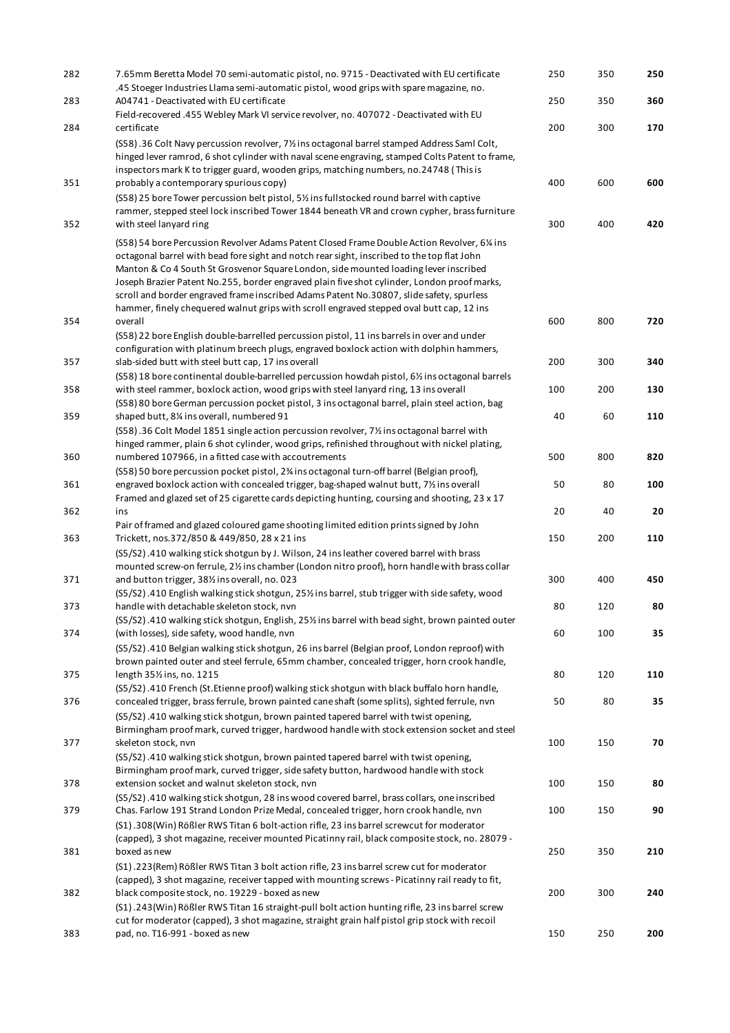| | | | | |
|---|---|---|---|---|
| 282 | 7.65mm Beretta Model 70 semi-automatic pistol, no. 9715 - Deactivated with EU certificate | 250 | 350 | **250** |
| 283 | .45 Stoeger Industries Llama semi-automatic pistol, wood grips with spare magazine, no. A04741 - Deactivated with EU certificate | 250 | 350 | **360** |
| 284 | Field-recovered .455 Webley Mark VI service revolver, no. 407072 - Deactivated with EU certificate | 200 | 300 | **170** |
| 351 | (S58) .36 Colt Navy percussion revolver, 7½ ins octagonal barrel stamped Address Saml Colt, hinged lever ramrod, 6 shot cylinder with naval scene engraving, stamped Colts Patent to frame, inspectors mark K to trigger guard, wooden grips, matching numbers, no.24748 ( This is probably a contemporary spurious copy) | 400 | 600 | **600** |
| 352 | (S58) 25 bore Tower percussion belt pistol, 5½ ins fullstocked round barrel with captive rammer, stepped steel lock inscribed Tower 1844 beneath VR and crown cypher, brass furniture with steel lanyard ring | 300 | 400 | **420** |
| 354 | (S58) 54 bore Percussion Revolver Adams Patent Closed Frame Double Action Revolver, 6¼ ins octagonal barrel with bead fore sight and notch rear sight, inscribed to the top flat John Manton & Co 4 South St Grosvenor Square London, side mounted loading lever inscribed Joseph Brazier Patent No.255, border engraved plain five shot cylinder, London proof marks, scroll and border engraved frame inscribed Adams Patent No.30807, slide safety, spurless hammer, finely chequered walnut grips with scroll engraved stepped oval butt cap, 12 ins overall | 600 | 800 | **720** |
| 357 | (S58) 22 bore English double-barrelled percussion pistol, 11 ins barrels in over and under configuration with platinum breech plugs, engraved boxlock action with dolphin hammers, slab-sided butt with steel butt cap, 17 ins overall | 200 | 300 | **340** |
| 358 | (S58) 18 bore continental double-barrelled percussion howdah pistol, 6½ ins octagonal barrels with steel rammer, boxlock action, wood grips with steel lanyard ring, 13 ins overall | 100 | 200 | **130** |
| 359 | (S58) 80 bore German percussion pocket pistol, 3 ins octagonal barrel, plain steel action, bag shaped butt, 8¾ ins overall, numbered 91 | 40 | 60 | **110** |
| 360 | (S58) .36 Colt Model 1851 single action percussion revolver, 7½ ins octagonal barrel with hinged rammer, plain 6 shot cylinder, wood grips, refinished throughout with nickel plating, numbered 107966, in a fitted case with accoutrements | 500 | 800 | **820** |
| 361 | (S58) 50 bore percussion pocket pistol, 2¾ ins octagonal turn-off barrel (Belgian proof), engraved boxlock action with concealed trigger, bag-shaped walnut butt, 7½ ins overall | 50 | 80 | **100** |
| 362 | Framed and glazed set of 25 cigarette cards depicting hunting, coursing and shooting, 23 x 17 ins | 20 | 40 | **20** |
| 363 | Pair of framed and glazed coloured game shooting limited edition prints signed by John Trickett, nos.372/850 & 449/850, 28 x 21 ins | 150 | 200 | **110** |
| 371 | (S5/S2) .410 walking stick shotgun by J. Wilson, 24 ins leather covered barrel with brass mounted screw-on ferrule, 2½ ins chamber (London nitro proof), horn handle with brass collar and button trigger, 38½ ins overall, no. 023 | 300 | 400 | **450** |
| 373 | (S5/S2) .410 English walking stick shotgun, 25½ ins barrel, stub trigger with side safety, wood handle with detachable skeleton stock, nvn | 80 | 120 | **80** |
| 374 | (S5/S2) .410 walking stick shotgun, English, 25½ ins barrel with bead sight, brown painted outer (with losses), side safety, wood handle, nvn | 60 | 100 | **35** |
| 375 | (S5/S2) .410 Belgian walking stick shotgun, 26 ins barrel (Belgian proof, London reproof) with brown painted outer and steel ferrule, 65mm chamber, concealed trigger, horn crook handle, length 35½ ins, no. 1215 | 80 | 120 | **110** |
| 376 | (S5/S2) .410 French (St.Etienne proof) walking stick shotgun with black buffalo horn handle, concealed trigger, brass ferrule, brown painted cane shaft (some splits), sighted ferrule, nvn | 50 | 80 | **35** |
| 377 | (S5/S2) .410 walking stick shotgun, brown painted tapered barrel with twist opening, Birmingham proof mark, curved trigger, hardwood handle with stock extension socket and steel skeleton stock, nvn | 100 | 150 | **70** |
| 378 | (S5/S2) .410 walking stick shotgun, brown painted tapered barrel with twist opening, Birmingham proof mark, curved trigger, side safety button, hardwood handle with stock extension socket and walnut skeleton stock, nvn | 100 | 150 | **80** |
| 379 | (S5/S2) .410 walking stick shotgun, 28 ins wood covered barrel, brass collars, one inscribed Chas. Farlow 191 Strand London Prize Medal, concealed trigger, horn crook handle, nvn | 100 | 150 | **90** |
| 381 | (S1) .308(Win) Rößler RWS Titan 6 bolt-action rifle, 23 ins barrel screwcut for moderator (capped), 3 shot magazine, receiver mounted Picatinny rail, black composite stock, no. 28079 - boxed as new | 250 | 350 | **210** |
| 382 | (S1) .223(Rem) Rößler RWS Titan 3 bolt action rifle, 23 ins barrel screw cut for moderator (capped), 3 shot magazine, receiver tapped with mounting screws - Picatinny rail ready to fit, black composite stock, no. 19229 - boxed as new | 200 | 300 | **240** |
| 383 | (S1) .243(Win) Rößler RWS Titan 16 straight-pull bolt action hunting rifle, 23 ins barrel screw cut for moderator (capped), 3 shot magazine, straight grain half pistol grip stock with recoil pad, no. T16-991 - boxed as new | 150 | 250 | **200** |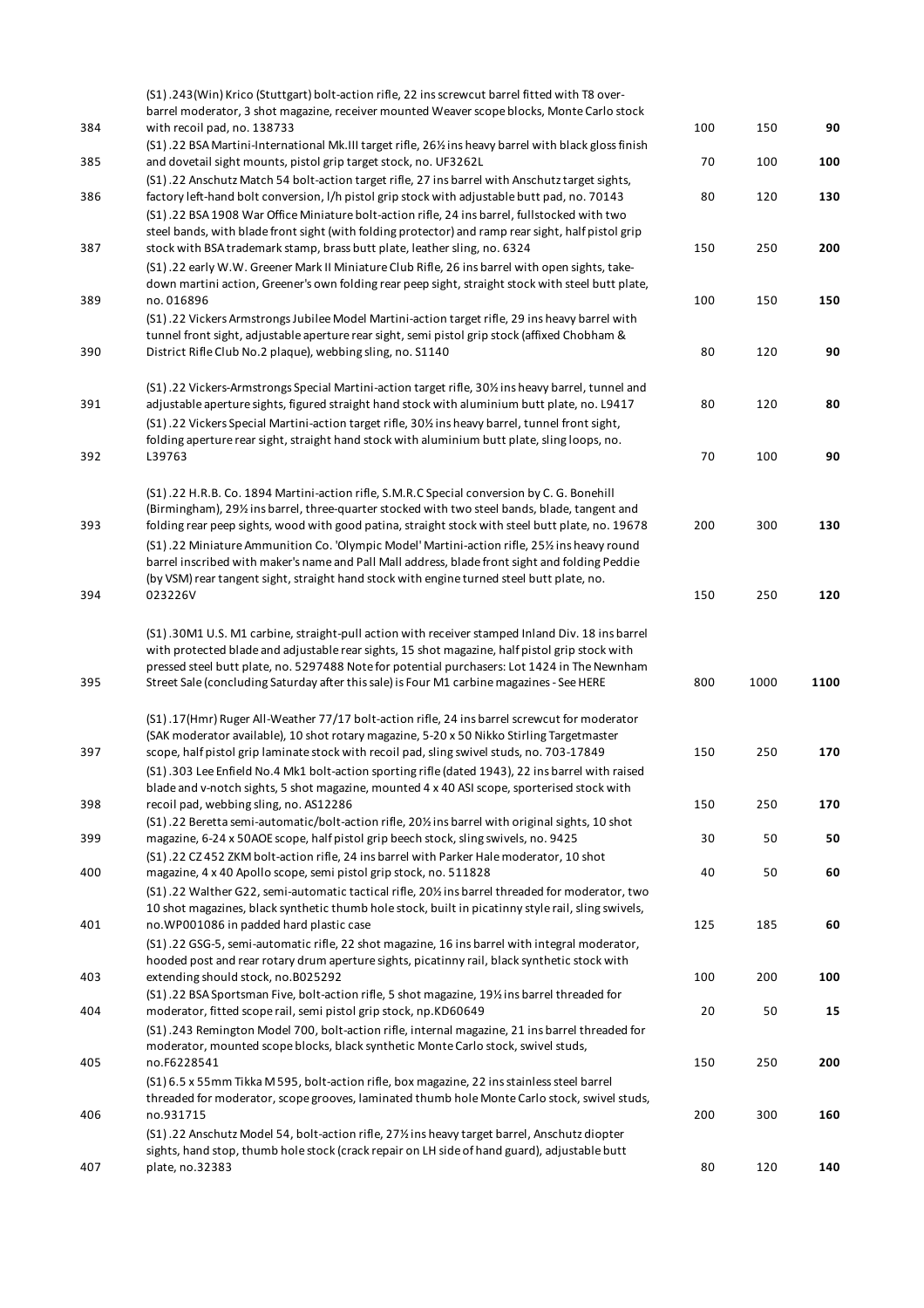| | | | | |
|---|---|---|---|---|
| 384 | (S1) .243(Win) Krico (Stuttgart) bolt-action rifle, 22 ins screwcut barrel fitted with T8 over-barrel moderator, 3 shot magazine, receiver mounted Weaver scope blocks, Monte Carlo stock with recoil pad, no. 138733 | 100 | 150 | **90** |
| 385 | (S1) .22 BSA Martini-International Mk.III target rifle, 26½ ins heavy barrel with black gloss finish and dovetail sight mounts, pistol grip target stock, no. UF3262L | 70 | 100 | **100** |
| 386 | (S1) .22 Anschutz Match 54 bolt-action target rifle, 27 ins barrel with Anschutz target sights, factory left-hand bolt conversion, l/h pistol grip stock with adjustable butt pad, no. 70143 | 80 | 120 | **130** |
| 387 | (S1) .22 BSA 1908 War Office Miniature bolt-action rifle, 24 ins barrel, fullstocked with two steel bands, with blade front sight (with folding protector) and ramp rear sight, half pistol grip stock with BSA trademark stamp, brass butt plate, leather sling, no. 6324 | 150 | 250 | **200** |
| 389 | (S1) .22 early W.W. Greener Mark II Miniature Club Rifle, 26 ins barrel with open sights, take-down martini action, Greener's own folding rear peep sight, straight stock with steel butt plate, no. 016896 | 100 | 150 | **150** |
| 390 | (S1) .22 Vickers Armstrongs Jubilee Model Martini-action target rifle, 29 ins heavy barrel with tunnel front sight, adjustable aperture rear sight, semi pistol grip stock (affixed Chobham & District Rifle Club No.2 plaque), webbing sling, no. S1140 | 80 | 120 | **90** |
| 391 | (S1) .22 Vickers-Armstrongs Special Martini-action target rifle, 30½ ins heavy barrel, tunnel and adjustable aperture sights, figured straight hand stock with aluminium butt plate, no. L9417 | 80 | 120 | **80** |
| 392 | (S1) .22 Vickers Special Martini-action target rifle, 30½ ins heavy barrel, tunnel front sight, folding aperture rear sight, straight hand stock with aluminium butt plate, sling loops, no. L39763 | 70 | 100 | **90** |
| 393 | (S1) .22 H.R.B. Co. 1894 Martini-action rifle, S.M.R.C Special conversion by C. G. Bonehill (Birmingham), 29½ ins barrel, three-quarter stocked with two steel bands, blade, tangent and folding rear peep sights, wood with good patina, straight stock with steel butt plate, no. 19678 | 200 | 300 | **130** |
| 394 | (S1) .22 Miniature Ammunition Co. 'Olympic Model' Martini-action rifle, 25½ ins heavy round barrel inscribed with maker's name and Pall Mall address, blade front sight and folding Peddie (by VSM) rear tangent sight, straight hand stock with engine turned steel butt plate, no. 023226V | 150 | 250 | **120** |
| 395 | (S1) .30M1 U.S. M1 carbine, straight-pull action with receiver stamped Inland Div. 18 ins barrel with protected blade and adjustable rear sights, 15 shot magazine, half pistol grip stock with pressed steel butt plate, no. 5297488 Note for potential purchasers: Lot 1424 in The Newnham Street Sale (concluding Saturday after this sale) is Four M1 carbine magazines - See HERE | 800 | 1000 | **1100** |
| 397 | (S1) .17(Hmr) Ruger All-Weather 77/17 bolt-action rifle, 24 ins barrel screwcut for moderator (SAK moderator available), 10 shot rotary magazine, 5-20 x 50 Nikko Stirling Targetmaster scope, half pistol grip laminate stock with recoil pad, sling swivel studs, no. 703-17849 | 150 | 250 | **170** |
| 398 | (S1) .303 Lee Enfield No.4 Mk1 bolt-action sporting rifle (dated 1943), 22 ins barrel with raised blade and v-notch sights, 5 shot magazine, mounted 4 x 40 ASI scope, sporterised stock with recoil pad, webbing sling, no. AS12286 | 150 | 250 | **170** |
| 399 | (S1) .22 Beretta semi-automatic/bolt-action rifle, 20½ ins barrel with original sights, 10 shot magazine, 6-24 x 50AOE scope, half pistol grip beech stock, sling swivels, no. 9425 | 30 | 50 | **50** |
| 400 | (S1) .22 CZ 452 ZKM bolt-action rifle, 24 ins barrel with Parker Hale moderator, 10 shot magazine, 4 x 40 Apollo scope, semi pistol grip stock, no. 511828 | 40 | 50 | **60** |
| 401 | (S1) .22 Walther G22, semi-automatic tactical rifle, 20½ ins barrel threaded for moderator, two 10 shot magazines, black synthetic thumb hole stock, built in picatinny style rail, sling swivels, no.WP001086 in padded hard plastic case | 125 | 185 | **60** |
| 403 | (S1) .22 GSG-5, semi-automatic rifle, 22 shot magazine, 16 ins barrel with integral moderator, hooded post and rear rotary drum aperture sights, picatinny rail, black synthetic stock with extending should stock, no.B025292 | 100 | 200 | **100** |
| 404 | (S1) .22 BSA Sportsman Five, bolt-action rifle, 5 shot magazine, 19½ ins barrel threaded for moderator, fitted scope rail, semi pistol grip stock, np.KD60649 | 20 | 50 | **15** |
| 405 | (S1) .243 Remington Model 700, bolt-action rifle, internal magazine, 21 ins barrel threaded for moderator, mounted scope blocks, black synthetic Monte Carlo stock, swivel studs, no.F6228541 | 150 | 250 | **200** |
| 406 | (S1) 6.5 x 55mm Tikka M 595, bolt-action rifle, box magazine, 22 ins stainless steel barrel threaded for moderator, scope grooves, laminated thumb hole Monte Carlo stock, swivel studs, no.931715 | 200 | 300 | **160** |
| 407 | (S1) .22 Anschutz Model 54, bolt-action rifle, 27½ ins heavy target barrel, Anschutz diopter sights, hand stop, thumb hole stock (crack repair on LH side of hand guard), adjustable butt plate, no.32383 | 80 | 120 | **140** |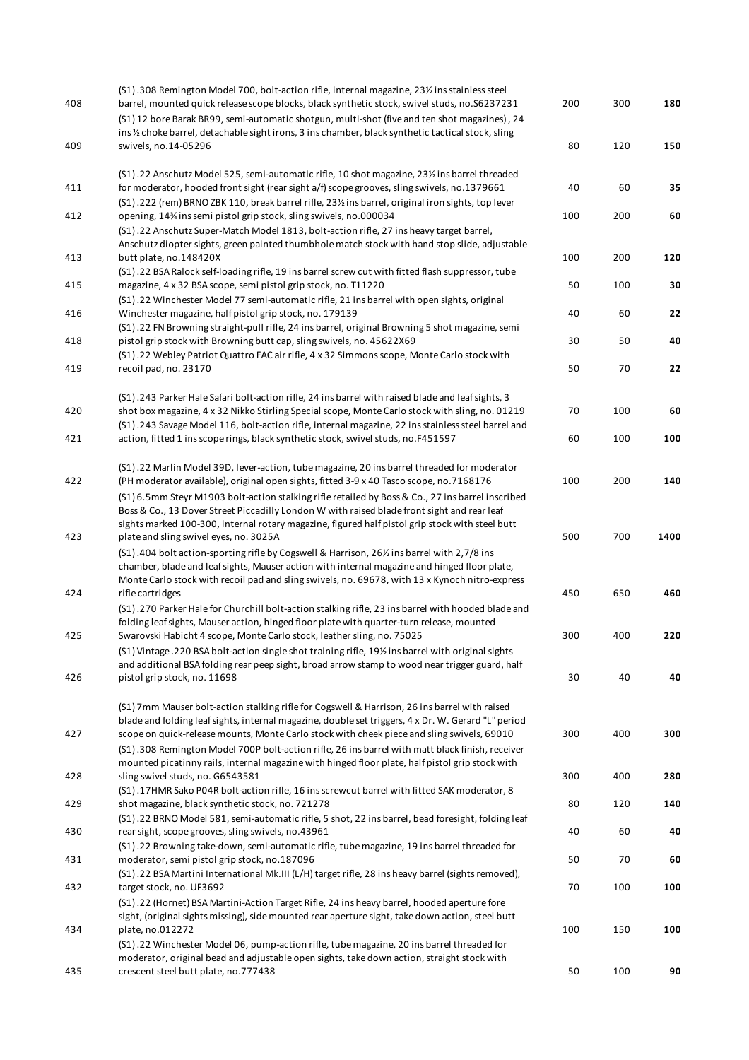| | | | | |
|---|---|---|---|---|
| 408 | (S1) .308 Remington Model 700, bolt-action rifle, internal magazine, 23½ ins stainless steel barrel, mounted quick release scope blocks, black synthetic stock, swivel studs, no.S6237231 | 200 | 300 | **180** |
| 409 | (S1) 12 bore Barak BR99, semi-automatic shotgun, multi-shot (five and ten shot magazines) , 24 ins ½ choke barrel, detachable sight irons, 3 ins chamber, black synthetic tactical stock, sling swivels, no.14-05296 | 80 | 120 | **150** |
| 411 | (S1) .22 Anschutz Model 525, semi-automatic rifle, 10 shot magazine, 23½ ins barrel threaded for moderator, hooded front sight (rear sight a/f) scope grooves, sling swivels, no.1379661 | 40 | 60 | **35** |
| 412 | (S1) .222 (rem) BRNO ZBK 110, break barrel rifle, 23½ ins barrel, original iron sights, top lever opening, 14¾ ins semi pistol grip stock, sling swivels, no.000034 | 100 | 200 | **60** |
| 413 | (S1) .22 Anschutz Super-Match Model 1813, bolt-action rifle, 27 ins heavy target barrel, Anschutz diopter sights, green painted thumbhole match stock with hand stop slide, adjustable butt plate, no.148420X | 100 | 200 | **120** |
| 415 | (S1) .22 BSA Ralock self-loading rifle, 19 ins barrel screw cut with fitted flash suppressor, tube magazine, 4 x 32 BSA scope, semi pistol grip stock, no. T11220 | 50 | 100 | **30** |
| 416 | (S1) .22 Winchester Model 77 semi-automatic rifle, 21 ins barrel with open sights, original Winchester magazine, half pistol grip stock, no. 179139 | 40 | 60 | **22** |
| 418 | (S1) .22 FN Browning straight-pull rifle, 24 ins barrel, original Browning 5 shot magazine, semi pistol grip stock with Browning butt cap, sling swivels, no. 45622X69 | 30 | 50 | **40** |
| 419 | (S1) .22 Webley Patriot Quattro FAC air rifle, 4 x 32 Simmons scope, Monte Carlo stock with recoil pad, no. 23170 | 50 | 70 | **22** |
| 420 | (S1) .243 Parker Hale Safari bolt-action rifle, 24 ins barrel with raised blade and leaf sights, 3 shot box magazine, 4 x 32 Nikko Stirling Special scope, Monte Carlo stock with sling, no. 01219 | 70 | 100 | **60** |
| 421 | (S1) .243 Savage Model 116, bolt-action rifle, internal magazine, 22 ins stainless steel barrel and action, fitted 1 ins scope rings, black synthetic stock, swivel studs, no.F451597 | 60 | 100 | **100** |
| 422 | (S1) .22 Marlin Model 39D, lever-action, tube magazine, 20 ins barrel threaded for moderator (PH moderator available), original open sights, fitted 3-9 x 40 Tasco scope, no.7168176 | 100 | 200 | **140** |
| 423 | (S1) 6.5mm Steyr M1903 bolt-action stalking rifle retailed by Boss & Co., 27 ins barrel inscribed Boss & Co., 13 Dover Street Piccadilly London W with raised blade front sight and rear leaf sights marked 100-300, internal rotary magazine, figured half pistol grip stock with steel butt plate and sling swivel eyes, no. 3025A | 500 | 700 | **1400** |
| 424 | (S1) .404 bolt action-sporting rifle by Cogswell & Harrison, 26½ ins barrel with 2,7/8 ins chamber, blade and leaf sights, Mauser action with internal magazine and hinged floor plate, Monte Carlo stock with recoil pad and sling swivels, no. 69678, with 13 x Kynoch nitro-express rifle cartridges | 450 | 650 | **460** |
| 425 | (S1) .270 Parker Hale for Churchill bolt-action stalking rifle, 23 ins barrel with hooded blade and folding leaf sights, Mauser action, hinged floor plate with quarter-turn release, mounted Swarovski Habicht 4 scope, Monte Carlo stock, leather sling, no. 75025 | 300 | 400 | **220** |
| 426 | (S1) Vintage .220 BSA bolt-action single shot training rifle, 19½ ins barrel with original sights and additional BSA folding rear peep sight, broad arrow stamp to wood near trigger guard, half pistol grip stock, no. 11698 | 30 | 40 | **40** |
| 427 | (S1) 7mm Mauser bolt-action stalking rifle for Cogswell & Harrison, 26 ins barrel with raised blade and folding leaf sights, internal magazine, double set triggers, 4 x Dr. W. Gerard "L" period scope on quick-release mounts, Monte Carlo stock with cheek piece and sling swivels, 69010 | 300 | 400 | **300** |
| 428 | (S1) .308 Remington Model 700P bolt-action rifle, 26 ins barrel with matt black finish, receiver mounted picatinny rails, internal magazine with hinged floor plate, half pistol grip stock with sling swivel studs, no. G6543581 | 300 | 400 | **280** |
| 429 | (S1) .17HMR Sako P04R bolt-action rifle, 16 ins screwcut barrel with fitted SAK moderator, 8 shot magazine, black synthetic stock, no. 721278 | 80 | 120 | **140** |
| 430 | (S1) .22 BRNO Model 581, semi-automatic rifle, 5 shot, 22 ins barrel, bead foresight, folding leaf rear sight, scope grooves, sling swivels, no.43961 | 40 | 60 | **40** |
| 431 | (S1) .22 Browning take-down, semi-automatic rifle, tube magazine, 19 ins barrel threaded for moderator, semi pistol grip stock, no.187096 | 50 | 70 | **60** |
| 432 | (S1) .22 BSA Martini International Mk.III (L/H) target rifle, 28 ins heavy barrel (sights removed), target stock, no. UF3692 | 70 | 100 | **100** |
| 434 | (S1) .22 (Hornet) BSA Martini-Action Target Rifle, 24 ins heavy barrel, hooded aperture fore sight, (original sights missing), side mounted rear aperture sight, take down action, steel butt plate, no.012272 | 100 | 150 | **100** |
| 435 | (S1) .22 Winchester Model 06, pump-action rifle, tube magazine, 20 ins barrel threaded for moderator, original bead and adjustable open sights, take down action, straight stock with crescent steel butt plate, no.777438 | 50 | 100 | **90** |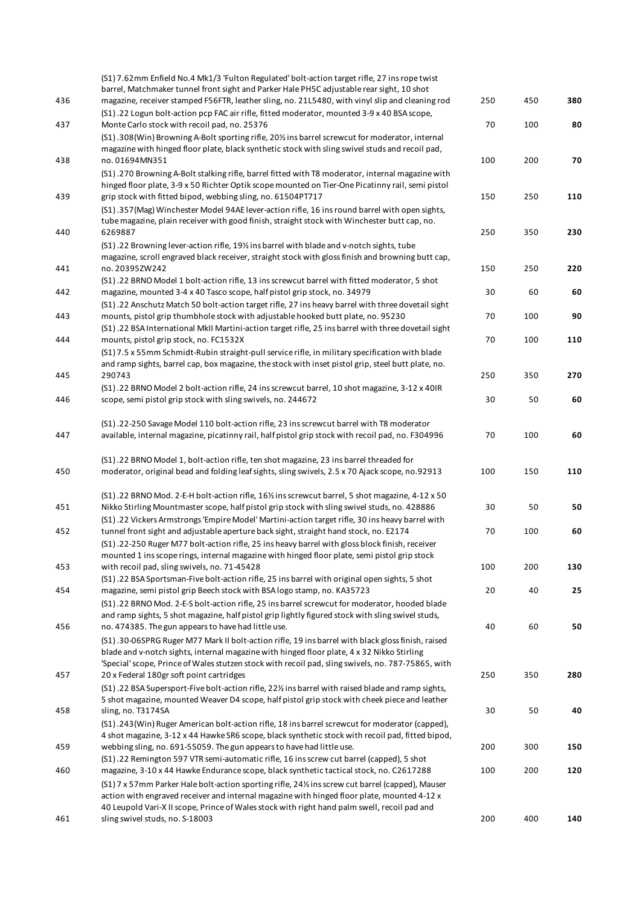| | | | | |
|---|---|---|---|---|
| 436 | (S1) 7.62mm Enfield No.4 Mk1/3 'Fulton Regulated' bolt-action target rifle, 27 ins rope twist barrel, Matchmaker tunnel front sight and Parker Hale PH5C adjustable rear sight, 10 shot magazine, receiver stamped F56FTR, leather sling, no. 21L5480, with vinyl slip and cleaning rod | 250 | 450 | **380** |
| 437 | (S1) .22 Logun bolt-action pcp FAC air rifle, fitted moderator, mounted 3-9 x 40 BSA scope, Monte Carlo stock with recoil pad, no. 25376 | 70 | 100 | **80** |
| 438 | (S1) .308(Win) Browning A-Bolt sporting rifle, 20½ ins barrel screwcut for moderator, internal magazine with hinged floor plate, black synthetic stock with sling swivel studs and recoil pad, no. 01694MN351 | 100 | 200 | **70** |
| 439 | (S1) .270 Browning A-Bolt stalking rifle, barrel fitted with T8 moderator, internal magazine with hinged floor plate, 3-9 x 50 Richter Optik scope mounted on Tier-One Picatinny rail, semi pistol grip stock with fitted bipod, webbing sling, no. 61504PT717 | 150 | 250 | **110** |
| 440 | (S1) .357(Mag) Winchester Model 94AE lever-action rifle, 16 ins round barrel with open sights, tube magazine, plain receiver with good finish, straight stock with Winchester butt cap, no. 6269887 | 250 | 350 | **230** |
| 441 | (S1) .22 Browning lever-action rifle, 19½ ins barrel with blade and v-notch sights, tube magazine, scroll engraved black receiver, straight stock with gloss finish and browning butt cap, no. 20395ZW242 | 150 | 250 | **220** |
| 442 | (S1) .22 BRNO Model 1 bolt-action rifle, 13 ins screwcut barrel with fitted moderator, 5 shot magazine, mounted 3-4 x 40 Tasco scope, half pistol grip stock, no. 34979 | 30 | 60 | **60** |
| 443 | (S1) .22 Anschutz Match 50 bolt-action target rifle, 27 ins heavy barrel with three dovetail sight mounts, pistol grip thumbhole stock with adjustable hooked butt plate, no. 95230 | 70 | 100 | **90** |
| 444 | (S1) .22 BSA International MkII Martini-action target rifle, 25 ins barrel with three dovetail sight mounts, pistol grip stock, no. FC1532X | 70 | 100 | **110** |
| 445 | (S1) 7.5 x 55mm Schmidt-Rubin straight-pull service rifle, in military specification with blade and ramp sights, barrel cap, box magazine, the stock with inset pistol grip, steel butt plate, no. 290743 | 250 | 350 | **270** |
| 446 | (S1) .22 BRNO Model 2 bolt-action rifle, 24 ins screwcut barrel, 10 shot magazine, 3-12 x 40IR scope, semi pistol grip stock with sling swivels, no. 244672 | 30 | 50 | **60** |
| 447 | (S1) .22-250 Savage Model 110 bolt-action rifle, 23 ins screwcut barrel with T8 moderator available, internal magazine, picatinny rail, half pistol grip stock with recoil pad, no. F304996 | 70 | 100 | **60** |
| 450 | (S1) .22 BRNO Model 1, bolt-action rifle, ten shot magazine, 23 ins barrel threaded for moderator, original bead and folding leaf sights, sling swivels, 2.5 x 70 Ajack scope, no.92913 | 100 | 150 | **110** |
| 451 | (S1) .22 BRNO Mod. 2-E-H bolt-action rifle, 16½ ins screwcut barrel, 5 shot magazine, 4-12 x 50 Nikko Stirling Mountmaster scope, half pistol grip stock with sling swivel studs, no. 428886 | 30 | 50 | **50** |
| 452 | (S1) .22 Vickers Armstrongs 'Empire Model' Martini-action target rifle, 30 ins heavy barrel with tunnel front sight and adjustable aperture back sight, straight hand stock, no. E2174 | 70 | 100 | **60** |
| 453 | (S1) .22-250 Ruger M77 bolt-action rifle, 25 ins heavy barrel with gloss block finish, receiver mounted 1 ins scope rings, internal magazine with hinged floor plate, semi pistol grip stock with recoil pad, sling swivels, no. 71-45428 | 100 | 200 | **130** |
| 454 | (S1) .22 BSA Sportsman-Five bolt-action rifle, 25 ins barrel with original open sights, 5 shot magazine, semi pistol grip Beech stock with BSA logo stamp, no. KA35723 | 20 | 40 | **25** |
| 456 | (S1) .22 BRNO Mod. 2-E-S bolt-action rifle, 25 ins barrel screwcut for moderator, hooded blade and ramp sights, 5 shot magazine, half pistol grip lightly figured stock with sling swivel studs, no. 474385. The gun appears to have had little use. | 40 | 60 | **50** |
| 457 | (S1) .30-06SPRG Ruger M77 Mark II bolt-action rifle, 19 ins barrel with black gloss finish, raised blade and v-notch sights, internal magazine with hinged floor plate, 4 x 32 Nikko Stirling 'Special' scope, Prince of Wales stutzen stock with recoil pad, sling swivels, no. 787-75865, with 20 x Federal 180gr soft point cartridges | 250 | 350 | **280** |
| 458 | (S1) .22 BSA Supersport-Five bolt-action rifle, 22½ ins barrel with raised blade and ramp sights, 5 shot magazine, mounted Weaver D4 scope, half pistol grip stock with cheek piece and leather sling, no. T3174SA | 30 | 50 | **40** |
| 459 | (S1) .243(Win) Ruger American bolt-action rifle, 18 ins barrel screwcut for moderator (capped), 4 shot magazine, 3-12 x 44 Hawke SR6 scope, black synthetic stock with recoil pad, fitted bipod, webbing sling, no. 691-55059. The gun appears to have had little use. | 200 | 300 | **150** |
| 460 | (S1) .22 Remington 597 VTR semi-automatic rifle, 16 ins screw cut barrel (capped), 5 shot magazine, 3-10 x 44 Hawke Endurance scope, black synthetic tactical stock, no. C2617288 | 100 | 200 | **120** |
| 461 | (S1) 7 x 57mm Parker Hale bolt-action sporting rifle, 24½ ins screw cut barrel (capped), Mauser action with engraved receiver and internal magazine with hinged floor plate, mounted 4-12 x 40 Leupold Vari-X II scope, Prince of Wales stock with right hand palm swell, recoil pad and sling swivel studs, no. S-18003 | 200 | 400 | **140** |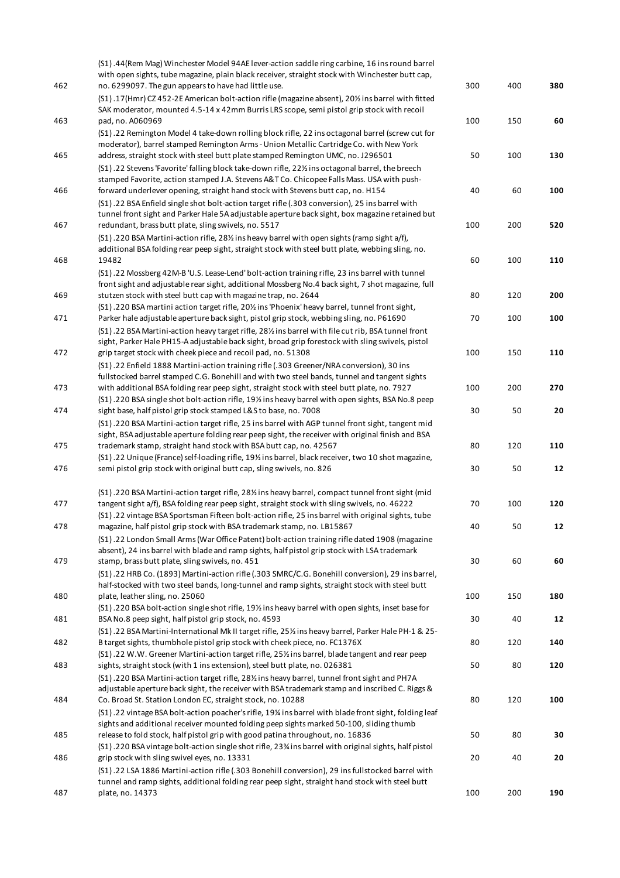| | | | | |
|---|---|---|---|---|
| 462 | (S1) .44(Rem Mag) Winchester Model 94AE lever-action saddle ring carbine, 16 ins round barrel with open sights, tube magazine, plain black receiver, straight stock with Winchester butt cap, no. 6299097. The gun appears to have had little use. | 300 | 400 | **380** |
| 463 | (S1) .17(Hmr) CZ 452-2E American bolt-action rifle (magazine absent), 20½ ins barrel with fitted SAK moderator, mounted 4.5-14 x 42mm Burris LRS scope, semi pistol grip stock with recoil pad, no. A060969 | 100 | 150 | **60** |
| 465 | (S1) .22 Remington Model 4 take-down rolling block rifle, 22 ins octagonal barrel (screw cut for moderator), barrel stamped Remington Arms - Union Metallic Cartridge Co. with New York address, straight stock with steel butt plate stamped Remington UMC, no. J296501 | 50 | 100 | **130** |
| 466 | (S1) .22 Stevens 'Favorite' falling block take-down rifle, 22½ ins octagonal barrel, the breech stamped Favorite, action stamped J.A. Stevens A&T Co. Chicopee Falls Mass. USA with push-forward underlever opening, straight hand stock with Stevens butt cap, no. H154 | 40 | 60 | **100** |
| 467 | (S1) .22 BSA Enfield single shot bolt-action target rifle (.303 conversion), 25 ins barrel with tunnel front sight and Parker Hale 5A adjustable aperture back sight, box magazine retained but redundant, brass butt plate, sling swivels, no. 5517 | 100 | 200 | **520** |
| 468 | (S1) .220 BSA Martini-action rifle, 28½ ins heavy barrel with open sights (ramp sight a/f), additional BSA folding rear peep sight, straight stock with steel butt plate, webbing sling, no. 19482 | 60 | 100 | **110** |
| 469 | (S1) .22 Mossberg 42M-B 'U.S. Lease-Lend' bolt-action training rifle, 23 ins barrel with tunnel front sight and adjustable rear sight, additional Mossberg No.4 back sight, 7 shot magazine, full stutzen stock with steel butt cap with magazine trap, no. 2644 | 80 | 120 | **200** |
| 471 | (S1) .220 BSA martini action target rifle, 20½ ins 'Phoenix' heavy barrel, tunnel front sight, Parker hale adjustable aperture back sight, pistol grip stock, webbing sling, no. P61690 | 70 | 100 | **100** |
| 472 | (S1) .22 BSA Martini-action heavy target rifle, 28½ ins barrel with file cut rib, BSA tunnel front sight, Parker Hale PH15-A adjustable back sight, broad grip forestock with sling swivels, pistol grip target stock with cheek piece and recoil pad, no. 51308 | 100 | 150 | **110** |
| 473 | (S1) .22 Enfield 1888 Martini-action training rifle (.303 Greener/NRA conversion), 30 ins fullstocked barrel stamped C.G. Bonehill and with two steel bands, tunnel and tangent sights with additional BSA folding rear peep sight, straight stock with steel butt plate, no. 7927 | 100 | 200 | **270** |
| 474 | (S1) .220 BSA single shot bolt-action rifle, 19½ ins heavy barrel with open sights, BSA No.8 peep sight base, half pistol grip stock stamped L&S to base, no. 7008 | 30 | 50 | **20** |
| 475 | (S1) .220 BSA Martini-action target rifle, 25 ins barrel with AGP tunnel front sight, tangent mid sight, BSA adjustable aperture folding rear peep sight, the receiver with original finish and BSA trademark stamp, straight hand stock with BSA butt cap, no. 42567 | 80 | 120 | **110** |
| 476 | (S1) .22 Unique (France) self-loading rifle, 19½ ins barrel, black receiver, two 10 shot magazine, semi pistol grip stock with original butt cap, sling swivels, no. 826 | 30 | 50 | **12** |
| 477 | (S1) .220 BSA Martini-action target rifle, 28½ ins heavy barrel, compact tunnel front sight (mid tangent sight a/f), BSA folding rear peep sight, straight stock with sling swivels, no. 46222 | 70 | 100 | **120** |
| 478 | (S1) .22 vintage BSA Sportsman Fifteen bolt-action rifle, 25 ins barrel with original sights, tube magazine, half pistol grip stock with BSA trademark stamp, no. LB15867 | 40 | 50 | **12** |
| 479 | (S1) .22 London Small Arms (War Office Patent) bolt-action training rifle dated 1908 (magazine absent), 24 ins barrel with blade and ramp sights, half pistol grip stock with LSA trademark stamp, brass butt plate, sling swivels, no. 451 | 30 | 60 | **60** |
| 480 | (S1) .22 HRB Co. (1893) Martini-action rifle (.303 SMRC/C.G. Bonehill conversion), 29 ins barrel, half-stocked with two steel bands, long-tunnel and ramp sights, straight stock with steel butt plate, leather sling, no. 25060 | 100 | 150 | **180** |
| 481 | (S1) .220 BSA bolt-action single shot rifle, 19½ ins heavy barrel with open sights, inset base for BSA No.8 peep sight, half pistol grip stock, no. 4593 | 30 | 40 | **12** |
| 482 | (S1) .22 BSA Martini-International Mk II target rifle, 25½ ins heavy barrel, Parker Hale PH-1 & 25-B target sights, thumbhole pistol grip stock with cheek piece, no. FC1376X | 80 | 120 | **140** |
| 483 | (S1) .22 W.W. Greener Martini-action target rifle, 25½ ins barrel, blade tangent and rear peep sights, straight stock (with 1 ins extension), steel butt plate, no. 026381 | 50 | 80 | **120** |
| 484 | (S1) .220 BSA Martini-action target rifle, 28½ ins heavy barrel, tunnel front sight and PH7A adjustable aperture back sight, the receiver with BSA trademark stamp and inscribed C. Riggs & Co. Broad St. Station London EC, straight stock, no. 10288 | 80 | 120 | **100** |
| 485 | (S1) .22 vintage BSA bolt-action poacher's rifle, 19¼ ins barrel with blade front sight, folding leaf sights and additional receiver mounted folding peep sights marked 50-100, sliding thumb release to fold stock, half pistol grip with good patina throughout, no. 16836 | 50 | 80 | **30** |
| 486 | (S1) .220 BSA vintage bolt-action single shot rifle, 23¾ ins barrel with original sights, half pistol grip stock with sling swivel eyes, no. 13331 | 20 | 40 | **20** |
| 487 | (S1) .22 LSA 1886 Martini-action rifle (.303 Bonehill conversion), 29 ins fullstocked barrel with tunnel and ramp sights, additional folding rear peep sight, straight hand stock with steel butt plate, no. 14373 | 100 | 200 | **190** |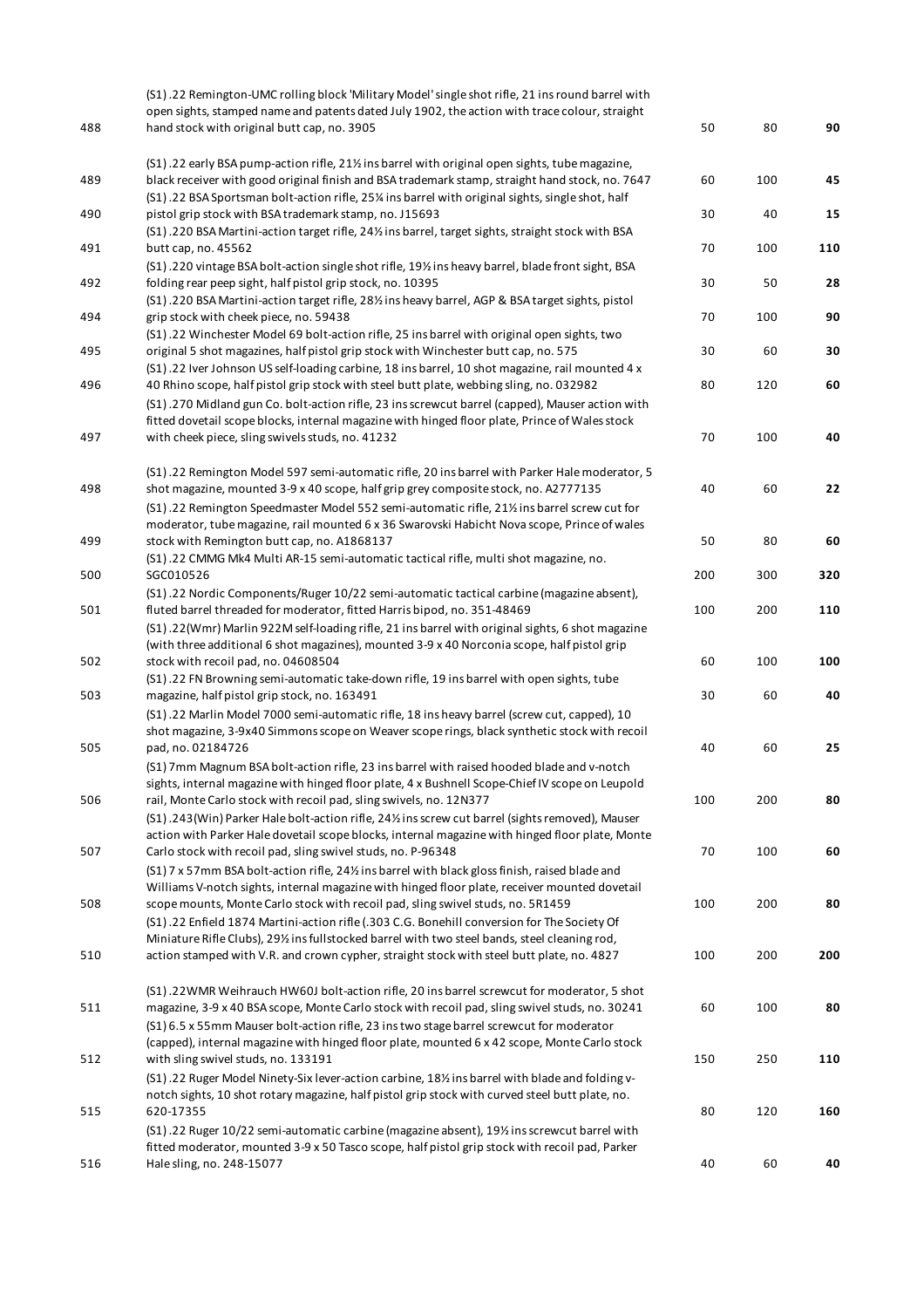| | | | | |
|---|---|---|---|---|
| 488 | (S1) .22 Remington-UMC rolling block 'Military Model' single shot rifle, 21 ins round barrel with open sights, stamped name and patents dated July 1902, the action with trace colour, straight hand stock with original butt cap, no. 3905 | 50 | 80 | **90** |
| 489 | (S1) .22 early BSA pump-action rifle, 21½ ins barrel with original open sights, tube magazine, black receiver with good original finish and BSA trademark stamp, straight hand stock, no. 7647 | 60 | 100 | **45** |
| 490 | (S1) .22 BSA Sportsman bolt-action rifle, 25¾ ins barrel with original sights, single shot, half pistol grip stock with BSA trademark stamp, no. J15693 | 30 | 40 | **15** |
| 491 | (S1) .220 BSA Martini-action target rifle, 24½ ins barrel, target sights, straight stock with BSA butt cap, no. 45562 | 70 | 100 | **110** |
| 492 | (S1) .220 vintage BSA bolt-action single shot rifle, 19½ ins heavy barrel, blade front sight, BSA folding rear peep sight, half pistol grip stock, no. 10395 | 30 | 50 | **28** |
| 494 | (S1) .220 BSA Martini-action target rifle, 28½ ins heavy barrel, AGP & BSA target sights, pistol grip stock with cheek piece, no. 59438 | 70 | 100 | **90** |
| 495 | (S1) .22 Winchester Model 69 bolt-action rifle, 25 ins barrel with original open sights, two original 5 shot magazines, half pistol grip stock with Winchester butt cap, no. 575 | 30 | 60 | **30** |
| 496 | (S1) .22 Iver Johnson US self-loading carbine, 18 ins barrel, 10 shot magazine, rail mounted 4 x 40 Rhino scope, half pistol grip stock with steel butt plate, webbing sling, no. 032982 | 80 | 120 | **60** |
| 497 | (S1) .270 Midland gun Co. bolt-action rifle, 23 ins screwcut barrel (capped), Mauser action with fitted dovetail scope blocks, internal magazine with hinged floor plate, Prince of Wales stock with cheek piece, sling swivels studs, no. 41232 | 70 | 100 | **40** |
| 498 | (S1) .22 Remington Model 597 semi-automatic rifle, 20 ins barrel with Parker Hale moderator, 5 shot magazine, mounted 3-9 x 40 scope, half grip grey composite stock, no. A2777135 | 40 | 60 | **22** |
| 499 | (S1) .22 Remington Speedmaster Model 552 semi-automatic rifle, 21½ ins barrel screw cut for moderator, tube magazine, rail mounted 6 x 36 Swarovski Habicht Nova scope, Prince of wales stock with Remington butt cap, no. A1868137 | 50 | 80 | **60** |
| 500 | (S1) .22 CMMG Mk4 Multi AR-15 semi-automatic tactical rifle, multi shot magazine, no. SGC010526 | 200 | 300 | **320** |
| 501 | (S1) .22 Nordic Components/Ruger 10/22 semi-automatic tactical carbine (magazine absent), fluted barrel threaded for moderator, fitted Harris bipod, no. 351-48469 | 100 | 200 | **110** |
| 502 | (S1) .22(Wmr) Marlin 922M self-loading rifle, 21 ins barrel with original sights, 6 shot magazine (with three additional 6 shot magazines), mounted 3-9 x 40 Norconia scope, half pistol grip stock with recoil pad, no. 04608504 | 60 | 100 | **100** |
| 503 | (S1) .22 FN Browning semi-automatic take-down rifle, 19 ins barrel with open sights, tube magazine, half pistol grip stock, no. 163491 | 30 | 60 | **40** |
| 505 | (S1) .22 Marlin Model 7000 semi-automatic rifle, 18 ins heavy barrel (screw cut, capped), 10 shot magazine, 3-9x40 Simmons scope on Weaver scope rings, black synthetic stock with recoil pad, no. 02184726 | 40 | 60 | **25** |
| 506 | (S1) 7mm Magnum BSA bolt-action rifle, 23 ins barrel with raised hooded blade and v-notch sights, internal magazine with hinged floor plate, 4 x Bushnell Scope-Chief IV scope on Leupold rail, Monte Carlo stock with recoil pad, sling swivels, no. 12N377 | 100 | 200 | **80** |
| 507 | (S1) .243(Win) Parker Hale bolt-action rifle, 24½ ins screw cut barrel (sights removed), Mauser action with Parker Hale dovetail scope blocks, internal magazine with hinged floor plate, Monte Carlo stock with recoil pad, sling swivel studs, no. P-96348 | 70 | 100 | **60** |
| 508 | (S1) 7 x 57mm BSA bolt-action rifle, 24½ ins barrel with black gloss finish, raised blade and Williams V-notch sights, internal magazine with hinged floor plate, receiver mounted dovetail scope mounts, Monte Carlo stock with recoil pad, sling swivel studs, no. 5R1459 | 100 | 200 | **80** |
| 510 | (S1) .22 Enfield 1874 Martini-action rifle (.303 C.G. Bonehill conversion for The Society Of Miniature Rifle Clubs), 29½ ins fullstocked barrel with two steel bands, steel cleaning rod, action stamped with V.R. and crown cypher, straight stock with steel butt plate, no. 4827 | 100 | 200 | **200** |
| 511 | (S1) .22WMR Weihrauch HW60J bolt-action rifle, 20 ins barrel screwcut for moderator, 5 shot magazine, 3-9 x 40 BSA scope, Monte Carlo stock with recoil pad, sling swivel studs, no. 30241 | 60 | 100 | **80** |
| 512 | (S1) 6.5 x 55mm Mauser bolt-action rifle, 23 ins two stage barrel screwcut for moderator (capped), internal magazine with hinged floor plate, mounted 6 x 42 scope, Monte Carlo stock with sling swivel studs, no. 133191 | 150 | 250 | **110** |
| 515 | (S1) .22 Ruger Model Ninety-Six lever-action carbine, 18½ ins barrel with blade and folding v-notch sights, 10 shot rotary magazine, half pistol grip stock with curved steel butt plate, no. 620-17355 | 80 | 120 | **160** |
| 516 | (S1) .22 Ruger 10/22 semi-automatic carbine (magazine absent), 19½ ins screwcut barrel with fitted moderator, mounted 3-9 x 50 Tasco scope, half pistol grip stock with recoil pad, Parker Hale sling, no. 248-15077 | 40 | 60 | **40** |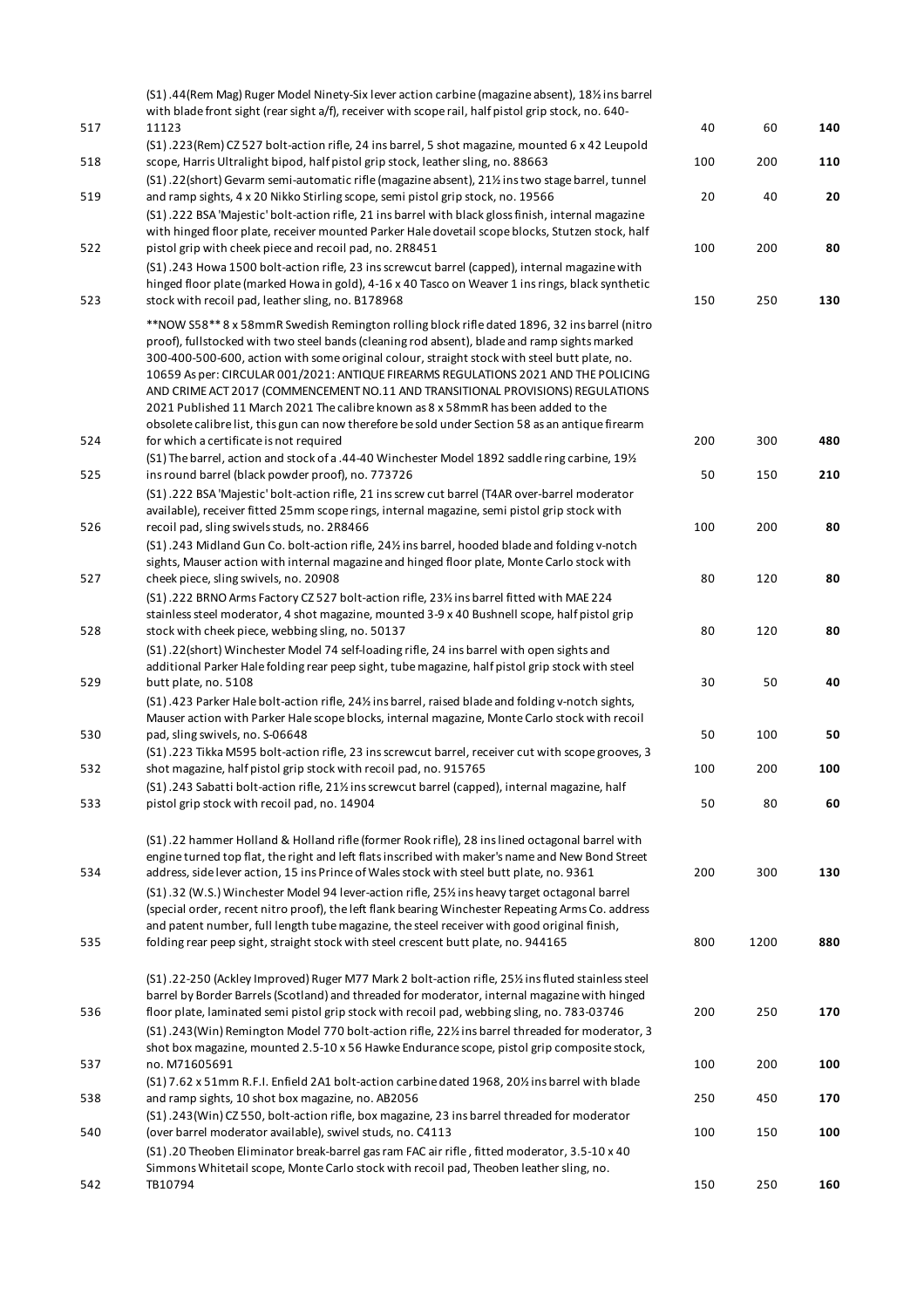| Lot | Description | Low | High | Price |
|---|---|---|---|---|
| 517 | (S1) .44(Rem Mag) Ruger Model Ninety-Six lever action carbine (magazine absent), 18½ ins barrel with blade front sight (rear sight a/f), receiver with scope rail, half pistol grip stock, no. 640-11123 | 40 | 60 | **140** |
| 518 | (S1) .223(Rem) CZ 527 bolt-action rifle, 24 ins barrel, 5 shot magazine, mounted 6 x 42 Leupold scope, Harris Ultralight bipod, half pistol grip stock, leather sling, no. 88663 | 100 | 200 | **110** |
| 519 | (S1) .22(short) Gevarm semi-automatic rifle (magazine absent), 21½ ins two stage barrel, tunnel and ramp sights, 4 x 20 Nikko Stirling scope, semi pistol grip stock, no. 19566 | 20 | 40 | **20** |
| 522 | (S1) .222 BSA 'Majestic' bolt-action rifle, 21 ins barrel with black gloss finish, internal magazine with hinged floor plate, receiver mounted Parker Hale dovetail scope blocks, Stutzen stock, half pistol grip with cheek piece and recoil pad, no. 2R8451 | 100 | 200 | **80** |
| 523 | (S1) .243 Howa 1500 bolt-action rifle, 23 ins screwcut barrel (capped), internal magazine with hinged floor plate (marked Howa in gold), 4-16 x 40 Tasco on Weaver 1 ins rings, black synthetic stock with recoil pad, leather sling, no. B178968 | 150 | 250 | **130** |
| 524 | **NOW S58** 8 x 58mmR Swedish Remington rolling block rifle dated 1896, 32 ins barrel (nitro proof), fullstocked with two steel bands (cleaning rod absent), blade and ramp sights marked 300-400-500-600, action with some original colour, straight stock with steel butt plate, no. 10659 As per: CIRCULAR 001/2021: ANTIQUE FIREARMS REGULATIONS 2021 AND THE POLICING AND CRIME ACT 2017 (COMMENCEMENT NO.11 AND TRANSITIONAL PROVISIONS) REGULATIONS 2021 Published 11 March 2021 The calibre known as 8 x 58mmR has been added to the obsolete calibre list, this gun can now therefore be sold under Section 58 as an antique firearm for which a certificate is not required | 200 | 300 | **480** |
| 525 | (S1) The barrel, action and stock of a .44-40 Winchester Model 1892 saddle ring carbine, 19½ ins round barrel (black powder proof), no. 773726 | 50 | 150 | **210** |
| 526 | (S1) .222 BSA 'Majestic' bolt-action rifle, 21 ins screw cut barrel (T4AR over-barrel moderator available), receiver fitted 25mm scope rings, internal magazine, semi pistol grip stock with recoil pad, sling swivels studs, no. 2R8466 | 100 | 200 | **80** |
| 527 | (S1) .243 Midland Gun Co. bolt-action rifle, 24½ ins barrel, hooded blade and folding v-notch sights, Mauser action with internal magazine and hinged floor plate, Monte Carlo stock with cheek piece, sling swivels, no. 20908 | 80 | 120 | **80** |
| 528 | (S1) .222 BRNO Arms Factory CZ 527 bolt-action rifle, 23½ ins barrel fitted with MAE 224 stainless steel moderator, 4 shot magazine, mounted 3-9 x 40 Bushnell scope, half pistol grip stock with cheek piece, webbing sling, no. 50137 | 80 | 120 | **80** |
| 529 | (S1) .22(short) Winchester Model 74 self-loading rifle, 24 ins barrel with open sights and additional Parker Hale folding rear peep sight, tube magazine, half pistol grip stock with steel butt plate, no. 5108 | 30 | 50 | **40** |
| 530 | (S1) .423 Parker Hale bolt-action rifle, 24½ ins barrel, raised blade and folding v-notch sights, Mauser action with Parker Hale scope blocks, internal magazine, Monte Carlo stock with recoil pad, sling swivels, no. S-06648 | 50 | 100 | **50** |
| 532 | (S1) .223 Tikka M595 bolt-action rifle, 23 ins screwcut barrel, receiver cut with scope grooves, 3 shot magazine, half pistol grip stock with recoil pad, no. 915765 | 100 | 200 | **100** |
| 533 | (S1) .243 Sabatti bolt-action rifle, 21½ ins screwcut barrel (capped), internal magazine, half pistol grip stock with recoil pad, no. 14904 | 50 | 80 | **60** |
| 534 | (S1) .22 hammer Holland & Holland rifle (former Rook rifle), 28 ins lined octagonal barrel with engine turned top flat, the right and left flats inscribed with maker's name and New Bond Street address, side lever action, 15 ins Prince of Wales stock with steel butt plate, no. 9361 | 200 | 300 | **130** |
| 535 | (S1) .32 (W.S.) Winchester Model 94 lever-action rifle, 25½ ins heavy target octagonal barrel (special order, recent nitro proof), the left flank bearing Winchester Repeating Arms Co. address and patent number, full length tube magazine, the steel receiver with good original finish, folding rear peep sight, straight stock with steel crescent butt plate, no. 944165 | 800 | 1200 | **880** |
| 536 | (S1) .22-250 (Ackley Improved) Ruger M77 Mark 2 bolt-action rifle, 25½ ins fluted stainless steel barrel by Border Barrels (Scotland) and threaded for moderator, internal magazine with hinged floor plate, laminated semi pistol grip stock with recoil pad, webbing sling, no. 783-03746 | 200 | 250 | **170** |
| 537 | (S1) .243(Win) Remington Model 770 bolt-action rifle, 22½ ins barrel threaded for moderator, 3 shot box magazine, mounted 2.5-10 x 56 Hawke Endurance scope, pistol grip composite stock, no. M71605691 | 100 | 200 | **100** |
| 538 | (S1) 7.62 x 51mm R.F.I. Enfield 2A1 bolt-action carbine dated 1968, 20½ ins barrel with blade and ramp sights, 10 shot box magazine, no. AB2056 | 250 | 450 | **170** |
| 540 | (S1) .243(Win) CZ 550, bolt-action rifle, box magazine, 23 ins barrel threaded for moderator (over barrel moderator available), swivel studs, no. C4113 | 100 | 150 | **100** |
| 542 | (S1) .20 Theoben Eliminator break-barrel gas ram FAC air rifle , fitted moderator, 3.5-10 x 40 Simmons Whitetail scope, Monte Carlo stock with recoil pad, Theoben leather sling, no. TB10794 | 150 | 250 | **160** |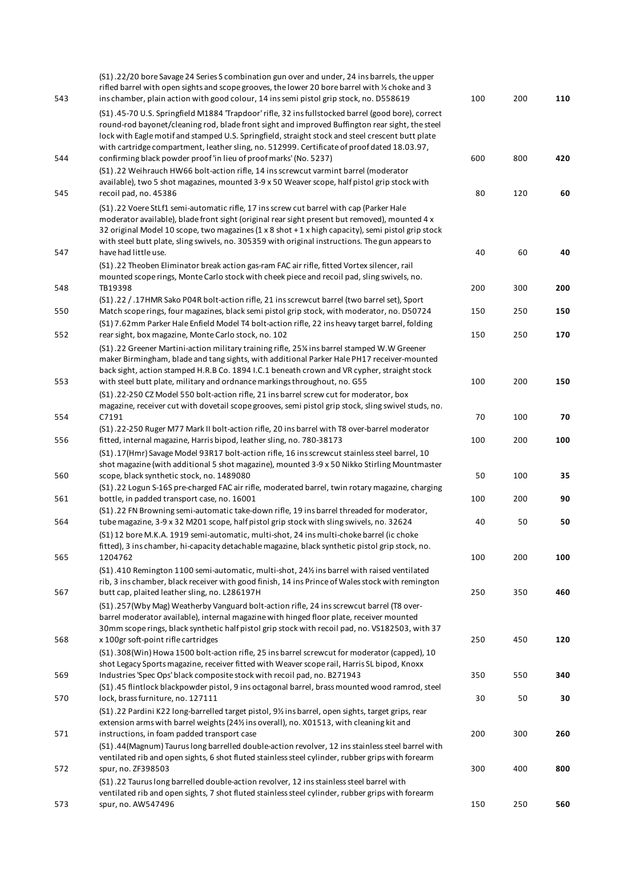| Lot | Description | Low | High | Price |
|---|---|---|---|---|
| 543 | (S1) .22/20 bore Savage 24 Series S combination gun over and under, 24 ins barrels, the upper rifled barrel with open sights and scope grooves, the lower 20 bore barrel with ½ choke and 3 ins chamber, plain action with good colour, 14 ins semi pistol grip stock, no. D558619 | 100 | 200 | **110** |
| 544 | (S1) .45-70 U.S. Springfield M1884 'Trapdoor' rifle, 32 ins fullstocked barrel (good bore), correct round-rod bayonet/cleaning rod, blade front sight and improved Buffington rear sight, the steel lock with Eagle motif and stamped U.S. Springfield, straight stock and steel crescent butt plate with cartridge compartment, leather sling, no. 512999. Certificate of proof dated 18.03.97, confirming black powder proof 'in lieu of proof marks' (No. 5237) | 600 | 800 | **420** |
| 545 | (S1) .22 Weihrauch HW66 bolt-action rifle, 14 ins screwcut varmint barrel (moderator available), two 5 shot magazines, mounted 3-9 x 50 Weaver scope, half pistol grip stock with recoil pad, no. 45386 | 80 | 120 | **60** |
| 547 | (S1) .22 Voere StLf1 semi-automatic rifle, 17 ins screw cut barrel with cap (Parker Hale moderator available), blade front sight (original rear sight present but removed), mounted 4 x 32 original Model 10 scope, two magazines (1 x 8 shot + 1 x high capacity), semi pistol grip stock with steel butt plate, sling swivels, no. 305359 with original instructions. The gun appears to have had little use. | 40 | 60 | **40** |
| 548 | (S1) .22 Theoben Eliminator break action gas-ram FAC air rifle, fitted Vortex silencer, rail mounted scope rings, Monte Carlo stock with cheek piece and recoil pad, sling swivels, no. TB19398 | 200 | 300 | **200** |
| 550 | (S1) .22 / .17HMR Sako P04R bolt-action rifle, 21 ins screwcut barrel (two barrel set), Sport Match scope rings, four magazines, black semi pistol grip stock, with moderator, no. D50724 | 150 | 250 | **150** |
| 552 | (S1) 7.62mm Parker Hale Enfield Model T4 bolt-action rifle, 22 ins heavy target barrel, folding rear sight, box magazine, Monte Carlo stock, no. 102 | 150 | 250 | **170** |
| 553 | (S1) .22 Greener Martini-action military training rifle, 25¼ ins barrel stamped W.W Greener maker Birmingham, blade and tang sights, with additional Parker Hale PH17 receiver-mounted back sight, action stamped H.R.B Co. 1894 I.C.1 beneath crown and VR cypher, straight stock with steel butt plate, military and ordnance markings throughout, no. G55 | 100 | 200 | **150** |
| 554 | (S1) .22-250 CZ Model 550 bolt-action rifle, 21 ins barrel screw cut for moderator, box magazine, receiver cut with dovetail scope grooves, semi pistol grip stock, sling swivel studs, no. C7191 | 70 | 100 | **70** |
| 556 | (S1) .22-250 Ruger M77 Mark II bolt-action rifle, 20 ins barrel with T8 over-barrel moderator fitted, internal magazine, Harris bipod, leather sling, no. 780-38173 | 100 | 200 | **100** |
| 560 | (S1) .17(Hmr) Savage Model 93R17 bolt-action rifle, 16 ins screwcut stainless steel barrel, 10 shot magazine (with additional 5 shot magazine), mounted 3-9 x 50 Nikko Stirling Mountmaster scope, black synthetic stock, no. 1489080 | 50 | 100 | **35** |
| 561 | (S1) .22 Logun S-16S pre-charged FAC air rifle, moderated barrel, twin rotary magazine, charging bottle, in padded transport case, no. 16001 | 100 | 200 | **90** |
| 564 | (S1) .22 FN Browning semi-automatic take-down rifle, 19 ins barrel threaded for moderator, tube magazine, 3-9 x 32 M201 scope, half pistol grip stock with sling swivels, no. 32624 | 40 | 50 | **50** |
| 565 | (S1) 12 bore M.K.A. 1919 semi-automatic, multi-shot, 24 ins multi-choke barrel (ic choke fitted), 3 ins chamber, hi-capacity detachable magazine, black synthetic pistol grip stock, no. 1204762 | 100 | 200 | **100** |
| 567 | (S1) .410 Remington 1100 semi-automatic, multi-shot, 24½ ins barrel with raised ventilated rib, 3 ins chamber, black receiver with good finish, 14 ins Prince of Wales stock with remington butt cap, plaited leather sling, no. L286197H | 250 | 350 | **460** |
| 568 | (S1) .257(Wby Mag) Weatherby Vanguard bolt-action rifle, 24 ins screwcut barrel (T8 over-barrel moderator available), internal magazine with hinged floor plate, receiver mounted 30mm scope rings, black synthetic half pistol grip stock with recoil pad, no. VS182503, with 37 x 100gr soft-point rifle cartridges | 250 | 450 | **120** |
| 569 | (S1) .308(Win) Howa 1500 bolt-action rifle, 25 ins barrel screwcut for moderator (capped), 10 shot Legacy Sports magazine, receiver fitted with Weaver scope rail, Harris SL bipod, Knoxx Industries 'Spec Ops' black composite stock with recoil pad, no. B271943 | 350 | 550 | **340** |
| 570 | (S1) .45 flintlock blackpowder pistol, 9 ins octagonal barrel, brass mounted wood ramrod, steel lock, brass furniture, no. 127111 | 30 | 50 | **30** |
| 571 | (S1) .22 Pardini K22 long-barrelled target pistol, 9½ ins barrel, open sights, target grips, rear extension arms with barrel weights (24½ ins overall), no. X01513, with cleaning kit and instructions, in foam padded transport case | 200 | 300 | **260** |
| 572 | (S1) .44(Magnum) Taurus long barrelled double-action revolver, 12 ins stainless steel barrel with ventilated rib and open sights, 6 shot fluted stainless steel cylinder, rubber grips with forearm spur, no. ZF398503 | 300 | 400 | **800** |
| 573 | (S1) .22 Taurus long barrelled double-action revolver, 12 ins stainless steel barrel with ventilated rib and open sights, 7 shot fluted stainless steel cylinder, rubber grips with forearm spur, no. AW547496 | 150 | 250 | **560** |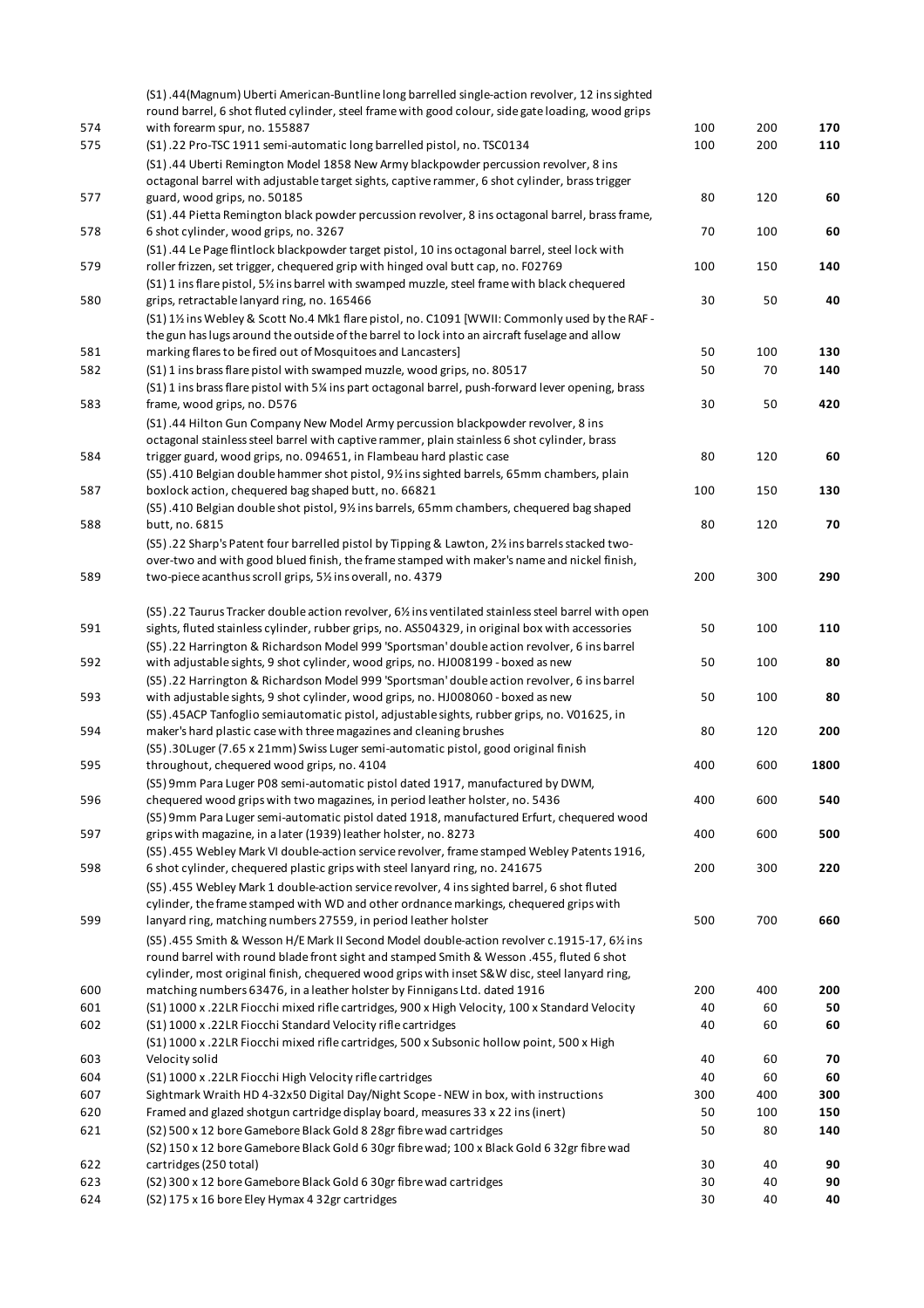| | | | | |
|---|---|---|---|---|
| 574 | (S1) .44(Magnum) Uberti American-Buntline long barrelled single-action revolver, 12 ins sighted round barrel, 6 shot fluted cylinder, steel frame with good colour, side gate loading, wood grips with forearm spur, no. 155887 | 100 | 200 | **170** |
| 575 | (S1) .22 Pro-TSC 1911 semi-automatic long barrelled pistol, no. TSC0134 | 100 | 200 | **110** |
| 577 | (S1) .44 Uberti Remington Model 1858 New Army blackpowder percussion revolver, 8 ins octagonal barrel with adjustable target sights, captive rammer, 6 shot cylinder, brass trigger guard, wood grips, no. 50185 | 80 | 120 | **60** |
| 578 | (S1) .44 Pietta Remington black powder percussion revolver, 8 ins octagonal barrel, brass frame, 6 shot cylinder, wood grips, no. 3267 | 70 | 100 | **60** |
| 579 | (S1) .44 Le Page flintlock blackpowder target pistol, 10 ins octagonal barrel, steel lock with roller frizzen, set trigger, chequered grip with hinged oval butt cap, no. F02769 | 100 | 150 | **140** |
| 580 | (S1) 1 ins flare pistol, 5½ ins barrel with swamped muzzle, steel frame with black chequered grips, retractable lanyard ring, no. 165466 | 30 | 50 | **40** |
| 581 | (S1) 1½ ins Webley & Scott No.4 Mk1 flare pistol, no. C1091 [WWII: Commonly used by the RAF - the gun has lugs around the outside of the barrel to lock into an aircraft fuselage and allow marking flares to be fired out of Mosquitoes and Lancasters] | 50 | 100 | **130** |
| 582 | (S1) 1 ins brass flare pistol with swamped muzzle, wood grips, no. 80517 | 50 | 70 | **140** |
| 583 | (S1) 1 ins brass flare pistol with 5¼ ins part octagonal barrel, push-forward lever opening, brass frame, wood grips, no. D576 | 30 | 50 | **420** |
| 584 | (S1) .44 Hilton Gun Company New Model Army percussion blackpowder revolver, 8 ins octagonal stainless steel barrel with captive rammer, plain stainless 6 shot cylinder, brass trigger guard, wood grips, no. 094651, in Flambeau hard plastic case | 80 | 120 | **60** |
| 587 | (S5) .410 Belgian double hammer shot pistol, 9½ ins sighted barrels, 65mm chambers, plain boxlock action, chequered bag shaped butt, no. 66821 | 100 | 150 | **130** |
| 588 | (S5) .410 Belgian double shot pistol, 9½ ins barrels, 65mm chambers, chequered bag shaped butt, no. 6815 | 80 | 120 | **70** |
| 589 | (S5) .22 Sharp's Patent four barrelled pistol by Tipping & Lawton, 2½ ins barrels stacked two-over-two and with good blued finish, the frame stamped with maker's name and nickel finish, two-piece acanthus scroll grips, 5½ ins overall, no. 4379 | 200 | 300 | **290** |
| 591 | (S5) .22 Taurus Tracker double action revolver, 6½ ins ventilated stainless steel barrel with open sights, fluted stainless cylinder, rubber grips, no. AS504329, in original box with accessories | 50 | 100 | **110** |
| 592 | (S5) .22 Harrington & Richardson Model 999 'Sportsman' double action revolver, 6 ins barrel with adjustable sights, 9 shot cylinder, wood grips, no. HJ008199 - boxed as new | 50 | 100 | **80** |
| 593 | (S5) .22 Harrington & Richardson Model 999 'Sportsman' double action revolver, 6 ins barrel with adjustable sights, 9 shot cylinder, wood grips, no. HJ008060 - boxed as new | 50 | 100 | **80** |
| 594 | (S5) .45ACP Tanfoglio semiautomatic pistol, adjustable sights, rubber grips, no. V01625, in maker's hard plastic case with three magazines and cleaning brushes | 80 | 120 | **200** |
| 595 | (S5) .30Luger (7.65 x 21mm) Swiss Luger semi-automatic pistol, good original finish throughout, chequered wood grips, no. 4104 | 400 | 600 | **1800** |
| 596 | (S5) 9mm Para Luger P08 semi-automatic pistol dated 1917, manufactured by DWM, chequered wood grips with two magazines, in period leather holster, no. 5436 | 400 | 600 | **540** |
| 597 | (S5) 9mm Para Luger semi-automatic pistol dated 1918, manufactured Erfurt, chequered wood grips with magazine, in a later (1939) leather holster, no. 8273 | 400 | 600 | **500** |
| 598 | (S5) .455 Webley Mark VI double-action service revolver, frame stamped Webley Patents 1916, 6 shot cylinder, chequered plastic grips with steel lanyard ring, no. 241675 | 200 | 300 | **220** |
| 599 | (S5) .455 Webley Mark 1 double-action service revolver, 4 ins sighted barrel, 6 shot fluted cylinder, the frame stamped with WD and other ordnance markings, chequered grips with lanyard ring, matching numbers 27559, in period leather holster | 500 | 700 | **660** |
| 600 | (S5) .455 Smith & Wesson H/E Mark II Second Model double-action revolver c.1915-17, 6½ ins round barrel with round blade front sight and stamped Smith & Wesson .455, fluted 6 shot cylinder, most original finish, chequered wood grips with inset S&W disc, steel lanyard ring, matching numbers 63476, in a leather holster by Finnigans Ltd. dated 1916 | 200 | 400 | **200** |
| 601 | (S1) 1000 x .22LR Fiocchi mixed rifle cartridges, 900 x High Velocity, 100 x Standard Velocity | 40 | 60 | **50** |
| 602 | (S1) 1000 x .22LR Fiocchi Standard Velocity rifle cartridges | 40 | 60 | **60** |
| 603 | (S1) 1000 x .22LR Fiocchi mixed rifle cartridges, 500 x Subsonic hollow point, 500 x High Velocity solid | 40 | 60 | **70** |
| 604 | (S1) 1000 x .22LR Fiocchi High Velocity rifle cartridges | 40 | 60 | **60** |
| 607 | Sightmark Wraith HD 4-32x50 Digital Day/Night Scope - NEW in box, with instructions | 300 | 400 | **300** |
| 620 | Framed and glazed shotgun cartridge display board, measures 33 x 22 ins (inert) | 50 | 100 | **150** |
| 621 | (S2) 500 x 12 bore Gamebore Black Gold 8 28gr fibre wad cartridges | 50 | 80 | **140** |
| 622 | (S2) 150 x 12 bore Gamebore Black Gold 6 30gr fibre wad; 100 x Black Gold 6 32gr fibre wad cartridges (250 total) | 30 | 40 | **90** |
| 623 | (S2) 300 x 12 bore Gamebore Black Gold 6 30gr fibre wad cartridges | 30 | 40 | **90** |
| 624 | (S2) 175 x 16 bore Eley Hymax 4 32gr cartridges | 30 | 40 | **40** |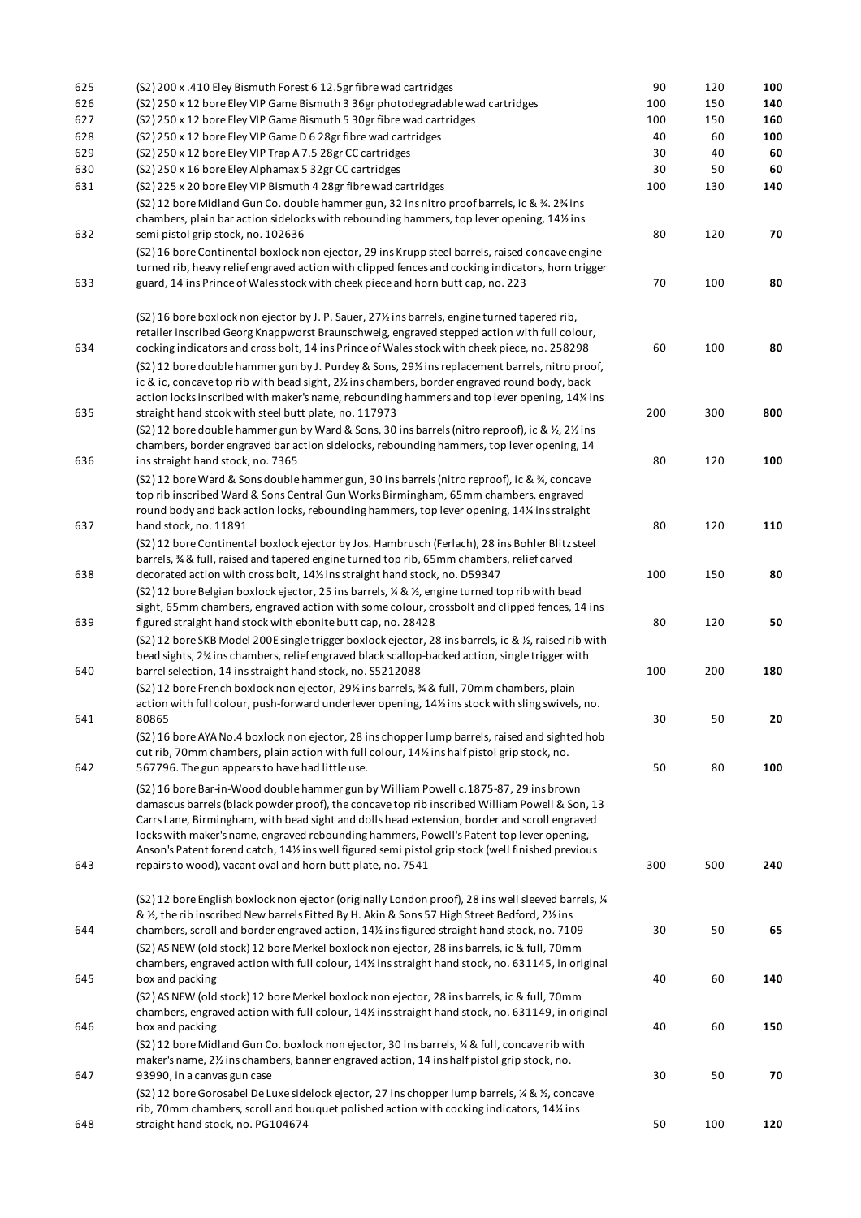| | | | | |
|---|---|---|---|---|
| 625 | (S2) 200 x .410 Eley Bismuth Forest 6 12.5gr fibre wad cartridges | 90 | 120 | **100** |
| 626 | (S2) 250 x 12 bore Eley VIP Game Bismuth 3 36gr photodegradable wad cartridges | 100 | 150 | **140** |
| 627 | (S2) 250 x 12 bore Eley VIP Game Bismuth 5 30gr fibre wad cartridges | 100 | 150 | **160** |
| 628 | (S2) 250 x 12 bore Eley VIP Game D 6 28gr fibre wad cartridges | 40 | 60 | **100** |
| 629 | (S2) 250 x 12 bore Eley VIP Trap A 7.5 28gr CC cartridges | 30 | 40 | **60** |
| 630 | (S2) 250 x 16 bore Eley Alphamax 5 32gr CC cartridges | 30 | 50 | **60** |
| 631 | (S2) 225 x 20 bore Eley VIP Bismuth 4 28gr fibre wad cartridges | 100 | 130 | **140** |
| 632 | (S2) 12 bore Midland Gun Co. double hammer gun, 32 ins nitro proof barrels, ic & ¾. 2¾ ins chambers, plain bar action sidelocks with rebounding hammers, top lever opening, 14½ ins semi pistol grip stock, no. 102636 | 80 | 120 | **70** |
| 633 | (S2) 16 bore Continental boxlock non ejector, 29 ins Krupp steel barrels, raised concave engine turned rib, heavy relief engraved action with clipped fences and cocking indicators, horn trigger guard, 14 ins Prince of Wales stock with cheek piece and horn butt cap, no. 223 | 70 | 100 | **80** |
| 634 | (S2) 16 bore boxlock non ejector by J. P. Sauer, 27½ ins barrels, engine turned tapered rib, retailer inscribed Georg Knappworst Braunschweig, engraved stepped action with full colour, cocking indicators and cross bolt, 14 ins Prince of Wales stock with cheek piece, no. 258298 | 60 | 100 | **80** |
| 635 | (S2) 12 bore double hammer gun by J. Purdey & Sons, 29½ ins replacement barrels, nitro proof, ic & ic, concave top rib with bead sight, 2½ ins chambers, border engraved round body, back action locks inscribed with maker's name, rebounding hammers and top lever opening, 14¼ ins straight hand stcok with steel butt plate, no. 117973 | 200 | 300 | **800** |
| 636 | (S2) 12 bore double hammer gun by Ward & Sons, 30 ins barrels (nitro reproof), ic & ½, 2½ ins chambers, border engraved bar action sidelocks, rebounding hammers, top lever opening, 14 ins straight hand stock, no. 7365 | 80 | 120 | **100** |
| 637 | (S2) 12 bore Ward & Sons double hammer gun, 30 ins barrels (nitro reproof), ic & ¾, concave top rib inscribed Ward & Sons Central Gun Works Birmingham, 65mm chambers, engraved round body and back action locks, rebounding hammers, top lever opening, 14¼ ins straight hand stock, no. 11891 | 80 | 120 | **110** |
| 638 | (S2) 12 bore Continental boxlock ejector by Jos. Hambrusch (Ferlach), 28 ins Bohler Blitz steel barrels, ¾ & full, raised and tapered engine turned top rib, 65mm chambers, relief carved decorated action with cross bolt, 14½ ins straight hand stock, no. D59347 | 100 | 150 | **80** |
| 639 | (S2) 12 bore Belgian boxlock ejector, 25 ins barrels, ¼ & ½, engine turned top rib with bead sight, 65mm chambers, engraved action with some colour, crossbolt and clipped fences, 14 ins figured straight hand stock with ebonite butt cap, no. 28428 | 80 | 120 | **50** |
| 640 | (S2) 12 bore SKB Model 200E single trigger boxlock ejector, 28 ins barrels, ic & ½, raised rib with bead sights, 2¾ ins chambers, relief engraved black scallop-backed action, single trigger with barrel selection, 14 ins straight hand stock, no. S5212088 | 100 | 200 | **180** |
| 641 | (S2) 12 bore French boxlock non ejector, 29½ ins barrels, ¾ & full, 70mm chambers, plain action with full colour, push-forward underlever opening, 14½ ins stock with sling swivels, no. 80865 | 30 | 50 | **20** |
| 642 | (S2) 16 bore AYA No.4 boxlock non ejector, 28 ins chopper lump barrels, raised and sighted hob cut rib, 70mm chambers, plain action with full colour, 14½ ins half pistol grip stock, no. 567796. The gun appears to have had little use. | 50 | 80 | **100** |
| 643 | (S2) 16 bore Bar-in-Wood double hammer gun by William Powell c.1875-87, 29 ins brown damascus barrels (black powder proof), the concave top rib inscribed William Powell & Son, 13 Carrs Lane, Birmingham, with bead sight and dolls head extension, border and scroll engraved locks with maker's name, engraved rebounding hammers, Powell's Patent top lever opening, Anson's Patent forend catch, 14½ ins well figured semi pistol grip stock (well finished previous repairs to wood), vacant oval and horn butt plate, no. 7541 | 300 | 500 | **240** |
| 644 | (S2) 12 bore English boxlock non ejector (originally London proof), 28 ins well sleeved barrels, ¼ & ½, the rib inscribed New barrels Fitted By H. Akin & Sons 57 High Street Bedford, 2½ ins chambers, scroll and border engraved action, 14½ ins figured straight hand stock, no. 7109 | 30 | 50 | **65** |
| 645 | (S2) AS NEW (old stock) 12 bore Merkel boxlock non ejector, 28 ins barrels, ic & full, 70mm chambers, engraved action with full colour, 14½ ins straight hand stock, no. 631145, in original box and packing | 40 | 60 | **140** |
| 646 | (S2) AS NEW (old stock) 12 bore Merkel boxlock non ejector, 28 ins barrels, ic & full, 70mm chambers, engraved action with full colour, 14½ ins straight hand stock, no. 631149, in original box and packing | 40 | 60 | **150** |
| 647 | (S2) 12 bore Midland Gun Co. boxlock non ejector, 30 ins barrels, ¼ & full, concave rib with maker's name, 2½ ins chambers, banner engraved action, 14 ins half pistol grip stock, no. 93990, in a canvas gun case | 30 | 50 | **70** |
| 648 | (S2) 12 bore Gorosabel De Luxe sidelock ejector, 27 ins chopper lump barrels, ¼ & ½, concave rib, 70mm chambers, scroll and bouquet polished action with cocking indicators, 14¼ ins straight hand stock, no. PG104674 | 50 | 100 | **120** |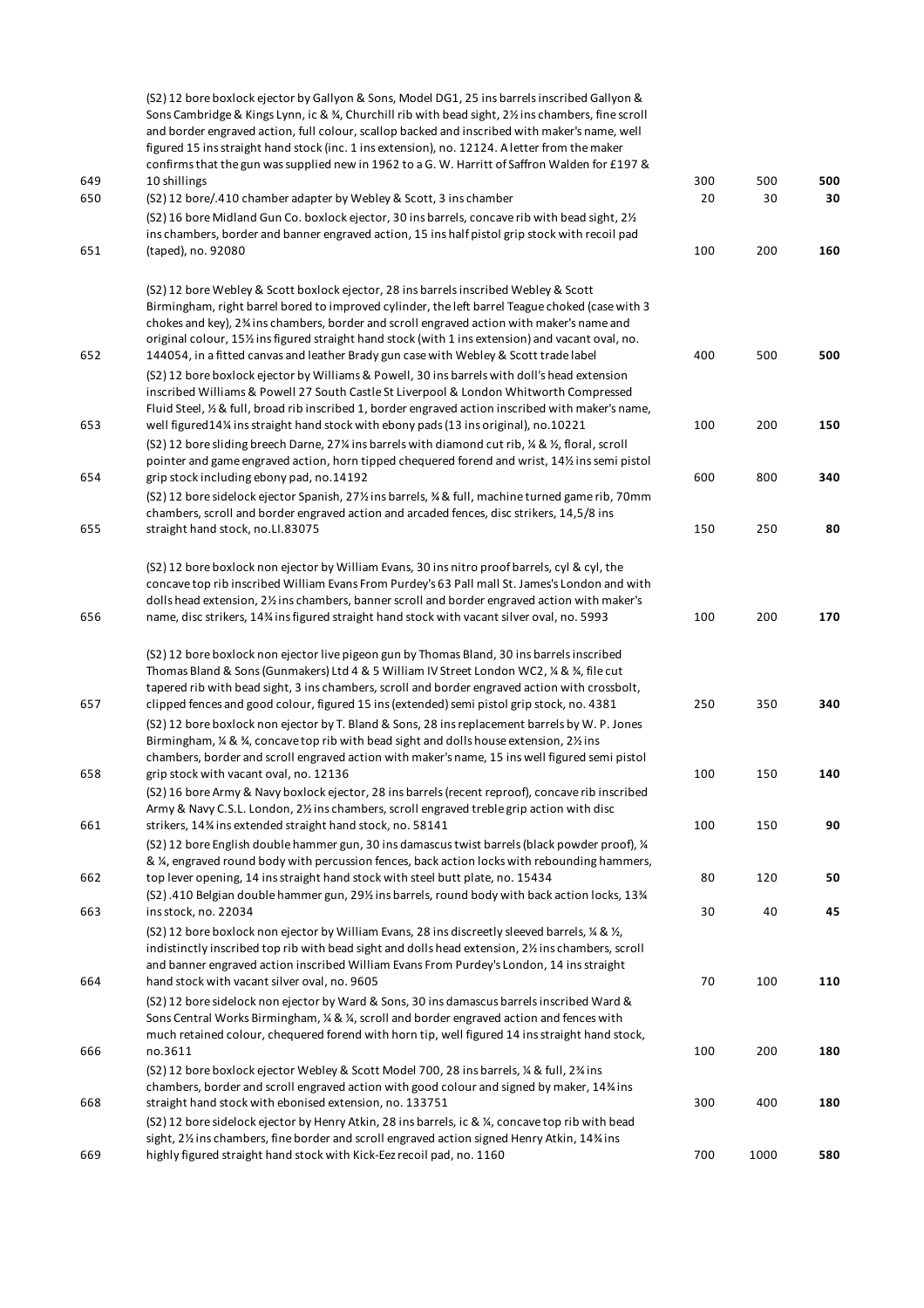| | | | | |
|---|---|---|---|---|
| 649 | (S2) 12 bore boxlock ejector by Gallyon & Sons, Model DG1, 25 ins barrels inscribed Gallyon & Sons Cambridge & Kings Lynn, ic & ¾, Churchill rib with bead sight, 2½ ins chambers, fine scroll and border engraved action, full colour, scallop backed and inscribed with maker's name, well figured 15 ins straight hand stock (inc. 1 ins extension), no. 12124. A letter from the maker confirms that the gun was supplied new in 1962 to a G. W. Harritt of Saffron Walden for £197 & 10 shillings | 300 | 500 | **500** |
| 650 | (S2) 12 bore/.410 chamber adapter by Webley & Scott, 3 ins chamber | 20 | 30 | **30** |
| 651 | (S2) 16 bore Midland Gun Co. boxlock ejector, 30 ins barrels, concave rib with bead sight, 2½ ins chambers, border and banner engraved action, 15 ins half pistol grip stock with recoil pad (taped), no. 92080 | 100 | 200 | **160** |
| 652 | (S2) 12 bore Webley & Scott boxlock ejector, 28 ins barrels inscribed Webley & Scott Birmingham, right barrel bored to improved cylinder, the left barrel Teague choked (case with 3 chokes and key), 2¾ ins chambers, border and scroll engraved action with maker's name and original colour, 15½ ins figured straight hand stock (with 1 ins extension) and vacant oval, no. 144054, in a fitted canvas and leather Brady gun case with Webley & Scott trade label | 400 | 500 | **500** |
| 653 | (S2) 12 bore boxlock ejector by Williams & Powell, 30 ins barrels with doll's head extension inscribed Williams & Powell 27 South Castle St Liverpool & London Whitworth Compressed Fluid Steel, ½ & full, broad rib inscribed 1, border engraved action inscribed with maker's name, well figured14¼ ins straight hand stock with ebony pads (13 ins original), no.10221 | 100 | 200 | **150** |
| 654 | (S2) 12 bore sliding breech Darne, 27¼ ins barrels with diamond cut rib, ¼ & ½, floral, scroll pointer and game engraved action, horn tipped chequered forend and wrist, 14½ ins semi pistol grip stock including ebony pad, no.14192 | 600 | 800 | **340** |
| 655 | (S2) 12 bore sidelock ejector Spanish, 27½ ins barrels, ¾ & full, machine turned game rib, 70mm chambers, scroll and border engraved action and arcaded fences, disc strikers, 14,5/8 ins straight hand stock, no.LI.83075 | 150 | 250 | **80** |
| 656 | (S2) 12 bore boxlock non ejector by William Evans, 30 ins nitro proof barrels, cyl & cyl, the concave top rib inscribed William Evans From Purdey's 63 Pall mall St. James's London and with dolls head extension, 2½ ins chambers, banner scroll and border engraved action with maker's name, disc strikers, 14¾ ins figured straight hand stock with vacant silver oval, no. 5993 | 100 | 200 | **170** |
| 657 | (S2) 12 bore boxlock non ejector live pigeon gun by Thomas Bland, 30 ins barrels inscribed Thomas Bland & Sons (Gunmakers) Ltd 4 & 5 William IV Street London WC2, ¼ & ¾, file cut tapered rib with bead sight, 3 ins chambers, scroll and border engraved action with crossbolt, clipped fences and good colour, figured 15 ins (extended) semi pistol grip stock, no. 4381 | 250 | 350 | **340** |
| 658 | (S2) 12 bore boxlock non ejector by T. Bland & Sons, 28 ins replacement barrels by W. P. Jones Birmingham, ¼ & ¾, concave top rib with bead sight and dolls house extension, 2½ ins chambers, border and scroll engraved action with maker's name, 15 ins well figured semi pistol grip stock with vacant oval, no. 12136 | 100 | 150 | **140** |
| 661 | (S2) 16 bore Army & Navy boxlock ejector, 28 ins barrels (recent reproof), concave rib inscribed Army & Navy C.S.L. London, 2½ ins chambers, scroll engraved treble grip action with disc strikers, 14¾ ins extended straight hand stock, no. 58141 | 100 | 150 | **90** |
| 662 | (S2) 12 bore English double hammer gun, 30 ins damascus twist barrels (black powder proof), ¼ & ¼, engraved round body with percussion fences, back action locks with rebounding hammers, top lever opening, 14 ins straight hand stock with steel butt plate, no. 15434 | 80 | 120 | **50** |
| 663 | (S2) .410 Belgian double hammer gun, 29½ ins barrels, round body with back action locks, 13¾ ins stock, no. 22034 | 30 | 40 | **45** |
| 664 | (S2) 12 bore boxlock non ejector by William Evans, 28 ins discreetly sleeved barrels, ¼ & ½, indistinctly inscribed top rib with bead sight and dolls head extension, 2½ ins chambers, scroll and banner engraved action inscribed William Evans From Purdey's London, 14 ins straight hand stock with vacant silver oval, no. 9605 | 70 | 100 | **110** |
| 666 | (S2) 12 bore sidelock non ejector by Ward & Sons, 30 ins damascus barrels inscribed Ward & Sons Central Works Birmingham, ¼ & ¼, scroll and border engraved action and fences with much retained colour, chequered forend with horn tip, well figured 14 ins straight hand stock, no.3611 | 100 | 200 | **180** |
| 668 | (S2) 12 bore boxlock ejector Webley & Scott Model 700, 28 ins barrels, ¼ & full, 2¾ ins chambers, border and scroll engraved action with good colour and signed by maker, 14¾ ins straight hand stock with ebonised extension, no. 133751 | 300 | 400 | **180** |
| 669 | (S2) 12 bore sidelock ejector by Henry Atkin, 28 ins barrels, ic & ¼, concave top rib with bead sight, 2½ ins chambers, fine border and scroll engraved action signed Henry Atkin, 14¾ ins highly figured straight hand stock with Kick-Eez recoil pad, no. 1160 | 700 | 1000 | **580** |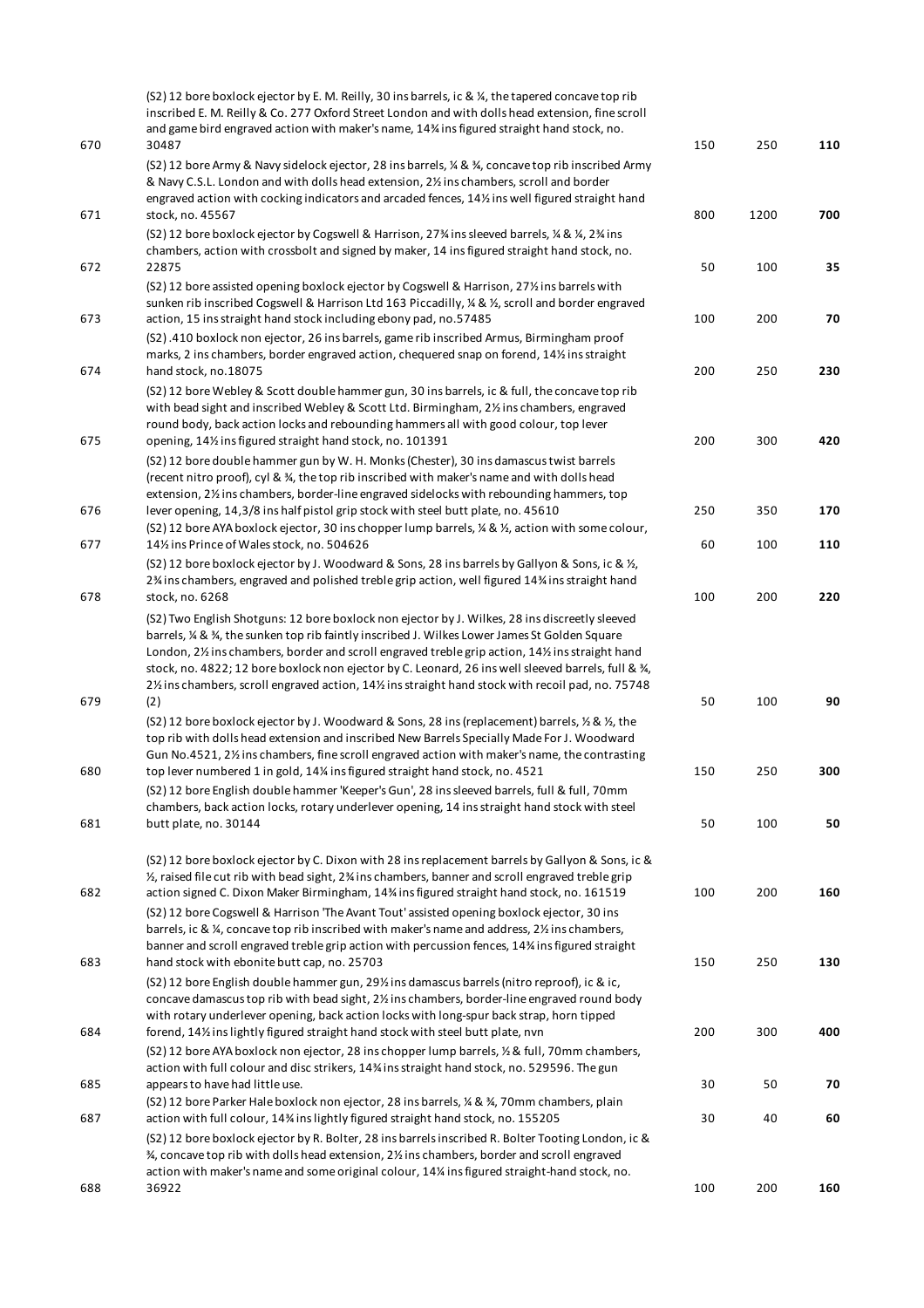| | | | | |
|---|---|---|---|---|
| 670 | (S2) 12 bore boxlock ejector by E. M. Reilly, 30 ins barrels, ic & ¼, the tapered concave top rib inscribed E. M. Reilly & Co. 277 Oxford Street London and with dolls head extension, fine scroll and game bird engraved action with maker's name, 14¾ ins figured straight hand stock, no. 30487 | 150 | 250 | **110** |
| 671 | (S2) 12 bore Army & Navy sidelock ejector, 28 ins barrels, ¼ & ¾, concave top rib inscribed Army & Navy C.S.L. London and with dolls head extension, 2½ ins chambers, scroll and border engraved action with cocking indicators and arcaded fences, 14½ ins well figured straight hand stock, no. 45567 | 800 | 1200 | **700** |
| 672 | (S2) 12 bore boxlock ejector by Cogswell & Harrison, 27¾ ins sleeved barrels, ¼ & ¼, 2¾ ins chambers, action with crossbolt and signed by maker, 14 ins figured straight hand stock, no. 22875 | 50 | 100 | **35** |
| 673 | (S2) 12 bore assisted opening boxlock ejector by Cogswell & Harrison, 27½ ins barrels with sunken rib inscribed Cogswell & Harrison Ltd 163 Piccadilly, ¼ & ½, scroll and border engraved action, 15 ins straight hand stock including ebony pad, no.57485 | 100 | 200 | **70** |
| 674 | (S2) .410 boxlock non ejector, 26 ins barrels, game rib inscribed Armus, Birmingham proof marks, 2 ins chambers, border engraved action, chequered snap on forend, 14½ ins straight hand stock, no.18075 | 200 | 250 | **230** |
| 675 | (S2) 12 bore Webley & Scott double hammer gun, 30 ins barrels, ic & full, the concave top rib with bead sight and inscribed Webley & Scott Ltd. Birmingham, 2½ ins chambers, engraved round body, back action locks and rebounding hammers all with good colour, top lever opening, 14½ ins figured straight hand stock, no. 101391 | 200 | 300 | **420** |
| 676 | (S2) 12 bore double hammer gun by W. H. Monks (Chester), 30 ins damascus twist barrels (recent nitro proof), cyl & ¾, the top rib inscribed with maker's name and with dolls head extension, 2½ ins chambers, border-line engraved sidelocks with rebounding hammers, top lever opening, 14,3/8 ins half pistol grip stock with steel butt plate, no. 45610 | 250 | 350 | **170** |
| 677 | (S2) 12 bore AYA boxlock ejector, 30 ins chopper lump barrels, ¼ & ½, action with some colour, 14½ ins Prince of Wales stock, no. 504626 | 60 | 100 | **110** |
| 678 | (S2) 12 bore boxlock ejector by J. Woodward & Sons, 28 ins barrels by Gallyon & Sons, ic & ½, 2¾ ins chambers, engraved and polished treble grip action, well figured 14¾ ins straight hand stock, no. 6268 | 100 | 200 | **220** |
| 679 | (S2) Two English Shotguns: 12 bore boxlock non ejector by J. Wilkes, 28 ins discreetly sleeved barrels, ¼ & ¾, the sunken top rib faintly inscribed J. Wilkes Lower James St Golden Square London, 2½ ins chambers, border and scroll engraved treble grip action, 14½ ins straight hand stock, no. 4822; 12 bore boxlock non ejector by C. Leonard, 26 ins well sleeved barrels, full & ¾, 2½ ins chambers, scroll engraved action, 14½ ins straight hand stock with recoil pad, no. 75748 (2) | 50 | 100 | **90** |
| 680 | (S2) 12 bore boxlock ejector by J. Woodward & Sons, 28 ins (replacement) barrels, ½ & ½, the top rib with dolls head extension and inscribed New Barrels Specially Made For J. Woodward Gun No.4521, 2½ ins chambers, fine scroll engraved action with maker's name, the contrasting top lever numbered 1 in gold, 14¼ ins figured straight hand stock, no. 4521 | 150 | 250 | **300** |
| 681 | (S2) 12 bore English double hammer 'Keeper's Gun', 28 ins sleeved barrels, full & full, 70mm chambers, back action locks, rotary underlever opening, 14 ins straight hand stock with steel butt plate, no. 30144 | 50 | 100 | **50** |
| 682 | (S2) 12 bore boxlock ejector by C. Dixon with 28 ins replacement barrels by Gallyon & Sons, ic & ½, raised file cut rib with bead sight, 2¾ ins chambers, banner and scroll engraved treble grip action signed C. Dixon Maker Birmingham, 14¾ ins figured straight hand stock, no. 161519 | 100 | 200 | **160** |
| 683 | (S2) 12 bore Cogswell & Harrison 'The Avant Tout' assisted opening boxlock ejector, 30 ins barrels, ic & ¼, concave top rib inscribed with maker's name and address, 2½ ins chambers, banner and scroll engraved treble grip action with percussion fences, 14¾ ins figured straight hand stock with ebonite butt cap, no. 25703 | 150 | 250 | **130** |
| 684 | (S2) 12 bore English double hammer gun, 29½ ins damascus barrels (nitro reproof), ic & ic, concave damascus top rib with bead sight, 2½ ins chambers, border-line engraved round body with rotary underlever opening, back action locks with long-spur back strap, horn tipped forend, 14½ ins lightly figured straight hand stock with steel butt plate, nvn | 200 | 300 | **400** |
| 685 | (S2) 12 bore AYA boxlock non ejector, 28 ins chopper lump barrels, ½ & full, 70mm chambers, action with full colour and disc strikers, 14¾ ins straight hand stock, no. 529596. The gun appears to have had little use. | 30 | 50 | **70** |
| 687 | (S2) 12 bore Parker Hale boxlock non ejector, 28 ins barrels, ¼ & ¾, 70mm chambers, plain action with full colour, 14¾ ins lightly figured straight hand stock, no. 155205 | 30 | 40 | **60** |
| 688 | (S2) 12 bore boxlock ejector by R. Bolter, 28 ins barrels inscribed R. Bolter Tooting London, ic & ¾, concave top rib with dolls head extension, 2½ ins chambers, border and scroll engraved action with maker's name and some original colour, 14¼ ins figured straight-hand stock, no. 36922 | 100 | 200 | **160** |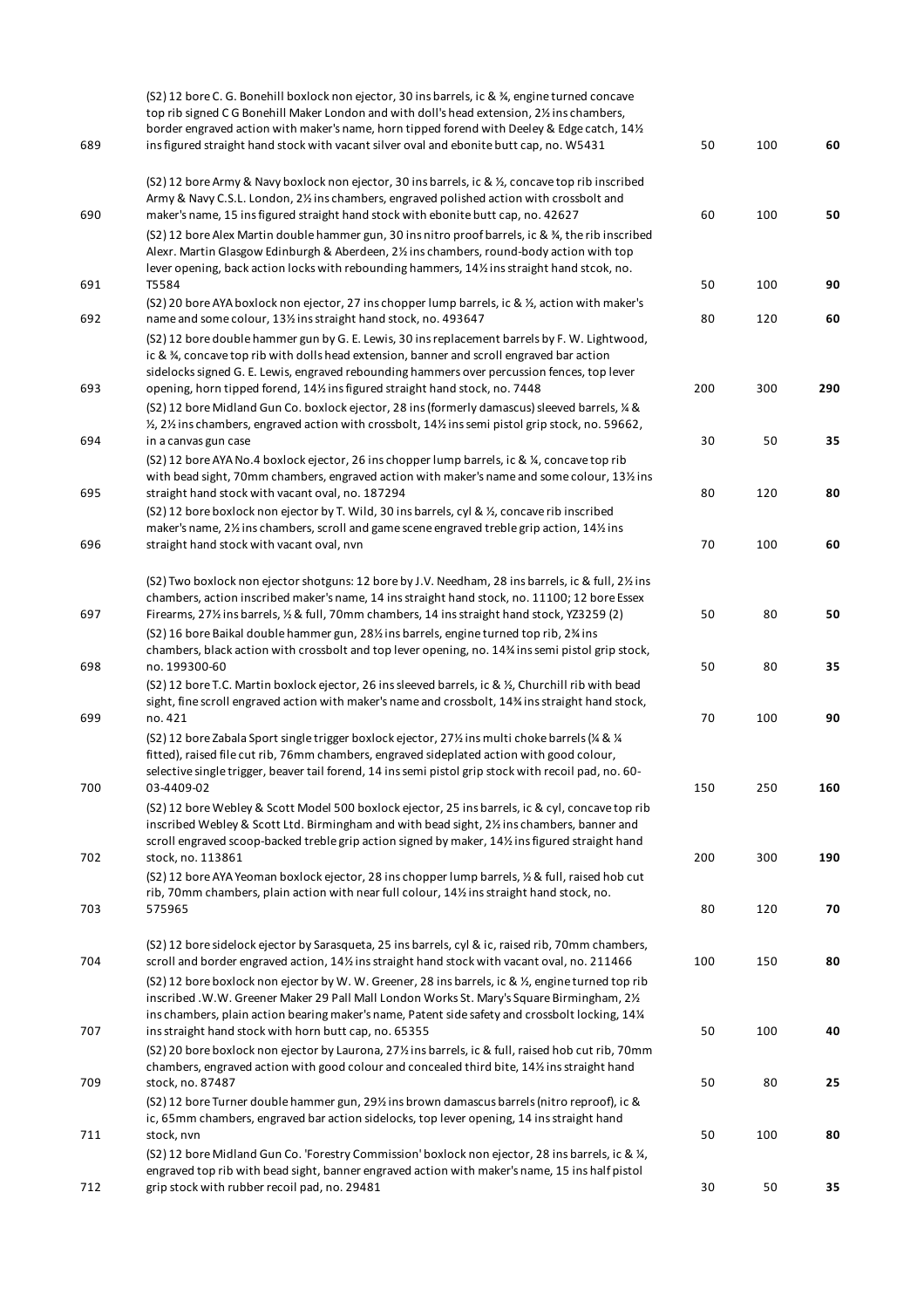| | | | | |
|---|---|---|---|---|
| 689 | (S2) 12 bore C. G. Bonehill boxlock non ejector, 30 ins barrels, ic & ¾, engine turned concave top rib signed C G Bonehill Maker London and with doll's head extension, 2½ ins chambers, border engraved action with maker's name, horn tipped forend with Deeley & Edge catch, 14½ ins figured straight hand stock with vacant silver oval and ebonite butt cap, no. W5431 | 50 | 100 | **60** |
| 690 | (S2) 12 bore Army & Navy boxlock non ejector, 30 ins barrels, ic & ½, concave top rib inscribed Army & Navy C.S.L. London, 2½ ins chambers, engraved polished action with crossbolt and maker's name, 15 ins figured straight hand stock with ebonite butt cap, no. 42627 | 60 | 100 | **50** |
| 691 | (S2) 12 bore Alex Martin double hammer gun, 30 ins nitro proof barrels, ic & ¾, the rib inscribed Alexr. Martin Glasgow Edinburgh & Aberdeen, 2½ ins chambers, round-body action with top lever opening, back action locks with rebounding hammers, 14½ ins straight hand stcok, no. T5584 | 50 | 100 | **90** |
| 692 | (S2) 20 bore AYA boxlock non ejector, 27 ins chopper lump barrels, ic & ½, action with maker's name and some colour, 13½ ins straight hand stock, no. 493647 | 80 | 120 | **60** |
| 693 | (S2) 12 bore double hammer gun by G. E. Lewis, 30 ins replacement barrels by F. W. Lightwood, ic & ¾, concave top rib with dolls head extension, banner and scroll engraved bar action sidelocks signed G. E. Lewis, engraved rebounding hammers over percussion fences, top lever opening, horn tipped forend, 14½ ins figured straight hand stock, no. 7448 | 200 | 300 | **290** |
| 694 | (S2) 12 bore Midland Gun Co. boxlock ejector, 28 ins (formerly damascus) sleeved barrels, ¼ & ½, 2½ ins chambers, engraved action with crossbolt, 14½ ins semi pistol grip stock, no. 59662, in a canvas gun case | 30 | 50 | **35** |
| 695 | (S2) 12 bore AYA No.4 boxlock ejector, 26 ins chopper lump barrels, ic & ¼, concave top rib with bead sight, 70mm chambers, engraved action with maker's name and some colour, 13½ ins straight hand stock with vacant oval, no. 187294 | 80 | 120 | **80** |
| 696 | (S2) 12 bore boxlock non ejector by T. Wild, 30 ins barrels, cyl & ½, concave rib inscribed maker's name, 2½ ins chambers, scroll and game scene engraved treble grip action, 14½ ins straight hand stock with vacant oval, nvn | 70 | 100 | **60** |
| 697 | (S2) Two boxlock non ejector shotguns: 12 bore by J.V. Needham, 28 ins barrels, ic & full, 2½ ins chambers, action inscribed maker's name, 14 ins straight hand stock, no. 11100; 12 bore Essex Firearms, 27½ ins barrels, ½ & full, 70mm chambers, 14 ins straight hand stock, YZ3259 (2) | 50 | 80 | **50** |
| 698 | (S2) 16 bore Baikal double hammer gun, 28½ ins barrels, engine turned top rib, 2¾ ins chambers, black action with crossbolt and top lever opening, no. 14¾ ins semi pistol grip stock, no. 199300-60 | 50 | 80 | **35** |
| 699 | (S2) 12 bore T.C. Martin boxlock ejector, 26 ins sleeved barrels, ic & ½, Churchill rib with bead sight, fine scroll engraved action with maker's name and crossbolt, 14¾ ins straight hand stock, no. 421 | 70 | 100 | **90** |
| 700 | (S2) 12 bore Zabala Sport single trigger boxlock ejector, 27½ ins multi choke barrels (¼ & ¼ fitted), raised file cut rib, 76mm chambers, engraved sideplated action with good colour, selective single trigger, beaver tail forend, 14 ins semi pistol grip stock with recoil pad, no. 60-03-4409-02 | 150 | 250 | **160** |
| 702 | (S2) 12 bore Webley & Scott Model 500 boxlock ejector, 25 ins barrels, ic & cyl, concave top rib inscribed Webley & Scott Ltd. Birmingham and with bead sight, 2½ ins chambers, banner and scroll engraved scoop-backed treble grip action signed by maker, 14½ ins figured straight hand stock, no. 113861 | 200 | 300 | **190** |
| 703 | (S2) 12 bore AYA Yeoman boxlock ejector, 28 ins chopper lump barrels, ½ & full, raised hob cut rib, 70mm chambers, plain action with near full colour, 14½ ins straight hand stock, no. 575965 | 80 | 120 | **70** |
| 704 | (S2) 12 bore sidelock ejector by Sarasqueta, 25 ins barrels, cyl & ic, raised rib, 70mm chambers, scroll and border engraved action, 14½ ins straight hand stock with vacant oval, no. 211466 | 100 | 150 | **80** |
| 707 | (S2) 12 bore boxlock non ejector by W. W. Greener, 28 ins barrels, ic & ½, engine turned top rib inscribed .W.W. Greener Maker 29 Pall Mall London Works St. Mary's Square Birmingham, 2½ ins chambers, plain action bearing maker's name, Patent side safety and crossbolt locking, 14¼ ins straight hand stock with horn butt cap, no. 65355 | 50 | 100 | **40** |
| 709 | (S2) 20 bore boxlock non ejector by Laurona, 27½ ins barrels, ic & full, raised hob cut rib, 70mm chambers, engraved action with good colour and concealed third bite, 14½ ins straight hand stock, no. 87487 | 50 | 80 | **25** |
| 711 | (S2) 12 bore Turner double hammer gun, 29½ ins brown damascus barrels (nitro reproof), ic & ic, 65mm chambers, engraved bar action sidelocks, top lever opening, 14 ins straight hand stock, nvn | 50 | 100 | **80** |
| 712 | (S2) 12 bore Midland Gun Co. 'Forestry Commission' boxlock non ejector, 28 ins barrels, ic & ¼, engraved top rib with bead sight, banner engraved action with maker's name, 15 ins half pistol grip stock with rubber recoil pad, no. 29481 | 30 | 50 | **35** |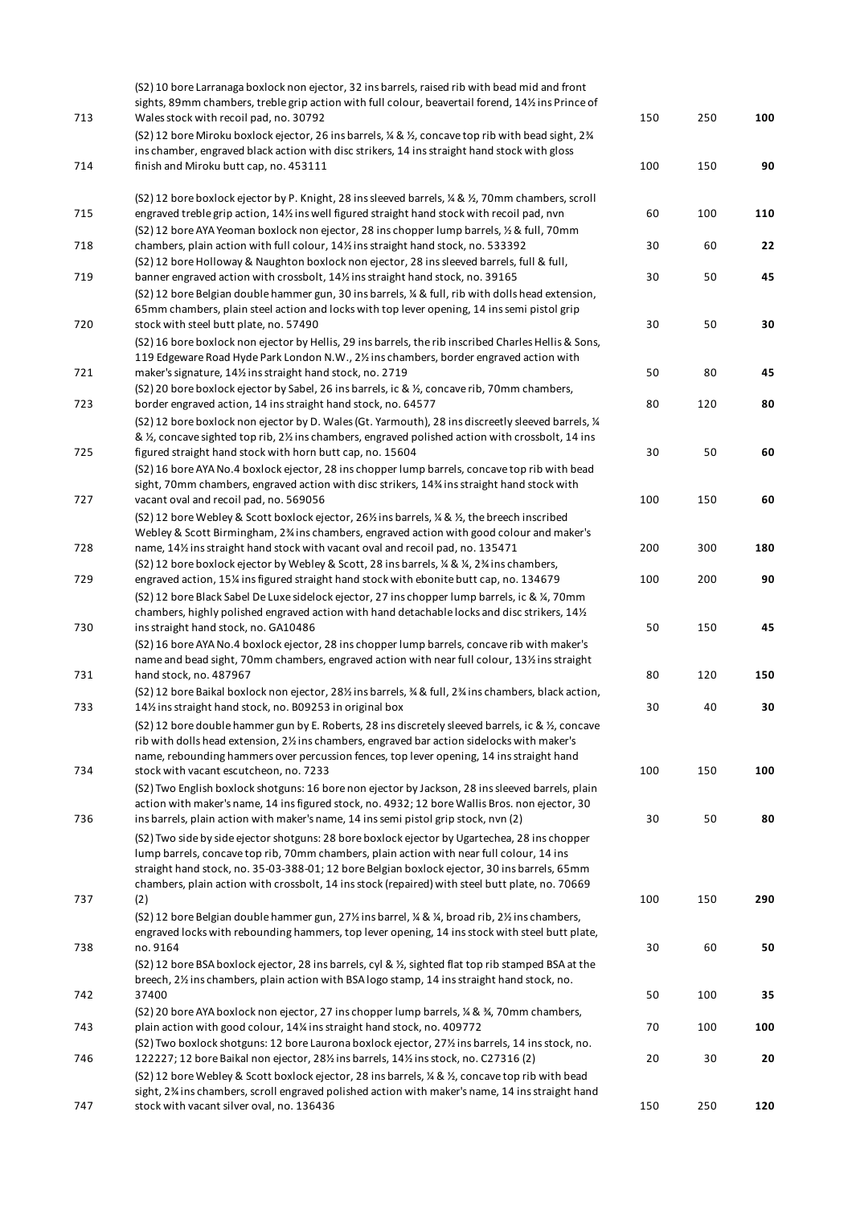| | | | | |
|---|---|---|---|---|
| 713 | (S2) 10 bore Larranaga boxlock non ejector, 32 ins barrels, raised rib with bead mid and front sights, 89mm chambers, treble grip action with full colour, beavertail forend, 14½ ins Prince of Wales stock with recoil pad, no. 30792 | 150 | 250 | **100** |
| 714 | (S2) 12 bore Miroku boxlock ejector, 26 ins barrels, ¼ & ½, concave top rib with bead sight, 2¾ ins chamber, engraved black action with disc strikers, 14 ins straight hand stock with gloss finish and Miroku butt cap, no. 453111 | 100 | 150 | **90** |
| 715 | (S2) 12 bore boxlock ejector by P. Knight, 28 ins sleeved barrels, ¼ & ½, 70mm chambers, scroll engraved treble grip action, 14½ ins well figured straight hand stock with recoil pad, nvn | 60 | 100 | **110** |
| 718 | (S2) 12 bore AYA Yeoman boxlock non ejector, 28 ins chopper lump barrels, ½ & full, 70mm chambers, plain action with full colour, 14½ ins straight hand stock, no. 533392 | 30 | 60 | **22** |
| 719 | (S2) 12 bore Holloway & Naughton boxlock non ejector, 28 ins sleeved barrels, full & full, banner engraved action with crossbolt, 14½ ins straight hand stock, no. 39165 | 30 | 50 | **45** |
| 720 | (S2) 12 bore Belgian double hammer gun, 30 ins barrels, ¼ & full, rib with dolls head extension, 65mm chambers, plain steel action and locks with top lever opening, 14 ins semi pistol grip stock with steel butt plate, no. 57490 | 30 | 50 | **30** |
| 721 | (S2) 16 bore boxlock non ejector by Hellis, 29 ins barrels, the rib inscribed Charles Hellis & Sons, 119 Edgeware Road Hyde Park London N.W., 2½ ins chambers, border engraved action with maker's signature, 14½ ins straight hand stock, no. 2719 | 50 | 80 | **45** |
| 723 | (S2) 20 bore boxlock ejector by Sabel, 26 ins barrels, ic & ½, concave rib, 70mm chambers, border engraved action, 14 ins straight hand stock, no. 64577 | 80 | 120 | **80** |
| 725 | (S2) 12 bore boxlock non ejector by D. Wales (Gt. Yarmouth), 28 ins discreetly sleeved barrels, ¼ & ½, concave sighted top rib, 2½ ins chambers, engraved polished action with crossbolt, 14 ins figured straight hand stock with horn butt cap, no. 15604 | 30 | 50 | **60** |
| 727 | (S2) 16 bore AYA No.4 boxlock ejector, 28 ins chopper lump barrels, concave top rib with bead sight, 70mm chambers, engraved action with disc strikers, 14¾ ins straight hand stock with vacant oval and recoil pad, no. 569056 | 100 | 150 | **60** |
| 728 | (S2) 12 bore Webley & Scott boxlock ejector, 26½ ins barrels, ¼ & ½, the breech inscribed Webley & Scott Birmingham, 2¾ ins chambers, engraved action with good colour and maker's name, 14½ ins straight hand stock with vacant oval and recoil pad, no. 135471 | 200 | 300 | **180** |
| 729 | (S2) 12 bore boxlock ejector by Webley & Scott, 28 ins barrels, ¼ & ¼, 2¾ ins chambers, engraved action, 15¼ ins figured straight hand stock with ebonite butt cap, no. 134679 | 100 | 200 | **90** |
| 730 | (S2) 12 bore Black Sabel De Luxe sidelock ejector, 27 ins chopper lump barrels, ic & ¼, 70mm chambers, highly polished engraved action with hand detachable locks and disc strikers, 14½ ins straight hand stock, no. GA10486 | 50 | 150 | **45** |
| 731 | (S2) 16 bore AYA No.4 boxlock ejector, 28 ins chopper lump barrels, concave rib with maker's name and bead sight, 70mm chambers, engraved action with near full colour, 13½ ins straight hand stock, no. 487967 | 80 | 120 | **150** |
| 733 | (S2) 12 bore Baikal boxlock non ejector, 28½ ins barrels, ¾ & full, 2¾ ins chambers, black action, 14½ ins straight hand stock, no. B09253 in original box | 30 | 40 | **30** |
| 734 | (S2) 12 bore double hammer gun by E. Roberts, 28 ins discretely sleeved barrels, ic & ½, concave rib with dolls head extension, 2½ ins chambers, engraved bar action sidelocks with maker's name, rebounding hammers over percussion fences, top lever opening, 14 ins straight hand stock with vacant escutcheon, no. 7233 | 100 | 150 | **100** |
| 736 | (S2) Two English boxlock shotguns: 16 bore non ejector by Jackson, 28 ins sleeved barrels, plain action with maker's name, 14 ins figured stock, no. 4932; 12 bore Wallis Bros. non ejector, 30 ins barrels, plain action with maker's name, 14 ins semi pistol grip stock, nvn (2) | 30 | 50 | **80** |
| 737 | (S2) Two side by side ejector shotguns: 28 bore boxlock ejector by Ugartechea, 28 ins chopper lump barrels, concave top rib, 70mm chambers, plain action with near full colour, 14 ins straight hand stock, no. 35-03-388-01; 12 bore Belgian boxlock ejector, 30 ins barrels, 65mm chambers, plain action with crossbolt, 14 ins stock (repaired) with steel butt plate, no. 70669 (2) | 100 | 150 | **290** |
| 738 | (S2) 12 bore Belgian double hammer gun, 27½ ins barrel, ¼ & ¼, broad rib, 2½ ins chambers, engraved locks with rebounding hammers, top lever opening, 14 ins stock with steel butt plate, no. 9164 | 30 | 60 | **50** |
| 742 | (S2) 12 bore BSA boxlock ejector, 28 ins barrels, cyl & ½, sighted flat top rib stamped BSA at the breech, 2½ ins chambers, plain action with BSA logo stamp, 14 ins straight hand stock, no. 37400 | 50 | 100 | **35** |
| 743 | (S2) 20 bore AYA boxlock non ejector, 27 ins chopper lump barrels, ¼ & ¾, 70mm chambers, plain action with good colour, 14¼ ins straight hand stock, no. 409772 | 70 | 100 | **100** |
| 746 | (S2) Two boxlock shotguns: 12 bore Laurona boxlock ejector, 27½ ins barrels, 14 ins stock, no. 122227; 12 bore Baikal non ejector, 28½ ins barrels, 14½ ins stock, no. C27316 (2) | 20 | 30 | **20** |
| 747 | (S2) 12 bore Webley & Scott boxlock ejector, 28 ins barrels, ¼ & ½, concave top rib with bead sight, 2¾ ins chambers, scroll engraved polished action with maker's name, 14 ins straight hand stock with vacant silver oval, no. 136436 | 150 | 250 | **120** |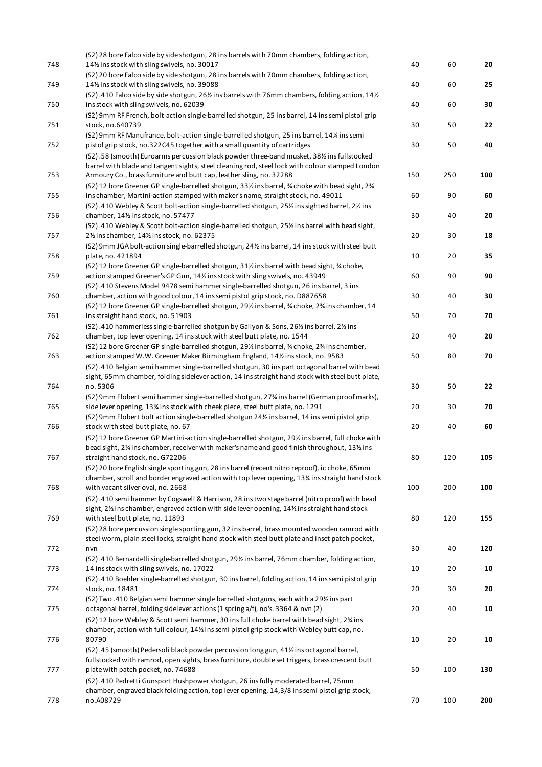| | | | | |
|---|---|---|---|---|
| 748 | (S2) 28 bore Falco side by side shotgun, 28 ins barrels with 70mm chambers, folding action, 14½ ins stock with sling swivels, no. 30017 | 40 | 60 | **20** |
| 749 | (S2) 20 bore Falco side by side shotgun, 28 ins barrels with 70mm chambers, folding action, 14½ ins stock with sling swivels, no. 39088 | 40 | 60 | **25** |
| 750 | (S2) .410 Falco side by side shotgun, 26½ ins barrels with 76mm chambers, folding action, 14½ ins stock with sling swivels, no. 62039 | 40 | 60 | **30** |
| 751 | (S2) 9mm RF French, bolt-action single-barrelled shotgun, 25 ins barrel, 14 ins semi pistol grip stock, no.640739 | 30 | 50 | **22** |
| 752 | (S2) 9mm RF Manufrance, bolt-action single-barrelled shotgun, 25 ins barrel, 14¼ ins semi pistol grip stock, no.322C45 together with a small quantity of cartridges | 30 | 50 | **40** |
| 753 | (S2) .58 (smooth) Euroarms percussion black powder three-band musket, 38½ ins fullstocked barrel with blade and tangent sights, steel cleaning rod, steel lock with colour stamped London Armoury Co., brass furniture and butt cap, leather sling, no. 32288 | 150 | 250 | **100** |
| 755 | (S2) 12 bore Greener GP single-barrelled shotgun, 33½ ins barrel, ¾ choke with bead sight, 2¾ ins chamber, Martini-action stamped with maker's name, straight stock, no. 49011 | 60 | 90 | **60** |
| 756 | (S2) .410 Webley & Scott bolt-action single-barrelled shotgun, 25½ ins sighted barrel, 2½ ins chamber, 14½ ins stock, no. 57477 | 30 | 40 | **20** |
| 757 | (S2) .410 Webley & Scott bolt-action single-barrelled shotgun, 25½ ins barrel with bead sight, 2½ ins chamber, 14½ ins stock, no. 62375 | 20 | 30 | **18** |
| 758 | (S2) 9mm JGA bolt-action single-barrelled shotgun, 24½ ins barrel, 14 ins stock with steel butt plate, no. 421894 | 10 | 20 | **35** |
| 759 | (S2) 12 bore Greener GP single-barrelled shotgun, 31½ ins barrel with bead sight, ¾ choke, action stamped Greener's GP Gun, 14½ ins stock with sling swivels, no. 43949 | 60 | 90 | **90** |
| 760 | (S2) .410 Stevens Model 9478 semi hammer single-barrelled shotgun, 26 ins barrel, 3 ins chamber, action with good colour, 14 ins semi pistol grip stock, no. D887658 | 30 | 40 | **30** |
| 761 | (S2) 12 bore Greener GP single-barrelled shotgun, 29½ ins barrel, ¾ choke, 2¾ ins chamber, 14 ins straight hand stock, no. 51903 | 50 | 70 | **70** |
| 762 | (S2) .410 hammerless single-barrelled shotgun by Gallyon & Sons, 26½ ins barrel, 2½ ins chamber, top lever opening, 14 ins stock with steel butt plate, no. 1544 | 20 | 40 | **20** |
| 763 | (S2) 12 bore Greener GP single-barrelled shotgun, 29½ ins barrel, ¾ choke, 2¾ ins chamber, action stamped W.W. Greener Maker Birmingham England, 14½ ins stock, no. 9583 | 50 | 80 | **70** |
| 764 | (S2) .410 Belgian semi hammer single-barrelled shotgun, 30 ins part octagonal barrel with bead sight, 65mm chamber, folding sidelever action, 14 ins straight hand stock with steel butt plate, no. 5306 | 30 | 50 | **22** |
| 765 | (S2) 9mm Flobert semi hammer single-barrelled shotgun, 27¾ ins barrel (German proof marks), side lever opening, 13¾ ins stock with cheek piece, steel butt plate, no. 1291 | 20 | 30 | **70** |
| 766 | (S2) 9mm Flobert bolt action single-barrelled shotgun 24½ ins barrel, 14 ins semi pistol grip stock with steel butt plate, no. 67 | 20 | 40 | **60** |
| 767 | (S2) 12 bore Greener GP Martini-action single-barrelled shotgun, 29½ ins barrel, full choke with bead sight, 2¾ ins chamber, receiver with maker's name and good finish throughout, 13½ ins straight hand stock, no. G72206 | 80 | 120 | **105** |
| 768 | (S2) 20 bore English single sporting gun, 28 ins barrel (recent nitro reproof), ic choke, 65mm chamber, scroll and border engraved action with top lever opening, 13¾ ins straight hand stock with vacant silver oval, no. 2668 | 100 | 200 | **100** |
| 769 | (S2) .410 semi hammer by Cogswell & Harrison, 28 ins two stage barrel (nitro proof) with bead sight, 2½ ins chamber, engraved action with side lever opening, 14½ ins straight hand stock with steel butt plate, no. 11893 | 80 | 120 | **155** |
| 772 | (S2) 28 bore percussion single sporting gun, 32 ins barrel, brass mounted wooden ramrod with steel worm, plain steel locks, straight hand stock with steel butt plate and inset patch pocket, nvn | 30 | 40 | **120** |
| 773 | (S2) .410 Bernardelli single-barrelled shotgun, 29½ ins barrel, 76mm chamber, folding action, 14 ins stock with sling swivels, no. 17022 | 10 | 20 | **10** |
| 774 | (S2) .410 Boehler single-barrelled shotgun, 30 ins barrel, folding action, 14 ins semi pistol grip stock, no. 18481 | 20 | 30 | **20** |
| 775 | (S2) Two .410 Belgian semi hammer single barrelled shotguns, each with a 29½ ins part octagonal barrel, folding sidelever actions (1 spring a/f), no's. 3364 & nvn (2) | 20 | 40 | **10** |
| 776 | (S2) 12 bore Webley & Scott semi hammer, 30 ins full choke barrel with bead sight, 2¾ ins chamber, action with full colour, 14½ ins semi pistol grip stock with Webley butt cap, no. 80790 | 10 | 20 | **10** |
| 777 | (S2) .45 (smooth) Pedersoli black powder percussion long gun, 41½ ins octagonal barrel, fullstocked with ramrod, open sights, brass furniture, double set triggers, brass crescent butt plate with patch pocket, no. 74688 | 50 | 100 | **130** |
| 778 | (S2) .410 Pedretti Gunsport Hushpower shotgun, 26 ins fully moderated barrel, 75mm chamber, engraved black folding action, top lever opening, 14,3/8 ins semi pistol grip stock, no.A08729 | 70 | 100 | **200** |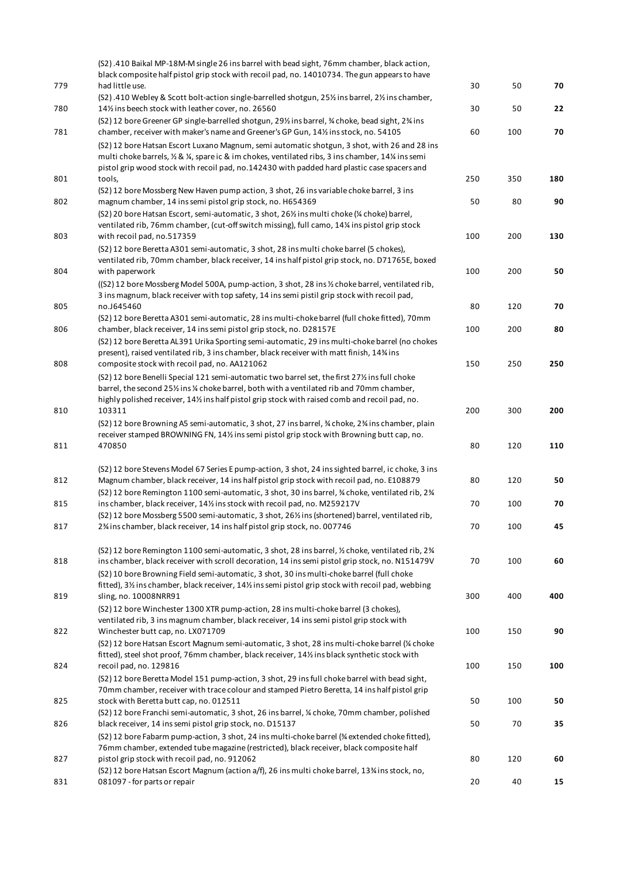| | | | | |
|---|---|---|---|---|
| 779 | (S2) .410 Baikal MP-18M-M single 26 ins barrel with bead sight, 76mm chamber, black action, black composite half pistol grip stock with recoil pad, no. 14010734. The gun appears to have had little use. | 30 | 50 | **70** |
| 780 | (S2) .410 Webley & Scott bolt-action single-barrelled shotgun, 25½ ins barrel, 2½ ins chamber, 14½ ins beech stock with leather cover, no. 26560 | 30 | 50 | **22** |
| 781 | (S2) 12 bore Greener GP single-barrelled shotgun, 29½ ins barrel, ¾ choke, bead sight, 2¾ ins chamber, receiver with maker's name and Greener's GP Gun, 14½ ins stock, no. 54105 | 60 | 100 | **70** |
| 801 | (S2) 12 bore Hatsan Escort Luxano Magnum, semi automatic shotgun, 3 shot, with 26 and 28 ins multi choke barrels, ½ & ¼, spare ic & im chokes, ventilated ribs, 3 ins chamber, 14¼ ins semi pistol grip wood stock with recoil pad, no.142430 with padded hard plastic case spacers and tools, | 250 | 350 | **180** |
| 802 | (S2) 12 bore Mossberg New Haven pump action, 3 shot, 26 ins variable choke barrel, 3 ins magnum chamber, 14 ins semi pistol grip stock, no. H654369 | 50 | 80 | **90** |
| 803 | (S2) 20 bore Hatsan Escort, semi-automatic, 3 shot, 26½ ins multi choke (¼ choke) barrel, ventilated rib, 76mm chamber, (cut-off switch missing), full camo, 14¼ ins pistol grip stock with recoil pad, no.517359 | 100 | 200 | **130** |
| 804 | (S2) 12 bore Beretta A301 semi-automatic, 3 shot, 28 ins multi choke barrel (5 chokes), ventilated rib, 70mm chamber, black receiver, 14 ins half pistol grip stock, no. D71765E, boxed with paperwork | 100 | 200 | **50** |
| 805 | ((S2) 12 bore Mossberg Model 500A, pump-action, 3 shot, 28 ins ½ choke barrel, ventilated rib, 3 ins magnum, black receiver with top safety, 14 ins semi pistil grip stock with recoil pad, no.J645460 | 80 | 120 | **70** |
| 806 | (S2) 12 bore Beretta A301 semi-automatic, 28 ins multi-choke barrel (full choke fitted), 70mm chamber, black receiver, 14 ins semi pistol grip stock, no. D28157E | 100 | 200 | **80** |
| 808 | (S2) 12 bore Beretta AL391 Urika Sporting semi-automatic, 29 ins multi-choke barrel (no chokes present), raised ventilated rib, 3 ins chamber, black receiver with matt finish, 14¾ ins composite stock with recoil pad, no. AA121062 | 150 | 250 | **250** |
| 810 | (S2) 12 bore Benelli Special 121 semi-automatic two barrel set, the first 27½ ins full choke barrel, the second 25½ ins ¼ choke barrel, both with a ventilated rib and 70mm chamber, highly polished receiver, 14½ ins half pistol grip stock with raised comb and recoil pad, no. 103311 | 200 | 300 | **200** |
| 811 | (S2) 12 bore Browning A5 semi-automatic, 3 shot, 27 ins barrel, ¾ choke, 2¾ ins chamber, plain receiver stamped BROWNING FN, 14½ ins semi pistol grip stock with Browning butt cap, no. 470850 | 80 | 120 | **110** |
| 812 | (S2) 12 bore Stevens Model 67 Series E pump-action, 3 shot, 24 ins sighted barrel, ic choke, 3 ins Magnum chamber, black receiver, 14 ins half pistol grip stock with recoil pad, no. E108879 | 80 | 120 | **50** |
| 815 | (S2) 12 bore Remington 1100 semi-automatic, 3 shot, 30 ins barrel, ¾ choke, ventilated rib, 2¾ ins chamber, black receiver, 14½ ins stock with recoil pad, no. M259217V | 70 | 100 | **70** |
| 817 | (S2) 12 bore Mossberg 5500 semi-automatic, 3 shot, 26½ ins (shortened) barrel, ventilated rib, 2¾ ins chamber, black receiver, 14 ins half pistol grip stock, no. 007746 | 70 | 100 | **45** |
| 818 | (S2) 12 bore Remington 1100 semi-automatic, 3 shot, 28 ins barrel, ½ choke, ventilated rib, 2¾ ins chamber, black receiver with scroll decoration, 14 ins semi pistol grip stock, no. N151479V | 70 | 100 | **60** |
| 819 | (S2) 10 bore Browning Field semi-automatic, 3 shot, 30 ins multi-choke barrel (full choke fitted), 3½ ins chamber, black receiver, 14½ ins semi pistol grip stock with recoil pad, webbing sling, no. 10008NRR91 | 300 | 400 | **400** |
| 822 | (S2) 12 bore Winchester 1300 XTR pump-action, 28 ins multi-choke barrel (3 chokes), ventilated rib, 3 ins magnum chamber, black receiver, 14 ins semi pistol grip stock with Winchester butt cap, no. LX071709 | 100 | 150 | **90** |
| 824 | (S2) 12 bore Hatsan Escort Magnum semi-automatic, 3 shot, 28 ins multi-choke barrel (¼ choke fitted), steel shot proof, 76mm chamber, black receiver, 14½ ins black synthetic stock with recoil pad, no. 129816 | 100 | 150 | **100** |
| 825 | (S2) 12 bore Beretta Model 151 pump-action, 3 shot, 29 ins full choke barrel with bead sight, 70mm chamber, receiver with trace colour and stamped Pietro Beretta, 14 ins half pistol grip stock with Beretta butt cap, no. 012511 | 50 | 100 | **50** |
| 826 | (S2) 12 bore Franchi semi-automatic, 3 shot, 26 ins barrel, ¼ choke, 70mm chamber, polished black receiver, 14 ins semi pistol grip stock, no. D15137 | 50 | 70 | **35** |
| 827 | (S2) 12 bore Fabarm pump-action, 3 shot, 24 ins multi-choke barrel (¾ extended choke fitted), 76mm chamber, extended tube magazine (restricted), black receiver, black composite half pistol grip stock with recoil pad, no. 912062 | 80 | 120 | **60** |
| 831 | (S2) 12 bore Hatsan Escort Magnum (action a/f), 26 ins multi choke barrel, 13¾ ins stock, no, 081097 - for parts or repair | 20 | 40 | **15** |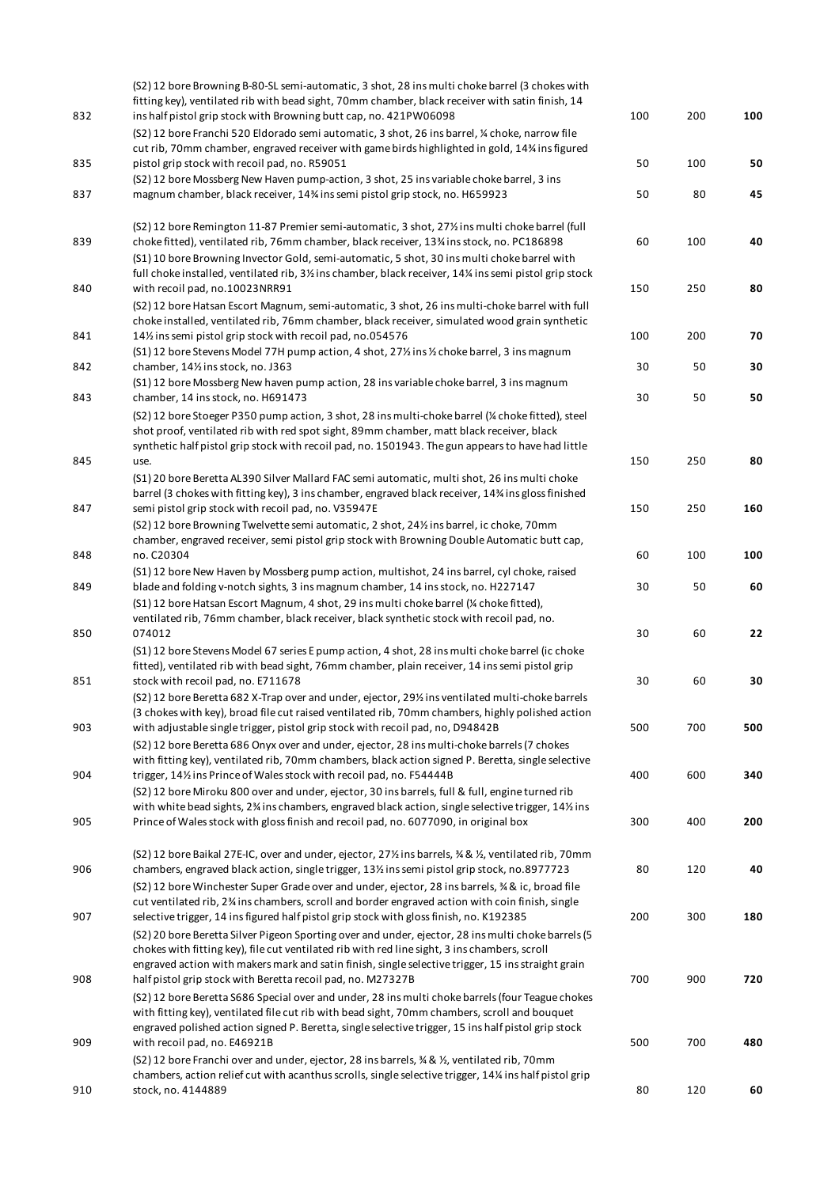| | | | | |
|---|---|---|---|---|
| 832 | (S2) 12 bore Browning B-80-SL semi-automatic, 3 shot, 28 ins multi choke barrel (3 chokes with fitting key), ventilated rib with bead sight, 70mm chamber, black receiver with satin finish, 14 ins half pistol grip stock with Browning butt cap, no. 421PW06098 | 100 | 200 | **100** |
| 835 | (S2) 12 bore Franchi 520 Eldorado semi automatic, 3 shot, 26 ins barrel, ¼ choke, narrow file cut rib, 70mm chamber, engraved receiver with game birds highlighted in gold, 14¾ ins figured pistol grip stock with recoil pad, no. R59051 | 50 | 100 | **50** |
| 837 | (S2) 12 bore Mossberg New Haven pump-action, 3 shot, 25 ins variable choke barrel, 3 ins magnum chamber, black receiver, 14¾ ins semi pistol grip stock, no. H659923 | 50 | 80 | **45** |
| 839 | (S2) 12 bore Remington 11-87 Premier semi-automatic, 3 shot, 27½ ins multi choke barrel (full choke fitted), ventilated rib, 76mm chamber, black receiver, 13¾ ins stock, no. PC186898 | 60 | 100 | **40** |
| 840 | (S1) 10 bore Browning Invector Gold, semi-automatic, 5 shot, 30 ins multi choke barrel with full choke installed, ventilated rib, 3½ ins chamber, black receiver, 14¼ ins semi pistol grip stock with recoil pad, no.10023NRR91 | 150 | 250 | **80** |
| 841 | (S2) 12 bore Hatsan Escort Magnum, semi-automatic, 3 shot, 26 ins multi-choke barrel with full choke installed, ventilated rib, 76mm chamber, black receiver, simulated wood grain synthetic 14½ ins semi pistol grip stock with recoil pad, no.054576 | 100 | 200 | **70** |
| 842 | (S1) 12 bore Stevens Model 77H pump action, 4 shot, 27½ ins ½ choke barrel, 3 ins magnum chamber, 14½ ins stock, no. J363 | 30 | 50 | **30** |
| 843 | (S1) 12 bore Mossberg New haven pump action, 28 ins variable choke barrel, 3 ins magnum chamber, 14 ins stock, no. H691473 | 30 | 50 | **50** |
| 845 | (S2) 12 bore Stoeger P350 pump action, 3 shot, 28 ins multi-choke barrel (¼ choke fitted), steel shot proof, ventilated rib with red spot sight, 89mm chamber, matt black receiver, black synthetic half pistol grip stock with recoil pad, no. 1501943. The gun appears to have had little use. | 150 | 250 | **80** |
| 847 | (S1) 20 bore Beretta AL390 Silver Mallard FAC semi automatic, multi shot, 26 ins multi choke barrel (3 chokes with fitting key), 3 ins chamber, engraved black receiver, 14¾ ins gloss finished semi pistol grip stock with recoil pad, no. V35947E | 150 | 250 | **160** |
| 848 | (S2) 12 bore Browning Twelvette semi automatic, 2 shot, 24½ ins barrel, ic choke, 70mm chamber, engraved receiver, semi pistol grip stock with Browning Double Automatic butt cap, no. C20304 | 60 | 100 | **100** |
| 849 | (S1) 12 bore New Haven by Mossberg pump action, multishot, 24 ins barrel, cyl choke, raised blade and folding v-notch sights, 3 ins magnum chamber, 14 ins stock, no. H227147 | 30 | 50 | **60** |
| 850 | (S1) 12 bore Hatsan Escort Magnum, 4 shot, 29 ins multi choke barrel (¼ choke fitted), ventilated rib, 76mm chamber, black receiver, black synthetic stock with recoil pad, no. 074012 | 30 | 60 | **22** |
| 851 | (S1) 12 bore Stevens Model 67 series E pump action, 4 shot, 28 ins multi choke barrel (ic choke fitted), ventilated rib with bead sight, 76mm chamber, plain receiver, 14 ins semi pistol grip stock with recoil pad, no. E711678 | 30 | 60 | **30** |
| 903 | (S2) 12 bore Beretta 682 X-Trap over and under, ejector, 29½ ins ventilated multi-choke barrels (3 chokes with key), broad file cut raised ventilated rib, 70mm chambers, highly polished action with adjustable single trigger, pistol grip stock with recoil pad, no, D94842B | 500 | 700 | **500** |
| 904 | (S2) 12 bore Beretta 686 Onyx over and under, ejector, 28 ins multi-choke barrels (7 chokes with fitting key), ventilated rib, 70mm chambers, black action signed P. Beretta, single selective trigger, 14½ ins Prince of Wales stock with recoil pad, no. F54444B | 400 | 600 | **340** |
| 905 | (S2) 12 bore Miroku 800 over and under, ejector, 30 ins barrels, full & full, engine turned rib with white bead sights, 2¾ ins chambers, engraved black action, single selective trigger, 14½ ins Prince of Wales stock with gloss finish and recoil pad, no. 6077090, in original box | 300 | 400 | **200** |
| 906 | (S2) 12 bore Baikal 27E-IC, over and under, ejector, 27½ ins barrels, ¾ & ½, ventilated rib, 70mm chambers, engraved black action, single trigger, 13½ ins semi pistol grip stock, no.8977723 | 80 | 120 | **40** |
| 907 | (S2) 12 bore Winchester Super Grade over and under, ejector, 28 ins barrels, ¾ & ic, broad file cut ventilated rib, 2¾ ins chambers, scroll and border engraved action with coin finish, single selective trigger, 14 ins figured half pistol grip stock with gloss finish, no. K192385 | 200 | 300 | **180** |
| 908 | (S2) 20 bore Beretta Silver Pigeon Sporting over and under, ejector, 28 ins multi choke barrels (5 chokes with fitting key), file cut ventilated rib with red line sight, 3 ins chambers, scroll engraved action with makers mark and satin finish, single selective trigger, 15 ins straight grain half pistol grip stock with Beretta recoil pad, no. M27327B | 700 | 900 | **720** |
| 909 | (S2) 12 bore Beretta S686 Special over and under, 28 ins multi choke barrels (four Teague chokes with fitting key), ventilated file cut rib with bead sight, 70mm chambers, scroll and bouquet engraved polished action signed P. Beretta, single selective trigger, 15 ins half pistol grip stock with recoil pad, no. E46921B | 500 | 700 | **480** |
| 910 | (S2) 12 bore Franchi over and under, ejector, 28 ins barrels, ¾ & ½, ventilated rib, 70mm chambers, action relief cut with acanthus scrolls, single selective trigger, 14¼ ins half pistol grip stock, no. 4144889 | 80 | 120 | **60** |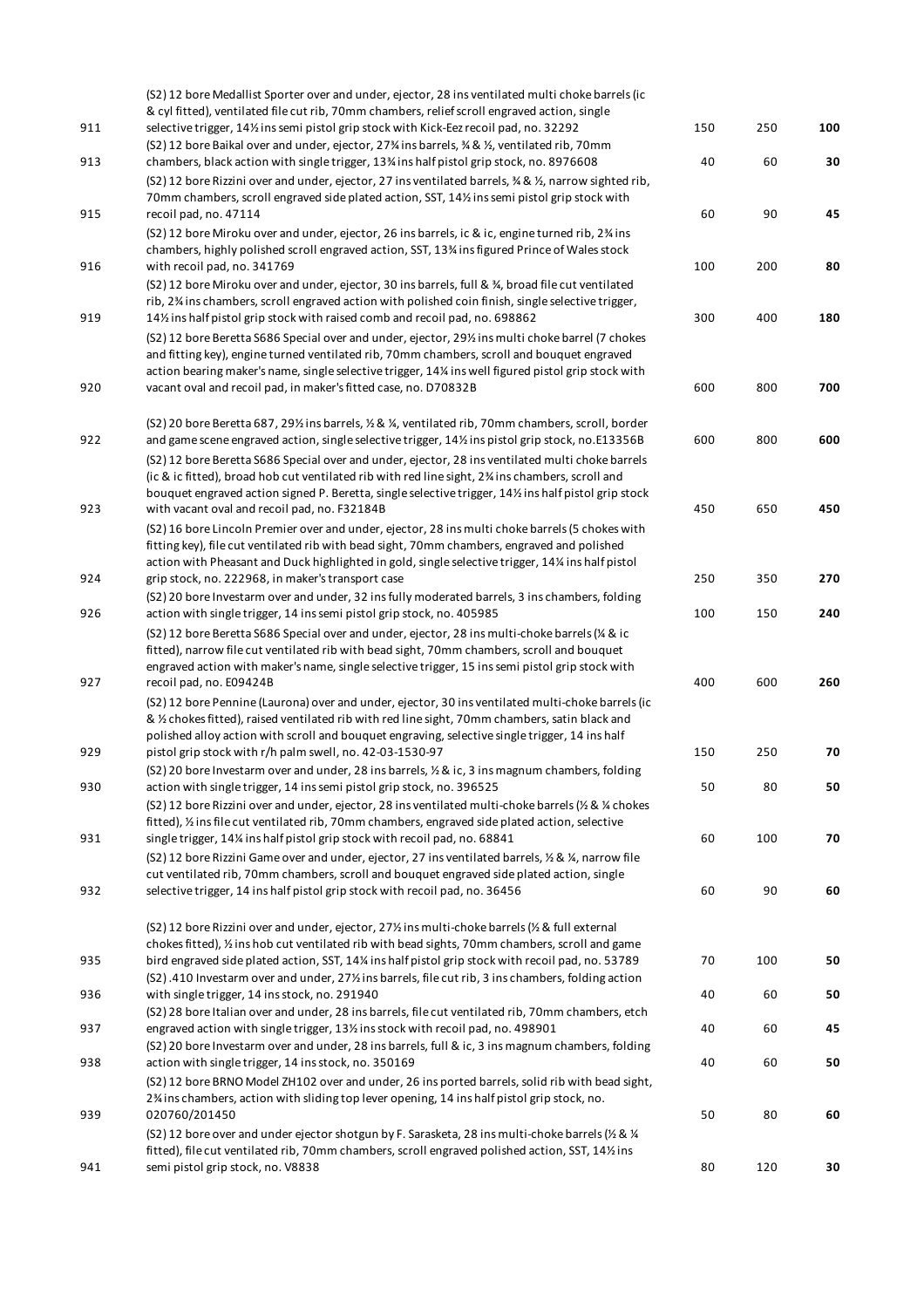| Lot | Description | Low | High | Price |
|---|---|---|---|---|
| 911 | (S2) 12 bore Medallist Sporter over and under, ejector, 28 ins ventilated multi choke barrels (ic & cyl fitted), ventilated file cut rib, 70mm chambers, relief scroll engraved action, single selective trigger, 14½ ins semi pistol grip stock with Kick-Eez recoil pad, no. 32292 | 150 | 250 | **100** |
| 913 | (S2) 12 bore Baikal over and under, ejector, 27¾ ins barrels, ¾ & ½, ventilated rib, 70mm chambers, black action with single trigger, 13¾ ins half pistol grip stock, no. 8976608 | 40 | 60 | **30** |
| 915 | (S2) 12 bore Rizzini over and under, ejector, 27 ins ventilated barrels, ¾ & ½, narrow sighted rib, 70mm chambers, scroll engraved side plated action, SST, 14½ ins semi pistol grip stock with recoil pad, no. 47114 | 60 | 90 | **45** |
| 916 | (S2) 12 bore Miroku over and under, ejector, 26 ins barrels, ic & ic, engine turned rib, 2¾ ins chambers, highly polished scroll engraved action, SST, 13¾ ins figured Prince of Wales stock with recoil pad, no. 341769 | 100 | 200 | **80** |
| 919 | (S2) 12 bore Miroku over and under, ejector, 30 ins barrels, full & ¾, broad file cut ventilated rib, 2¾ ins chambers, scroll engraved action with polished coin finish, single selective trigger, 14½ ins half pistol grip stock with raised comb and recoil pad, no. 698862 | 300 | 400 | **180** |
| 920 | (S2) 12 bore Beretta S686 Special over and under, ejector, 29½ ins multi choke barrel (7 chokes and fitting key), engine turned ventilated rib, 70mm chambers, scroll and bouquet engraved action bearing maker's name, single selective trigger, 14¼ ins well figured pistol grip stock with vacant oval and recoil pad, in maker's fitted case, no. D70832B | 600 | 800 | **700** |
| 922 | (S2) 20 bore Beretta 687, 29½ ins barrels, ½ & ¼, ventilated rib, 70mm chambers, scroll, border and game scene engraved action, single selective trigger, 14½ ins pistol grip stock, no.E13356B | 600 | 800 | **600** |
| 923 | (S2) 12 bore Beretta S686 Special over and under, ejector, 28 ins ventilated multi choke barrels (ic & ic fitted), broad hob cut ventilated rib with red line sight, 2¾ ins chambers, scroll and bouquet engraved action signed P. Beretta, single selective trigger, 14½ ins half pistol grip stock with vacant oval and recoil pad, no. F32184B | 450 | 650 | **450** |
| 924 | (S2) 16 bore Lincoln Premier over and under, ejector, 28 ins multi choke barrels (5 chokes with fitting key), file cut ventilated rib with bead sight, 70mm chambers, engraved and polished action with Pheasant and Duck highlighted in gold, single selective trigger, 14¼ ins half pistol grip stock, no. 222968, in maker's transport case | 250 | 350 | **270** |
| 926 | (S2) 20 bore Investarm over and under, 32 ins fully moderated barrels, 3 ins chambers, folding action with single trigger, 14 ins semi pistol grip stock, no. 405985 | 100 | 150 | **240** |
| 927 | (S2) 12 bore Beretta S686 Special over and under, ejector, 28 ins multi-choke barrels (¼ & ic fitted), narrow file cut ventilated rib with bead sight, 70mm chambers, scroll and bouquet engraved action with maker's name, single selective trigger, 15 ins semi pistol grip stock with recoil pad, no. E09424B | 400 | 600 | **260** |
| 929 | (S2) 12 bore Pennine (Laurona) over and under, ejector, 30 ins ventilated multi-choke barrels (ic & ½ chokes fitted), raised ventilated rib with red line sight, 70mm chambers, satin black and polished alloy action with scroll and bouquet engraving, selective single trigger, 14 ins half pistol grip stock with r/h palm swell, no. 42-03-1530-97 | 150 | 250 | **70** |
| 930 | (S2) 20 bore Investarm over and under, 28 ins barrels, ½ & ic, 3 ins magnum chambers, folding action with single trigger, 14 ins semi pistol grip stock, no. 396525 | 50 | 80 | **50** |
| 931 | (S2) 12 bore Rizzini over and under, ejector, 28 ins ventilated multi-choke barrels (½ & ¼ chokes fitted), ½ ins file cut ventilated rib, 70mm chambers, engraved side plated action, selective single trigger, 14¼ ins half pistol grip stock with recoil pad, no. 68841 | 60 | 100 | **70** |
| 932 | (S2) 12 bore Rizzini Game over and under, ejector, 27 ins ventilated barrels, ½ & ¼, narrow file cut ventilated rib, 70mm chambers, scroll and bouquet engraved side plated action, single selective trigger, 14 ins half pistol grip stock with recoil pad, no. 36456 | 60 | 90 | **60** |
| 935 | (S2) 12 bore Rizzini over and under, ejector, 27½ ins multi-choke barrels (½ & full external chokes fitted), ½ ins hob cut ventilated rib with bead sights, 70mm chambers, scroll and game bird engraved side plated action, SST, 14¼ ins half pistol grip stock with recoil pad, no. 53789 | 70 | 100 | **50** |
| 936 | (S2) .410 Investarm over and under, 27½ ins barrels, file cut rib, 3 ins chambers, folding action with single trigger, 14 ins stock, no. 291940 | 40 | 60 | **50** |
| 937 | (S2) 28 bore Italian over and under, 28 ins barrels, file cut ventilated rib, 70mm chambers, etch engraved action with single trigger, 13½ ins stock with recoil pad, no. 498901 | 40 | 60 | **45** |
| 938 | (S2) 20 bore Investarm over and under, 28 ins barrels, full & ic, 3 ins magnum chambers, folding action with single trigger, 14 ins stock, no. 350169 | 40 | 60 | **50** |
| 939 | (S2) 12 bore BRNO Model ZH102 over and under, 26 ins ported barrels, solid rib with bead sight, 2¾ ins chambers, action with sliding top lever opening, 14 ins half pistol grip stock, no. 020760/201450 | 50 | 80 | **60** |
| 941 | (S2) 12 bore over and under ejector shotgun by F. Sarasketa, 28 ins multi-choke barrels (½ & ¼ fitted), file cut ventilated rib, 70mm chambers, scroll engraved polished action, SST, 14½ ins semi pistol grip stock, no. V8838 | 80 | 120 | **30** |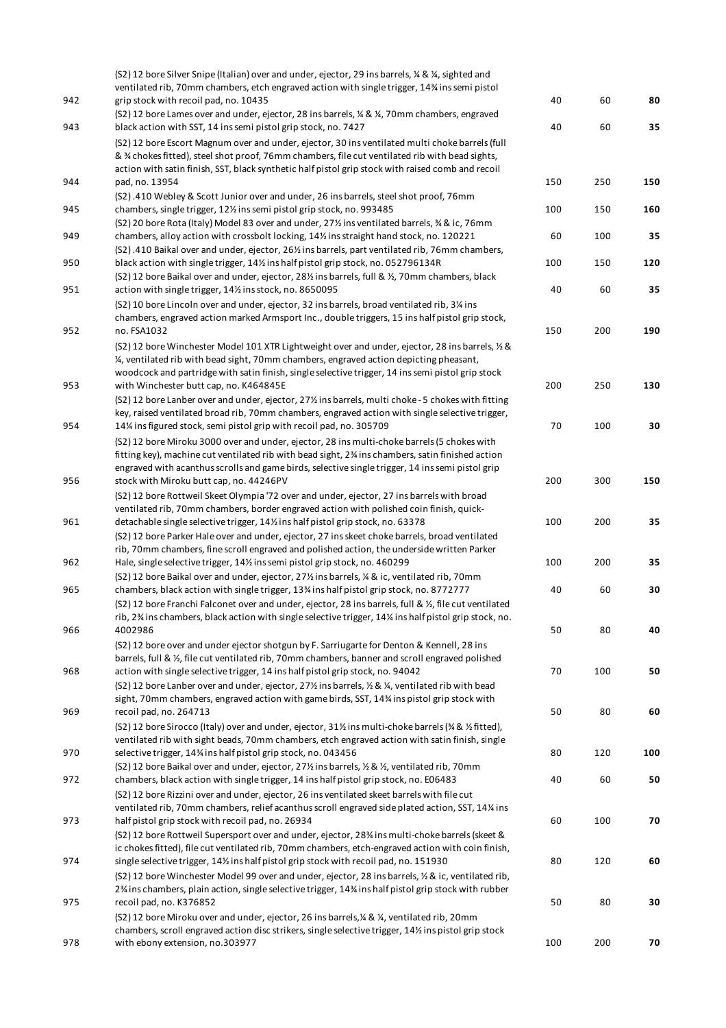| | | | | |
|---|---|---|---|---|
| 942 | (S2) 12 bore Silver Snipe (Italian) over and under, ejector, 29 ins barrels, ¼ & ¼, sighted and ventilated rib, 70mm chambers, etch engraved action with single trigger, 14¾ ins semi pistol grip stock with recoil pad, no. 10435 | 40 | 60 | **80** |
| 943 | (S2) 12 bore Lames over and under, ejector, 28 ins barrels, ¼ & ¼, 70mm chambers, engraved black action with SST, 14 ins semi pistol grip stock, no. 7427 | 40 | 60 | **35** |
| 944 | (S2) 12 bore Escort Magnum over and under, ejector, 30 ins ventilated multi choke barrels (full & ¾ chokes fitted), steel shot proof, 76mm chambers, file cut ventilated rib with bead sights, action with satin finish, SST, black synthetic half pistol grip stock with raised comb and recoil pad, no. 13954 | 150 | 250 | **150** |
| 945 | (S2) .410 Webley & Scott Junior over and under, 26 ins barrels, steel shot proof, 76mm chambers, single trigger, 12½ ins semi pistol grip stock, no. 993485 | 100 | 150 | **160** |
| 949 | (S2) 20 bore Rota (Italy) Model 83 over and under, 27½ ins ventilated barrels, ¾ & ic, 76mm chambers, alloy action with crossbolt locking, 14½ ins straight hand stock, no. 120221 | 60 | 100 | **35** |
| 950 | (S2) .410 Baikal over and under, ejector, 26½ ins barrels, part ventilated rib, 76mm chambers, black action with single trigger, 14½ ins half pistol grip stock, no. 052796134R | 100 | 150 | **120** |
| 951 | (S2) 12 bore Baikal over and under, ejector, 28½ ins barrels, full & ½, 70mm chambers, black action with single trigger, 14½ ins stock, no. 8650095 | 40 | 60 | **35** |
| 952 | (S2) 10 bore Lincoln over and under, ejector, 32 ins barrels, broad ventilated rib, 3¼ ins chambers, engraved action marked Armsport Inc., double triggers, 15 ins half pistol grip stock, no. FSA1032 | 150 | 200 | **190** |
| 953 | (S2) 12 bore Winchester Model 101 XTR Lightweight over and under, ejector, 28 ins barrels, ½ & ¼, ventilated rib with bead sight, 70mm chambers, engraved action depicting pheasant, woodcock and partridge with satin finish, single selective trigger, 14 ins semi pistol grip stock with Winchester butt cap, no. K464845E | 200 | 250 | **130** |
| 954 | (S2) 12 bore Lanber over and under, ejector, 27½ ins barrels, multi choke - 5 chokes with fitting key, raised ventilated broad rib, 70mm chambers, engraved action with single selective trigger, 14¼ ins figured stock, semi pistol grip with recoil pad, no. 305709 | 70 | 100 | **30** |
| 956 | (S2) 12 bore Miroku 3000 over and under, ejector, 28 ins multi-choke barrels (5 chokes with fitting key), machine cut ventilated rib with bead sight, 2¾ ins chambers, satin finished action engraved with acanthus scrolls and game birds, selective single trigger, 14 ins semi pistol grip stock with Miroku butt cap, no. 44246PV | 200 | 300 | **150** |
| 961 | (S2) 12 bore Rottweil Skeet Olympia '72 over and under, ejector, 27 ins barrels with broad ventilated rib, 70mm chambers, border engraved action with polished coin finish, quick-detachable single selective trigger, 14½ ins half pistol grip stock, no. 63378 | 100 | 200 | **35** |
| 962 | (S2) 12 bore Parker Hale over and under, ejector, 27 ins skeet choke barrels, broad ventilated rib, 70mm chambers, fine scroll engraved and polished action, the underside written Parker Hale, single selective trigger, 14½ ins semi pistol grip stock, no. 460299 | 100 | 200 | **35** |
| 965 | (S2) 12 bore Baikal over and under, ejector, 27½ ins barrels, ¼ & ic, ventilated rib, 70mm chambers, black action with single trigger, 13¾ ins half pistol grip stock, no. 8772777 | 40 | 60 | **30** |
| 966 | (S2) 12 bore Franchi Falconet over and under, ejector, 28 ins barrels, full & ½, file cut ventilated rib, 2¾ ins chambers, black action with single selective trigger, 14¼ ins half pistol grip stock, no. 4002986 | 50 | 80 | **40** |
| 968 | (S2) 12 bore over and under ejector shotgun by F. Sarriugarte for Denton & Kennell, 28 ins barrels, full & ½, file cut ventilated rib, 70mm chambers, banner and scroll engraved polished action with single selective trigger, 14 ins half pistol grip stock, no. 94042 | 70 | 100 | **50** |
| 969 | (S2) 12 bore Lanber over and under, ejector, 27½ ins barrels, ½ & ¼, ventilated rib with bead sight, 70mm chambers, engraved action with game birds, SST, 14¾ ins pistol grip stock with recoil pad, no. 264713 | 50 | 80 | **60** |
| 970 | (S2) 12 bore Sirocco (Italy) over and under, ejector, 31½ ins multi-choke barrels (¾ & ½ fitted), ventilated rib with sight beads, 70mm chambers, etch engraved action with satin finish, single selective trigger, 14¾ ins half pistol grip stock, no. 043456 | 80 | 120 | **100** |
| 972 | (S2) 12 bore Baikal over and under, ejector, 27½ ins barrels, ½ & ½, ventilated rib, 70mm chambers, black action with single trigger, 14 ins half pistol grip stock, no. E06483 | 40 | 60 | **50** |
| 973 | (S2) 12 bore Rizzini over and under, ejector, 26 ins ventilated skeet barrels with file cut ventilated rib, 70mm chambers, relief acanthus scroll engraved side plated action, SST, 14¼ ins half pistol grip stock with recoil pad, no. 26934 | 60 | 100 | **70** |
| 974 | (S2) 12 bore Rottweil Supersport over and under, ejector, 28¾ ins multi-choke barrels (skeet & ic chokes fitted), file cut ventilated rib, 70mm chambers, etch-engraved action with coin finish, single selective trigger, 14½ ins half pistol grip stock with recoil pad, no. 151930 | 80 | 120 | **60** |
| 975 | (S2) 12 bore Winchester Model 99 over and under, ejector, 28 ins barrels, ½ & ic, ventilated rib, 2¾ ins chambers, plain action, single selective trigger, 14¾ ins half pistol grip stock with rubber recoil pad, no. K376852 | 50 | 80 | **30** |
| 978 | (S2) 12 bore Miroku over and under, ejector, 26 ins barrels,¼ & ¼, ventilated rib, 20mm chambers, scroll engraved action disc strikers, single selective trigger, 14½ ins pistol grip stock with ebony extension, no.303977 | 100 | 200 | **70** |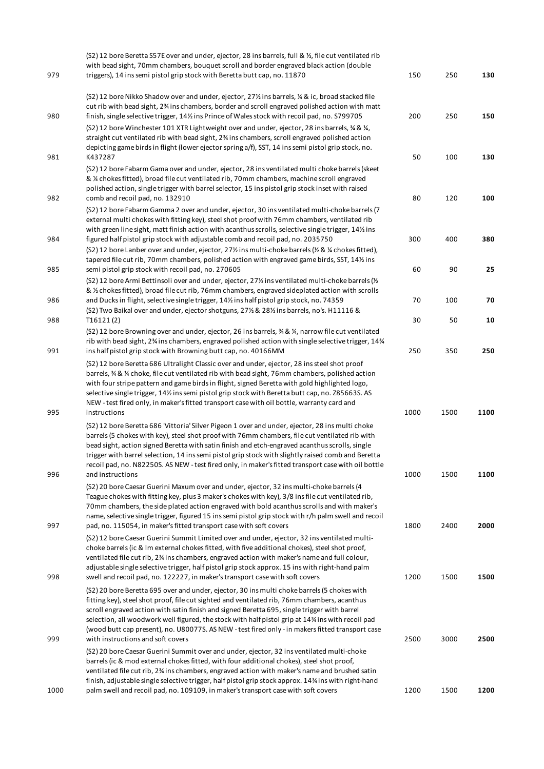| | | | | |
|---|---|---|---|---|
| 979 | (S2) 12 bore Beretta S57E over and under, ejector, 28 ins barrels, full & ½, file cut ventilated rib with bead sight, 70mm chambers, bouquet scroll and border engraved black action (double triggers), 14 ins semi pistol grip stock with Beretta butt cap, no. 11870 | 150 | 250 | **130** |
| 980 | (S2) 12 bore Nikko Shadow over and under, ejector, 27½ ins barrels, ¼ & ic, broad stacked file cut rib with bead sight, 2¾ ins chambers, border and scroll engraved polished action with matt finish, single selective trigger, 14½ ins Prince of Wales stock with recoil pad, no. S799705 | 200 | 250 | **150** |
| 981 | (S2) 12 bore Winchester 101 XTR Lightweight over and under, ejector, 28 ins barrels, ¾ & ¼, straight cut ventilated rib with bead sight, 2¾ ins chambers, scroll engraved polished action depicting game birds in flight (lower ejector spring a/f), SST, 14 ins semi pistol grip stock, no. K437287 | 50 | 100 | **130** |
| 982 | (S2) 12 bore Fabarm Gama over and under, ejector, 28 ins ventilated multi choke barrels (skeet & ¼ chokes fitted), broad file cut ventilated rib, 70mm chambers, machine scroll engraved polished action, single trigger with barrel selector, 15 ins pistol grip stock inset with raised comb and recoil pad, no. 132910 | 80 | 120 | **100** |
| 984 | (S2) 12 bore Fabarm Gamma 2 over and under, ejector, 30 ins ventilated multi-choke barrels (7 external multi chokes with fitting key), steel shot proof with 76mm chambers, ventilated rib with green line sight, matt finish action with acanthus scrolls, selective single trigger, 14½ ins figured half pistol grip stock with adjustable comb and recoil pad, no. 2035750 | 300 | 400 | **380** |
| 985 | (S2) 12 bore Lanber over and under, ejector, 27½ ins multi-choke barrels (½ & ¼ chokes fitted), tapered file cut rib, 70mm chambers, polished action with engraved game birds, SST, 14½ ins semi pistol grip stock with recoil pad, no. 270605 | 60 | 90 | **25** |
| 986 | (S2) 12 bore Armi Bettinsoli over and under, ejector, 27½ ins ventilated multi-choke barrels (½ & ½ chokes fitted), broad file cut rib, 76mm chambers, engraved sideplated action with scrolls and Ducks in flight, selective single trigger, 14½ ins half pistol grip stock, no. 74359 | 70 | 100 | **70** |
| 988 | (S2) Two Baikal over and under, ejector shotguns, 27½ & 28½ ins barrels, no's. H11116 & T16121 (2) | 30 | 50 | **10** |
| 991 | (S2) 12 bore Browning over and under, ejector, 26 ins barrels, ¾ & ¼, narrow file cut ventilated rib with bead sight, 2¾ ins chambers, engraved polished action with single selective trigger, 14¾ ins half pistol grip stock with Browning butt cap, no. 40166MM | 250 | 350 | **250** |
| 995 | (S2) 12 bore Beretta 686 Ultralight Classic over and under, ejector, 28 ins steel shot proof barrels, ¾ & ¼ choke, file cut ventilated rib with bead sight, 76mm chambers, polished action with four stripe pattern and game birds in flight, signed Beretta with gold highlighted logo, selective single trigger, 14½ ins semi pistol grip stock with Beretta butt cap, no. Z85663S. AS NEW - test fired only, in maker's fitted transport case with oil bottle, warranty card and instructions | 1000 | 1500 | **1100** |
| 996 | (S2) 12 bore Beretta 686 'Vittoria' Silver Pigeon 1 over and under, ejector, 28 ins multi choke barrels (5 chokes with key), steel shot proof with 76mm chambers, file cut ventilated rib with bead sight, action signed Beretta with satin finish and etch-engraved acanthus scrolls, single trigger with barrel selection, 14 ins semi pistol grip stock with slightly raised comb and Beretta recoil pad, no. N82250S. AS NEW - test fired only, in maker's fitted transport case with oil bottle and instructions | 1000 | 1500 | **1100** |
| 997 | (S2) 20 bore Caesar Guerini Maxum over and under, ejector, 32 ins multi-choke barrels (4 Teague chokes with fitting key, plus 3 maker's chokes with key), 3/8 ins file cut ventilated rib, 70mm chambers, the side plated action engraved with bold acanthus scrolls and with maker's name, selective single trigger, figured 15 ins semi pistol grip stock with r/h palm swell and recoil pad, no. 115054, in maker's fitted transport case with soft covers | 1800 | 2400 | **2000** |
| 998 | (S2) 12 bore Caesar Guerini Summit Limited over and under, ejector, 32 ins ventilated multi-choke barrels (ic & lm external chokes fitted, with five additional chokes), steel shot proof, ventilated file cut rib, 2¾ ins chambers, engraved action with maker's name and full colour, adjustable single selective trigger, half pistol grip stock approx. 15 ins with right-hand palm swell and recoil pad, no. 122227, in maker's transport case with soft covers | 1200 | 1500 | **1500** |
| 999 | (S2) 20 bore Beretta 695 over and under, ejector, 30 ins multi choke barrels (5 chokes with fitting key), steel shot proof, file cut sighted and ventilated rib, 76mm chambers, acanthus scroll engraved action with satin finish and signed Beretta 695, single trigger with barrel selection, all woodwork well figured, the stock with half pistol grip at 14¾ ins with recoil pad (wood butt cap present), no. U80077S. AS NEW - test fired only - in makers fitted transport case with instructions and soft covers | 2500 | 3000 | **2500** |
| 1000 | (S2) 20 bore Caesar Guerini Summit over and under, ejector, 32 ins ventilated multi-choke barrels (ic & mod external chokes fitted, with four additional chokes), steel shot proof, ventilated file cut rib, 2¾ ins chambers, engraved action with maker's name and brushed satin finish, adjustable single selective trigger, half pistol grip stock approx. 14¾ ins with right-hand palm swell and recoil pad, no. 109109, in maker's transport case with soft covers | 1200 | 1500 | **1200** |